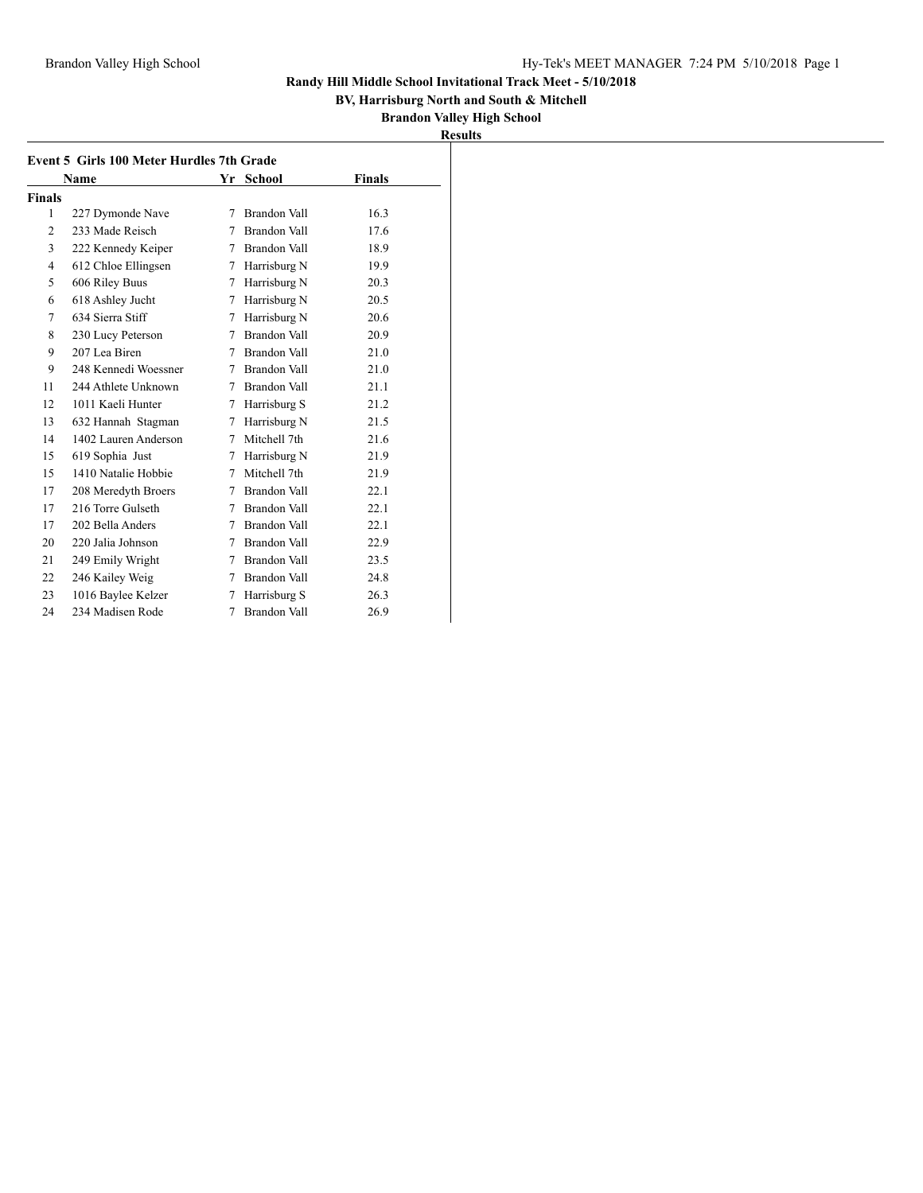# Randy Hill Middle School Invitational Track Meet - 5/10/2018

**BV, Harrisburg North and South & Mitchell**

**Brandon Valley High School**

**Results**

## Event 5 Girls 100 Meter Hurdles 7th Grade

| | Name | Yr | School | Finals |
|---|---|---|---|---|
| **Finals** | | | | |
| 1 | 227 Dymonde Nave | 7 | Brandon Vall | 16.3 |
| 2 | 233 Made Reisch | 7 | Brandon Vall | 17.6 |
| 3 | 222 Kennedy Keiper | 7 | Brandon Vall | 18.9 |
| 4 | 612 Chloe Ellingsen | 7 | Harrisburg N | 19.9 |
| 5 | 606 Riley Buus | 7 | Harrisburg N | 20.3 |
| 6 | 618 Ashley Jucht | 7 | Harrisburg N | 20.5 |
| 7 | 634 Sierra Stiff | 7 | Harrisburg N | 20.6 |
| 8 | 230 Lucy Peterson | 7 | Brandon Vall | 20.9 |
| 9 | 207 Lea Biren | 7 | Brandon Vall | 21.0 |
| 9 | 248 Kennedi Woessner | 7 | Brandon Vall | 21.0 |
| 11 | 244 Athlete Unknown | 7 | Brandon Vall | 21.1 |
| 12 | 1011 Kaeli Hunter | 7 | Harrisburg S | 21.2 |
| 13 | 632 Hannah Stagman | 7 | Harrisburg N | 21.5 |
| 14 | 1402 Lauren Anderson | 7 | Mitchell 7th | 21.6 |
| 15 | 619 Sophia Just | 7 | Harrisburg N | 21.9 |
| 15 | 1410 Natalie Hobbie | 7 | Mitchell 7th | 21.9 |
| 17 | 208 Meredyth Broers | 7 | Brandon Vall | 22.1 |
| 17 | 216 Torre Gulseth | 7 | Brandon Vall | 22.1 |
| 17 | 202 Bella Anders | 7 | Brandon Vall | 22.1 |
| 20 | 220 Jalia Johnson | 7 | Brandon Vall | 22.9 |
| 21 | 249 Emily Wright | 7 | Brandon Vall | 23.5 |
| 22 | 246 Kailey Weig | 7 | Brandon Vall | 24.8 |
| 23 | 1016 Baylee Kelzer | 7 | Harrisburg S | 26.3 |
| 24 | 234 Madisen Rode | 7 | Brandon Vall | 26.9 |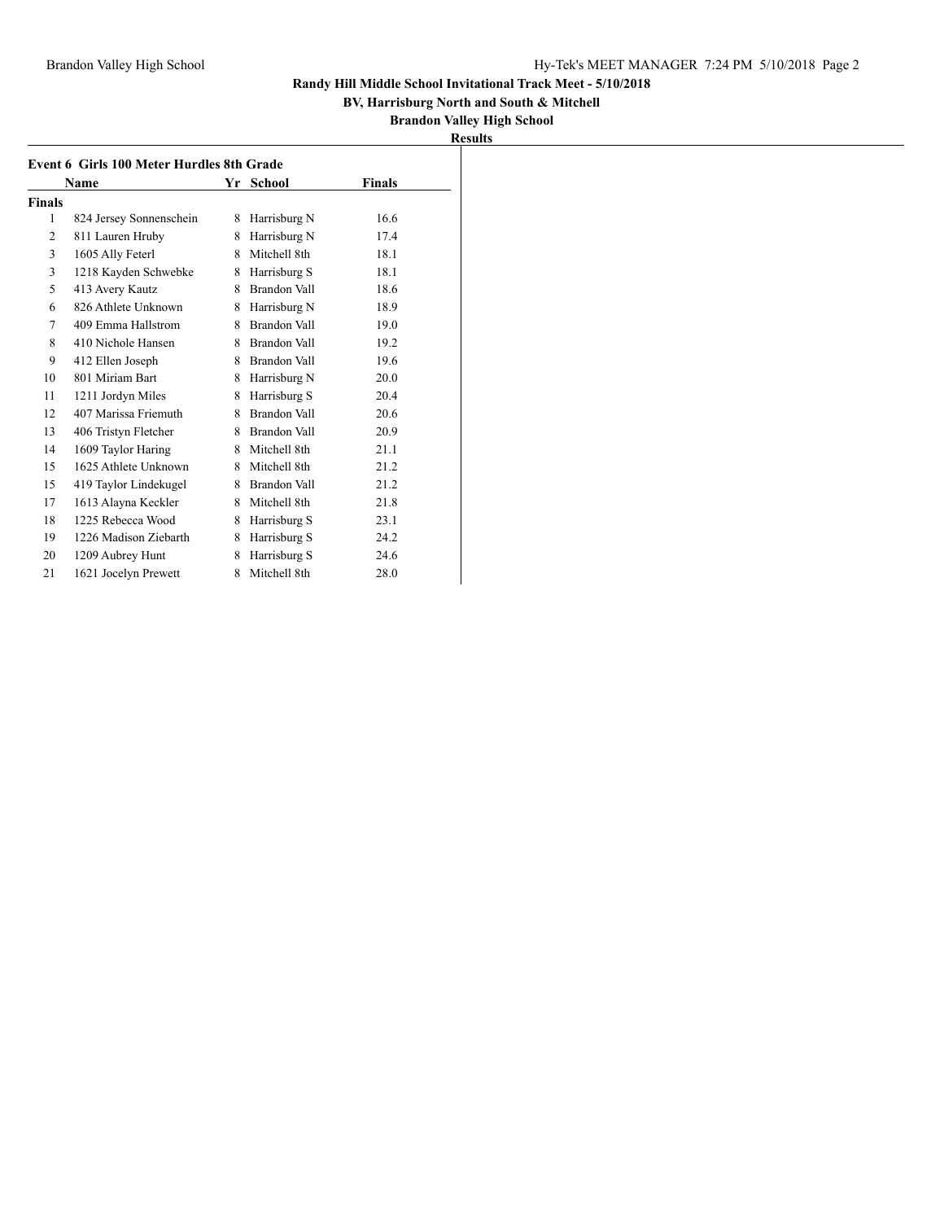**Randy Hill Middle School Invitational Track Meet - 5/10/2018**

**BV, Harrisburg North and South & Mitchell**

**Brandon Valley High School**

**Results**

### Event 6 Girls 100 Meter Hurdles 8th Grade

| | Name | Yr | School | Finals |
|---|---|---|---|---|
| **Finals** | | | | |
| 1 | 824 Jersey Sonnenschein | 8 | Harrisburg N | 16.6 |
| 2 | 811 Lauren Hruby | 8 | Harrisburg N | 17.4 |
| 3 | 1605 Ally Feterl | 8 | Mitchell 8th | 18.1 |
| 3 | 1218 Kayden Schwebke | 8 | Harrisburg S | 18.1 |
| 5 | 413 Avery Kautz | 8 | Brandon Vall | 18.6 |
| 6 | 826 Athlete Unknown | 8 | Harrisburg N | 18.9 |
| 7 | 409 Emma Hallstrom | 8 | Brandon Vall | 19.0 |
| 8 | 410 Nichole Hansen | 8 | Brandon Vall | 19.2 |
| 9 | 412 Ellen Joseph | 8 | Brandon Vall | 19.6 |
| 10 | 801 Miriam Bart | 8 | Harrisburg N | 20.0 |
| 11 | 1211 Jordyn Miles | 8 | Harrisburg S | 20.4 |
| 12 | 407 Marissa Friemuth | 8 | Brandon Vall | 20.6 |
| 13 | 406 Tristyn Fletcher | 8 | Brandon Vall | 20.9 |
| 14 | 1609 Taylor Haring | 8 | Mitchell 8th | 21.1 |
| 15 | 1625 Athlete Unknown | 8 | Mitchell 8th | 21.2 |
| 15 | 419 Taylor Lindekugel | 8 | Brandon Vall | 21.2 |
| 17 | 1613 Alayna Keckler | 8 | Mitchell 8th | 21.8 |
| 18 | 1225 Rebecca Wood | 8 | Harrisburg S | 23.1 |
| 19 | 1226 Madison Ziebarth | 8 | Harrisburg S | 24.2 |
| 20 | 1209 Aubrey Hunt | 8 | Harrisburg S | 24.6 |
| 21 | 1621 Jocelyn Prewett | 8 | Mitchell 8th | 28.0 |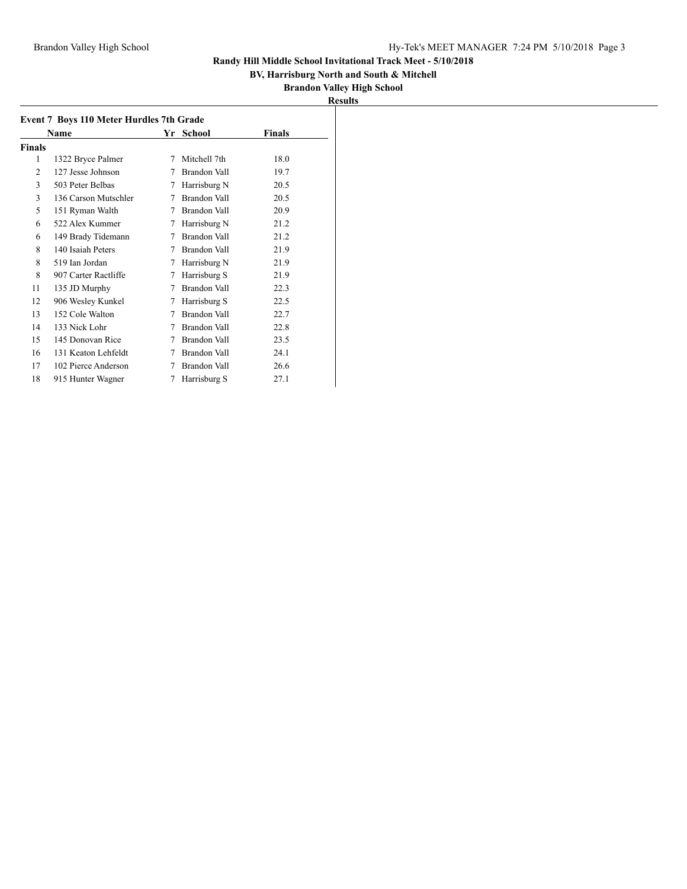**Randy Hill Middle School Invitational Track Meet - 5/10/2018**

**BV, Harrisburg North and South & Mitchell**

**Brandon Valley High School**

**Results**

### Event 7 Boys 110 Meter Hurdles 7th Grade

**Finals**

| | Name | Yr | School | Finals |
|---|---|---|---|---|
| 1 | 1322 Bryce Palmer | 7 | Mitchell 7th | 18.0 |
| 2 | 127 Jesse Johnson | 7 | Brandon Vall | 19.7 |
| 3 | 503 Peter Belbas | 7 | Harrisburg N | 20.5 |
| 3 | 136 Carson Mutschler | 7 | Brandon Vall | 20.5 |
| 5 | 151 Ryman Walth | 7 | Brandon Vall | 20.9 |
| 6 | 522 Alex Kummer | 7 | Harrisburg N | 21.2 |
| 6 | 149 Brady Tidemann | 7 | Brandon Vall | 21.2 |
| 8 | 140 Isaiah Peters | 7 | Brandon Vall | 21.9 |
| 8 | 519 Ian Jordan | 7 | Harrisburg N | 21.9 |
| 8 | 907 Carter Ractliffe | 7 | Harrisburg S | 21.9 |
| 11 | 135 JD Murphy | 7 | Brandon Vall | 22.3 |
| 12 | 906 Wesley Kunkel | 7 | Harrisburg S | 22.5 |
| 13 | 152 Cole Walton | 7 | Brandon Vall | 22.7 |
| 14 | 133 Nick Lohr | 7 | Brandon Vall | 22.8 |
| 15 | 145 Donovan Rice | 7 | Brandon Vall | 23.5 |
| 16 | 131 Keaton Lehfeldt | 7 | Brandon Vall | 24.1 |
| 17 | 102 Pierce Anderson | 7 | Brandon Vall | 26.6 |
| 18 | 915 Hunter Wagner | 7 | Harrisburg S | 27.1 |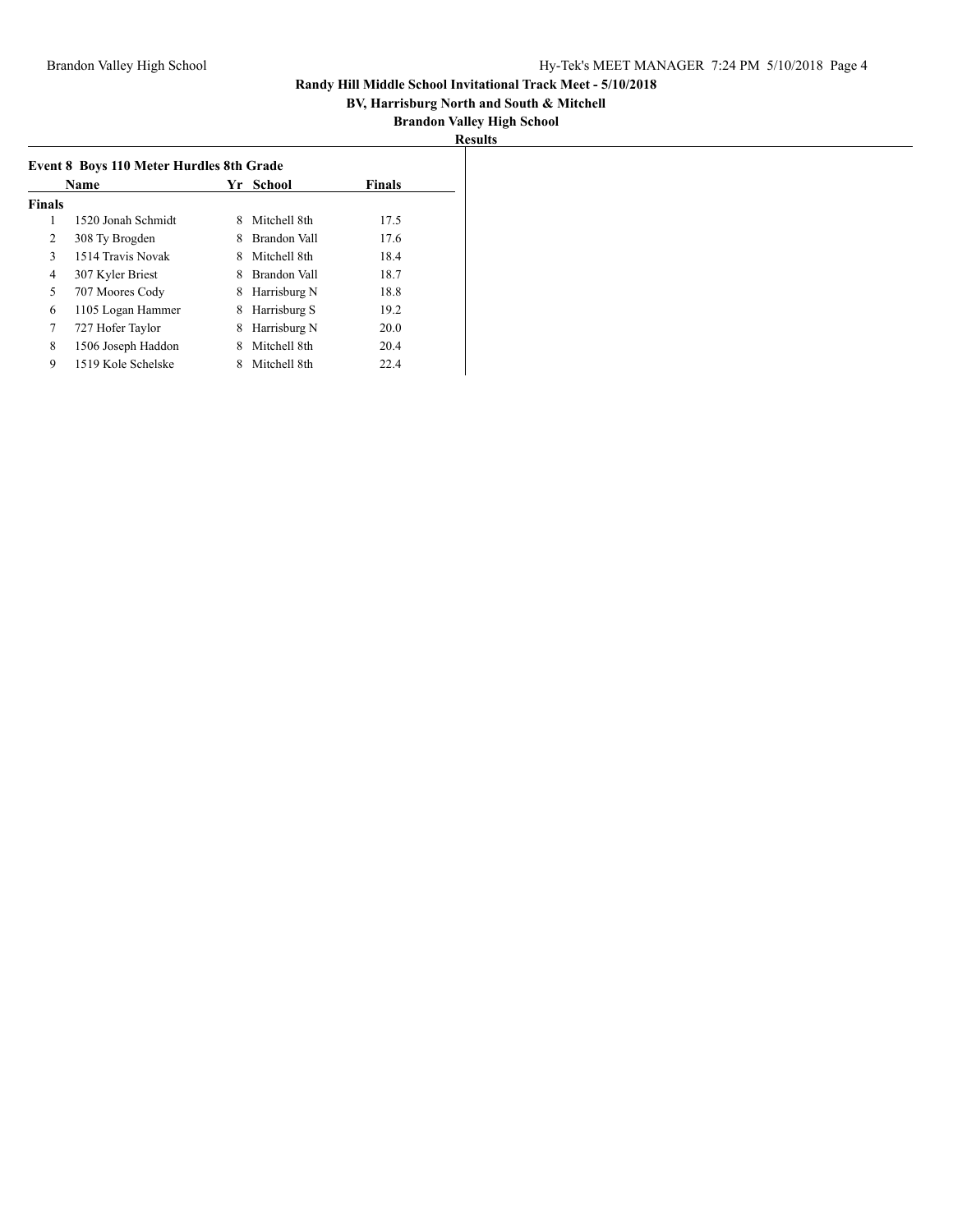**Randy Hill Middle School Invitational Track Meet - 5/10/2018**

**BV, Harrisburg North and South & Mitchell**

**Brandon Valley High School**

**Results**

### Event 8 Boys 110 Meter Hurdles 8th Grade

| | Name | Yr | School | Finals |
|---|---|---|---|---|
| **Finals** | | | | |
| 1 | 1520 Jonah Schmidt | 8 | Mitchell 8th | 17.5 |
| 2 | 308 Ty Brogden | 8 | Brandon Vall | 17.6 |
| 3 | 1514 Travis Novak | 8 | Mitchell 8th | 18.4 |
| 4 | 307 Kyler Briest | 8 | Brandon Vall | 18.7 |
| 5 | 707 Moores Cody | 8 | Harrisburg N | 18.8 |
| 6 | 1105 Logan Hammer | 8 | Harrisburg S | 19.2 |
| 7 | 727 Hofer Taylor | 8 | Harrisburg N | 20.0 |
| 8 | 1506 Joseph Haddon | 8 | Mitchell 8th | 20.4 |
| 9 | 1519 Kole Schelske | 8 | Mitchell 8th | 22.4 |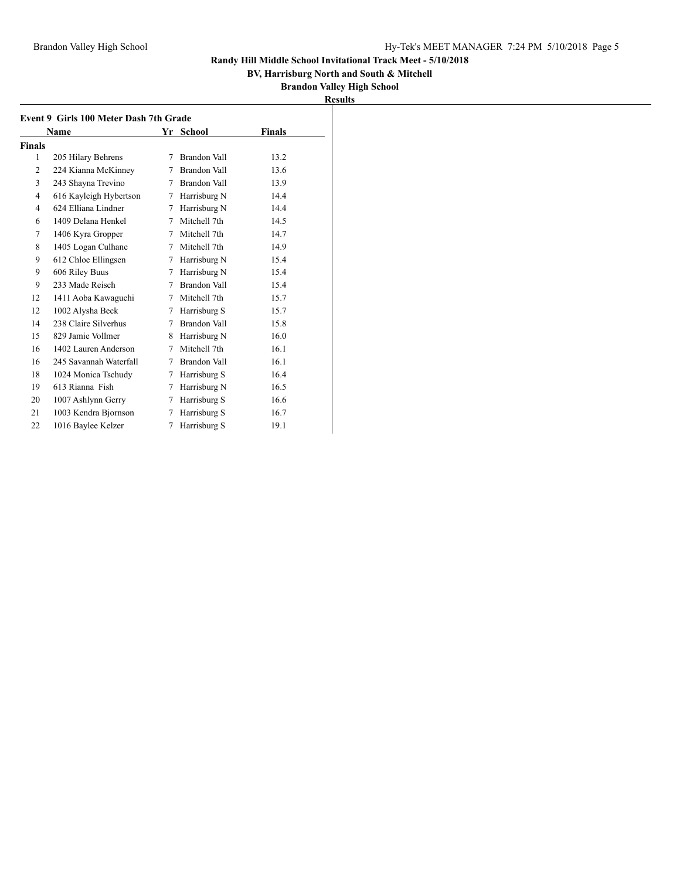**Randy Hill Middle School Invitational Track Meet - 5/10/2018**

**BV, Harrisburg North and South & Mitchell**

**Brandon Valley High School**

**Results**

**Event 9 Girls 100 Meter Dash 7th Grade**

| | Name | Yr | School | Finals |
|---|---|---|---|---|
| **Finals** | | | | |
| 1 | 205 Hilary Behrens | 7 | Brandon Vall | 13.2 |
| 2 | 224 Kianna McKinney | 7 | Brandon Vall | 13.6 |
| 3 | 243 Shayna Trevino | 7 | Brandon Vall | 13.9 |
| 4 | 616 Kayleigh Hybertson | 7 | Harrisburg N | 14.4 |
| 4 | 624 Elliana Lindner | 7 | Harrisburg N | 14.4 |
| 6 | 1409 Delana Henkel | 7 | Mitchell 7th | 14.5 |
| 7 | 1406 Kyra Gropper | 7 | Mitchell 7th | 14.7 |
| 8 | 1405 Logan Culhane | 7 | Mitchell 7th | 14.9 |
| 9 | 612 Chloe Ellingsen | 7 | Harrisburg N | 15.4 |
| 9 | 606 Riley Buus | 7 | Harrisburg N | 15.4 |
| 9 | 233 Made Reisch | 7 | Brandon Vall | 15.4 |
| 12 | 1411 Aoba Kawaguchi | 7 | Mitchell 7th | 15.7 |
| 12 | 1002 Alysha Beck | 7 | Harrisburg S | 15.7 |
| 14 | 238 Claire Silverhus | 7 | Brandon Vall | 15.8 |
| 15 | 829 Jamie Vollmer | 8 | Harrisburg N | 16.0 |
| 16 | 1402 Lauren Anderson | 7 | Mitchell 7th | 16.1 |
| 16 | 245 Savannah Waterfall | 7 | Brandon Vall | 16.1 |
| 18 | 1024 Monica Tschudy | 7 | Harrisburg S | 16.4 |
| 19 | 613 Rianna Fish | 7 | Harrisburg N | 16.5 |
| 20 | 1007 Ashlynn Gerry | 7 | Harrisburg S | 16.6 |
| 21 | 1003 Kendra Bjornson | 7 | Harrisburg S | 16.7 |
| 22 | 1016 Baylee Kelzer | 7 | Harrisburg S | 19.1 |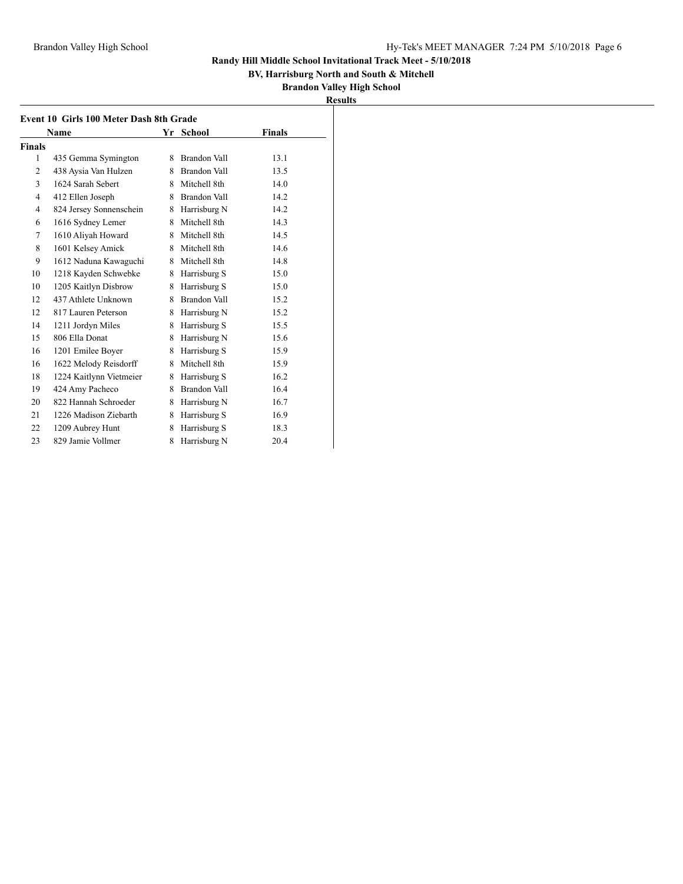**Randy Hill Middle School Invitational Track Meet - 5/10/2018**

**BV, Harrisburg North and South & Mitchell**

**Brandon Valley High School**

**Results**

### Event 10 Girls 100 Meter Dash 8th Grade

| | Name | Yr | School | Finals |
|---|---|---|---|---|
| **Finals** | | | | |
| 1 | 435 Gemma Symington | 8 | Brandon Vall | 13.1 |
| 2 | 438 Aysia Van Hulzen | 8 | Brandon Vall | 13.5 |
| 3 | 1624 Sarah Sebert | 8 | Mitchell 8th | 14.0 |
| 4 | 412 Ellen Joseph | 8 | Brandon Vall | 14.2 |
| 4 | 824 Jersey Sonnenschein | 8 | Harrisburg N | 14.2 |
| 6 | 1616 Sydney Lemer | 8 | Mitchell 8th | 14.3 |
| 7 | 1610 Aliyah Howard | 8 | Mitchell 8th | 14.5 |
| 8 | 1601 Kelsey Amick | 8 | Mitchell 8th | 14.6 |
| 9 | 1612 Naduna Kawaguchi | 8 | Mitchell 8th | 14.8 |
| 10 | 1218 Kayden Schwebke | 8 | Harrisburg S | 15.0 |
| 10 | 1205 Kaitlyn Disbrow | 8 | Harrisburg S | 15.0 |
| 12 | 437 Athlete Unknown | 8 | Brandon Vall | 15.2 |
| 12 | 817 Lauren Peterson | 8 | Harrisburg N | 15.2 |
| 14 | 1211 Jordyn Miles | 8 | Harrisburg S | 15.5 |
| 15 | 806 Ella Donat | 8 | Harrisburg N | 15.6 |
| 16 | 1201 Emilee Boyer | 8 | Harrisburg S | 15.9 |
| 16 | 1622 Melody Reisdorff | 8 | Mitchell 8th | 15.9 |
| 18 | 1224 Kaitlynn Vietmeier | 8 | Harrisburg S | 16.2 |
| 19 | 424 Amy Pacheco | 8 | Brandon Vall | 16.4 |
| 20 | 822 Hannah Schroeder | 8 | Harrisburg N | 16.7 |
| 21 | 1226 Madison Ziebarth | 8 | Harrisburg S | 16.9 |
| 22 | 1209 Aubrey Hunt | 8 | Harrisburg S | 18.3 |
| 23 | 829 Jamie Vollmer | 8 | Harrisburg N | 20.4 |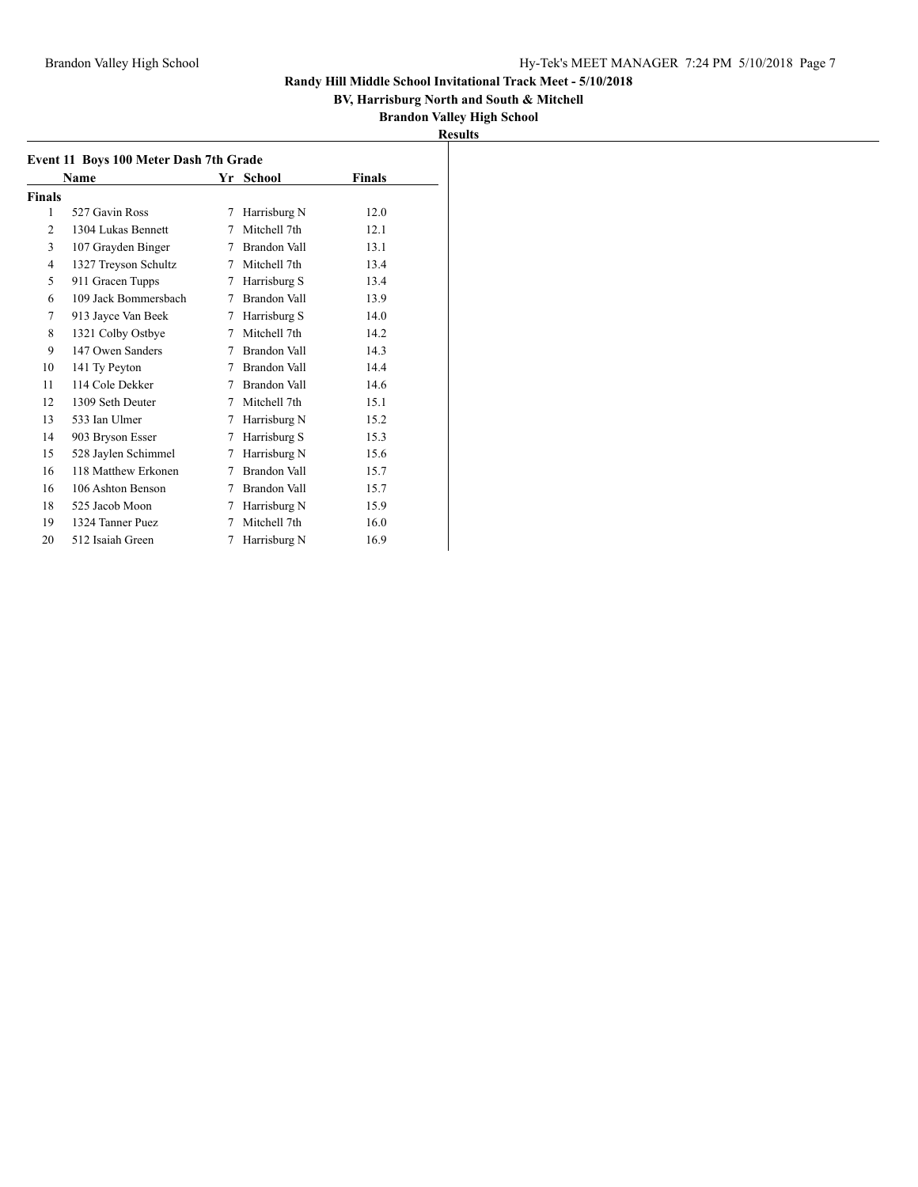**Randy Hill Middle School Invitational Track Meet - 5/10/2018**

**BV, Harrisburg North and South & Mitchell**

**Brandon Valley High School**

**Results**

### Event 11 Boys 100 Meter Dash 7th Grade

| | Name | Yr | School | Finals |
|---|---|---|---|---|
| **Finals** | | | | |
| 1 | 527 Gavin Ross | 7 | Harrisburg N | 12.0 |
| 2 | 1304 Lukas Bennett | 7 | Mitchell 7th | 12.1 |
| 3 | 107 Grayden Binger | 7 | Brandon Vall | 13.1 |
| 4 | 1327 Treyson Schultz | 7 | Mitchell 7th | 13.4 |
| 5 | 911 Gracen Tupps | 7 | Harrisburg S | 13.4 |
| 6 | 109 Jack Bommersbach | 7 | Brandon Vall | 13.9 |
| 7 | 913 Jayce Van Beek | 7 | Harrisburg S | 14.0 |
| 8 | 1321 Colby Ostbye | 7 | Mitchell 7th | 14.2 |
| 9 | 147 Owen Sanders | 7 | Brandon Vall | 14.3 |
| 10 | 141 Ty Peyton | 7 | Brandon Vall | 14.4 |
| 11 | 114 Cole Dekker | 7 | Brandon Vall | 14.6 |
| 12 | 1309 Seth Deuter | 7 | Mitchell 7th | 15.1 |
| 13 | 533 Ian Ulmer | 7 | Harrisburg N | 15.2 |
| 14 | 903 Bryson Esser | 7 | Harrisburg S | 15.3 |
| 15 | 528 Jaylen Schimmel | 7 | Harrisburg N | 15.6 |
| 16 | 118 Matthew Erkonen | 7 | Brandon Vall | 15.7 |
| 16 | 106 Ashton Benson | 7 | Brandon Vall | 15.7 |
| 18 | 525 Jacob Moon | 7 | Harrisburg N | 15.9 |
| 19 | 1324 Tanner Puez | 7 | Mitchell 7th | 16.0 |
| 20 | 512 Isaiah Green | 7 | Harrisburg N | 16.9 |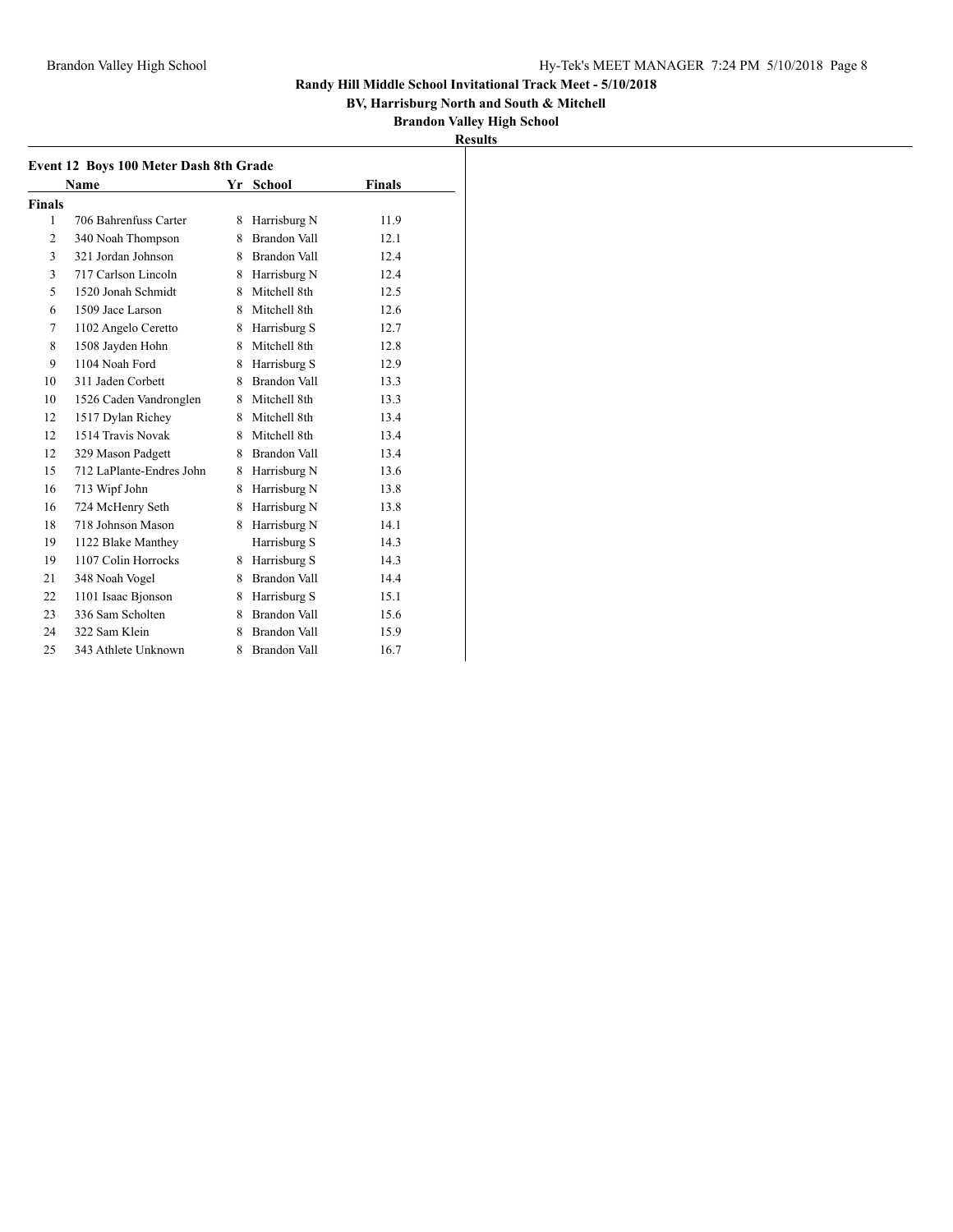**Randy Hill Middle School Invitational Track Meet - 5/10/2018**

**BV, Harrisburg North and South & Mitchell**

**Brandon Valley High School**

**Results**

### Event 12 Boys 100 Meter Dash 8th Grade

| | Name | Yr | School | Finals |
|---|---|---|---|---|
| **Finals** | | | | |
| 1 | 706 Bahrenfuss Carter | 8 | Harrisburg N | 11.9 |
| 2 | 340 Noah Thompson | 8 | Brandon Vall | 12.1 |
| 3 | 321 Jordan Johnson | 8 | Brandon Vall | 12.4 |
| 3 | 717 Carlson Lincoln | 8 | Harrisburg N | 12.4 |
| 5 | 1520 Jonah Schmidt | 8 | Mitchell 8th | 12.5 |
| 6 | 1509 Jace Larson | 8 | Mitchell 8th | 12.6 |
| 7 | 1102 Angelo Ceretto | 8 | Harrisburg S | 12.7 |
| 8 | 1508 Jayden Hohn | 8 | Mitchell 8th | 12.8 |
| 9 | 1104 Noah Ford | 8 | Harrisburg S | 12.9 |
| 10 | 311 Jaden Corbett | 8 | Brandon Vall | 13.3 |
| 10 | 1526 Caden Vandronglen | 8 | Mitchell 8th | 13.3 |
| 12 | 1517 Dylan Richey | 8 | Mitchell 8th | 13.4 |
| 12 | 1514 Travis Novak | 8 | Mitchell 8th | 13.4 |
| 12 | 329 Mason Padgett | 8 | Brandon Vall | 13.4 |
| 15 | 712 LaPlante-Endres John | 8 | Harrisburg N | 13.6 |
| 16 | 713 Wipf John | 8 | Harrisburg N | 13.8 |
| 16 | 724 McHenry Seth | 8 | Harrisburg N | 13.8 |
| 18 | 718 Johnson Mason | 8 | Harrisburg N | 14.1 |
| 19 | 1122 Blake Manthey | | Harrisburg S | 14.3 |
| 19 | 1107 Colin Horrocks | 8 | Harrisburg S | 14.3 |
| 21 | 348 Noah Vogel | 8 | Brandon Vall | 14.4 |
| 22 | 1101 Isaac Bjonson | 8 | Harrisburg S | 15.1 |
| 23 | 336 Sam Scholten | 8 | Brandon Vall | 15.6 |
| 24 | 322 Sam Klein | 8 | Brandon Vall | 15.9 |
| 25 | 343 Athlete Unknown | 8 | Brandon Vall | 16.7 |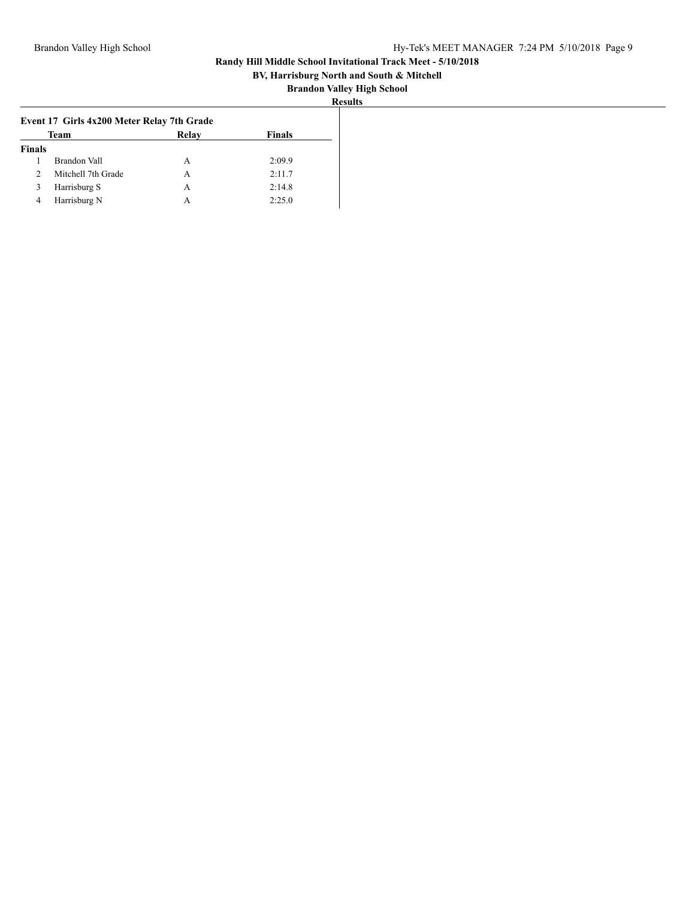**Randy Hill Middle School Invitational Track Meet - 5/10/2018**

**BV, Harrisburg North and South & Mitchell**

**Brandon Valley High School**

**Results**

### Event 17 Girls 4x200 Meter Relay 7th Grade

| | Team | Relay | Finals |
|---|---|---|---|
| **Finals** | | | |
| 1 | Brandon Vall | A | 2:09.9 |
| 2 | Mitchell 7th Grade | A | 2:11.7 |
| 3 | Harrisburg S | A | 2:14.8 |
| 4 | Harrisburg N | A | 2:25.0 |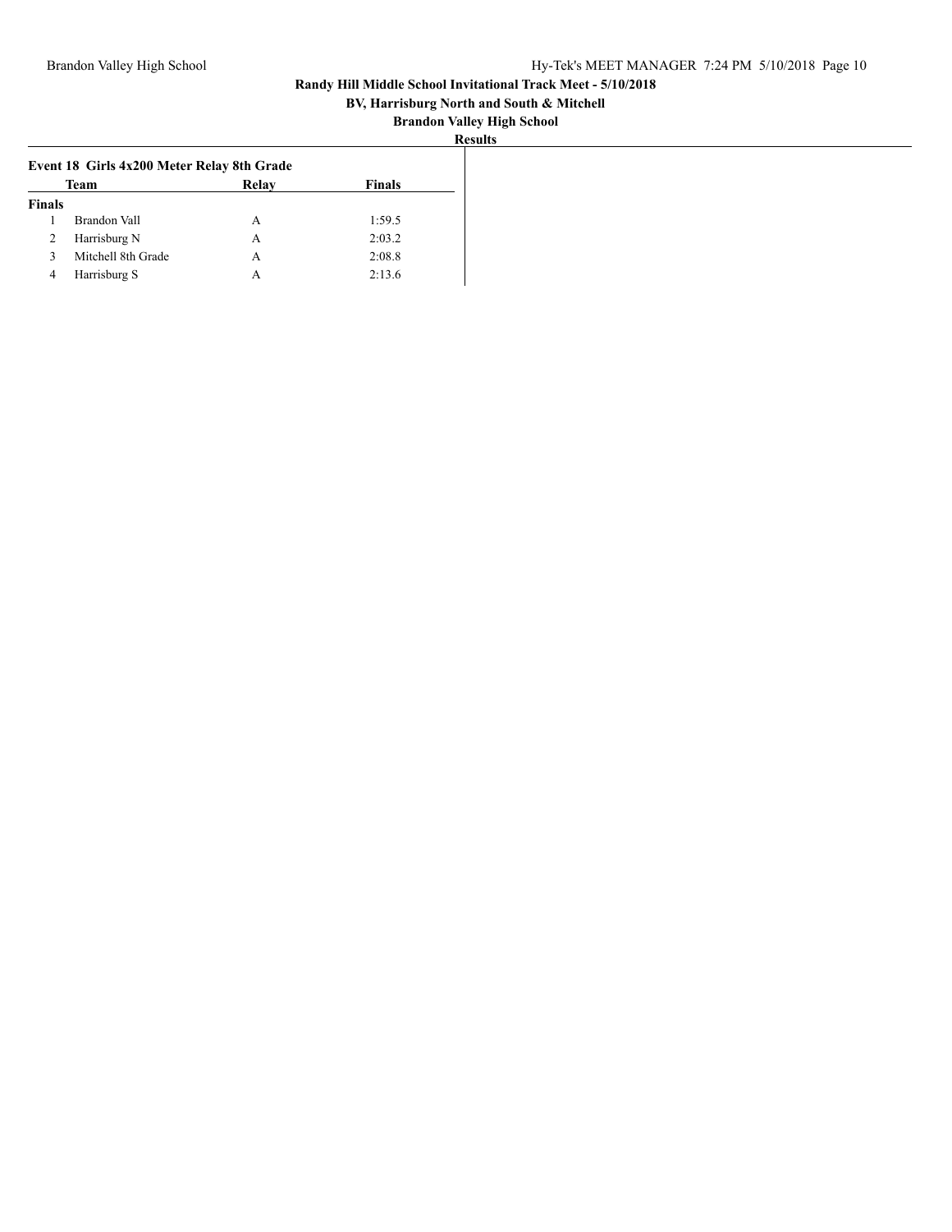# Randy Hill Middle School Invitational Track Meet - 5/10/2018

**BV, Harrisburg North and South & Mitchell**

**Brandon Valley High School**

**Results**

### Event 18 Girls 4x200 Meter Relay 8th Grade

| | Team | Relay | Finals |
|---|---|---|---|
| **Finals** | | | |
| 1 | Brandon Vall | A | 1:59.5 |
| 2 | Harrisburg N | A | 2:03.2 |
| 3 | Mitchell 8th Grade | A | 2:08.8 |
| 4 | Harrisburg S | A | 2:13.6 |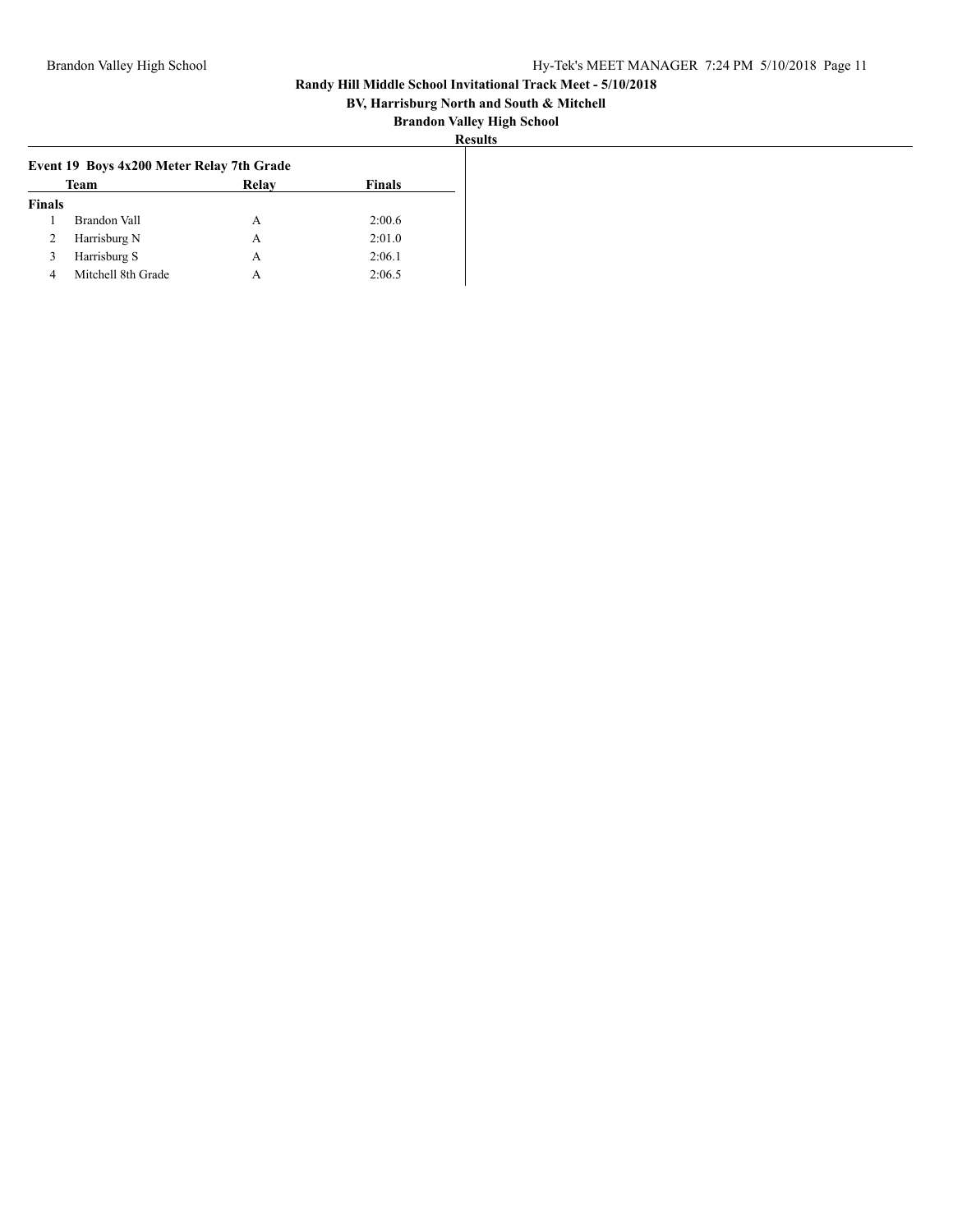**Randy Hill Middle School Invitational Track Meet - 5/10/2018**

**BV, Harrisburg North and South & Mitchell**

**Brandon Valley High School**

**Results**

**Event 19 Boys 4x200 Meter Relay 7th Grade**

| | Team | Relay | Finals |
|---|---|---|---|
| **Finals** | | | |
| 1 | Brandon Vall | A | 2:00.6 |
| 2 | Harrisburg N | A | 2:01.0 |
| 3 | Harrisburg S | A | 2:06.1 |
| 4 | Mitchell 8th Grade | A | 2:06.5 |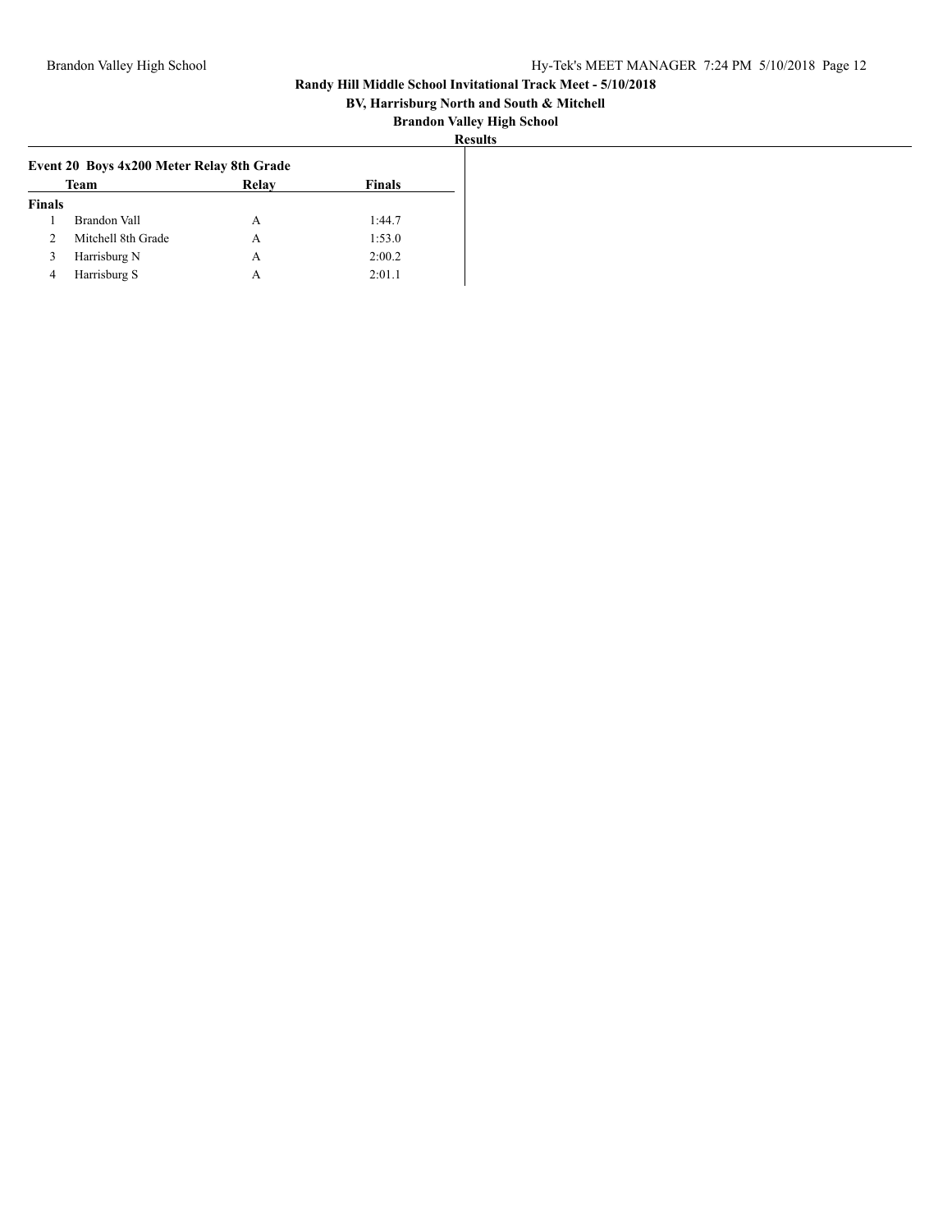**Randy Hill Middle School Invitational Track Meet - 5/10/2018**

**BV, Harrisburg North and South & Mitchell**

**Brandon Valley High School**

**Results**

### Event 20 Boys 4x200 Meter Relay 8th Grade

| | Team | Relay | Finals |
|---|---|---|---|
| **Finals** | | | |
| 1 | Brandon Vall | A | 1:44.7 |
| 2 | Mitchell 8th Grade | A | 1:53.0 |
| 3 | Harrisburg N | A | 2:00.2 |
| 4 | Harrisburg S | A | 2:01.1 |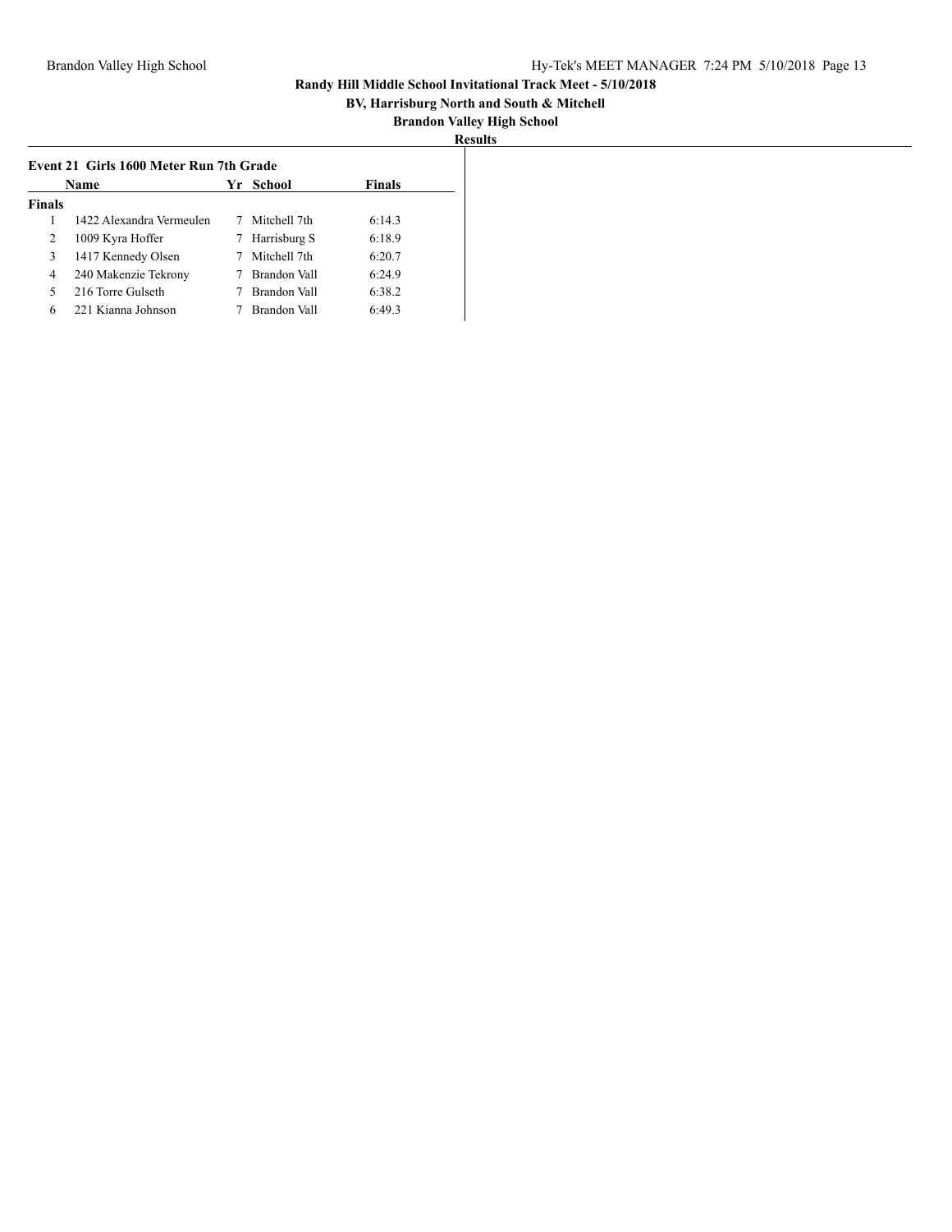# Randy Hill Middle School Invitational Track Meet - 5/10/2018

## BV, Harrisburg North and South & Mitchell

## Brandon Valley High School

## Results

### Event 21 Girls 1600 Meter Run 7th Grade

| | Name | Yr | School | Finals |
|---|---|---|---|---|
| **Finals** | | | | |
| 1 | 1422 Alexandra Vermeulen | 7 | Mitchell 7th | 6:14.3 |
| 2 | 1009 Kyra Hoffer | 7 | Harrisburg S | 6:18.9 |
| 3 | 1417 Kennedy Olsen | 7 | Mitchell 7th | 6:20.7 |
| 4 | 240 Makenzie Tekrony | 7 | Brandon Vall | 6:24.9 |
| 5 | 216 Torre Gulseth | 7 | Brandon Vall | 6:38.2 |
| 6 | 221 Kianna Johnson | 7 | Brandon Vall | 6:49.3 |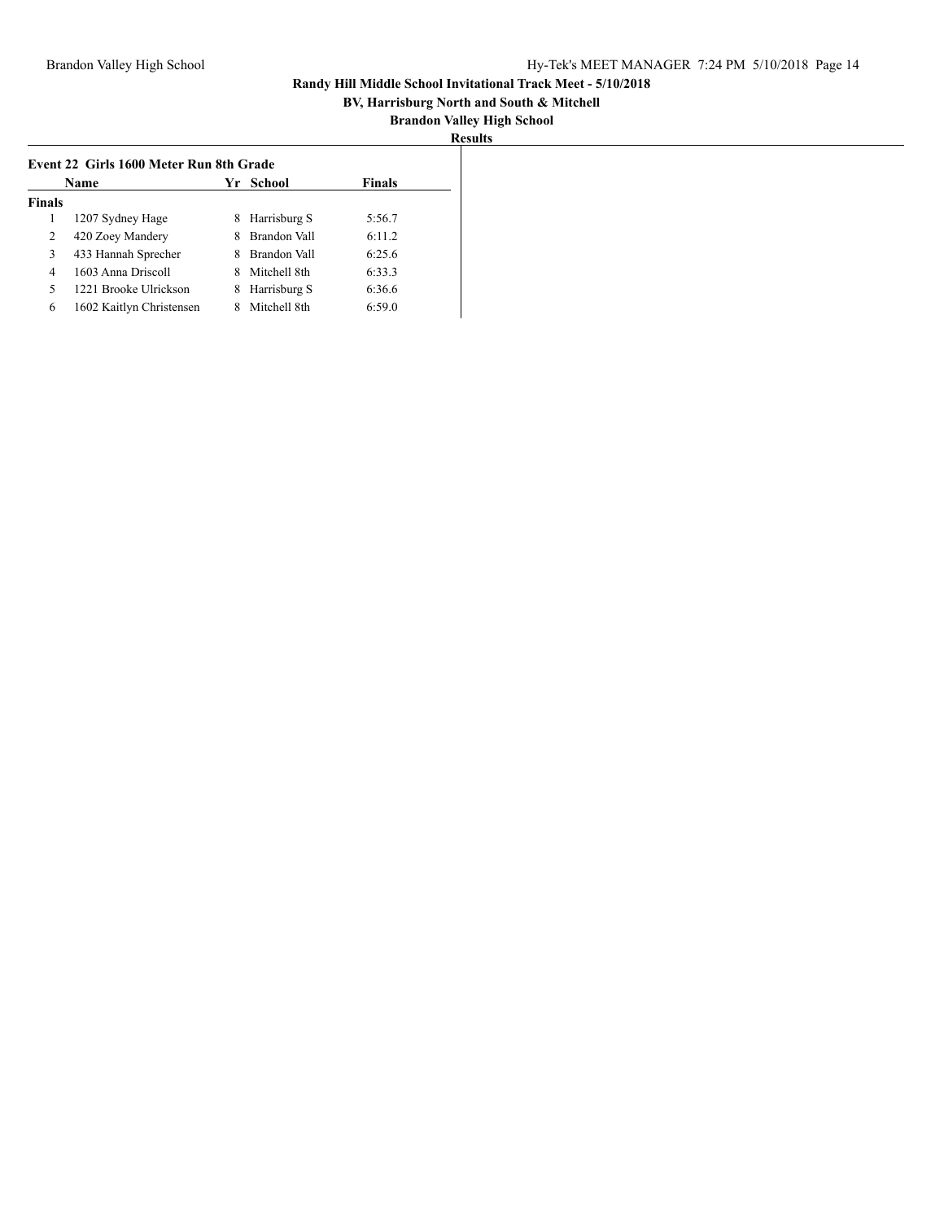# Randy Hill Middle School Invitational Track Meet - 5/10/2018

**BV, Harrisburg North and South & Mitchell**

**Brandon Valley High School**

**Results**

### Event 22 Girls 1600 Meter Run 8th Grade

| | Name | Yr | School | Finals |
|---|---|---|---|---|
| **Finals** | | | | |
| 1 | 1207 Sydney Hage | 8 | Harrisburg S | 5:56.7 |
| 2 | 420 Zoey Mandery | 8 | Brandon Vall | 6:11.2 |
| 3 | 433 Hannah Sprecher | 8 | Brandon Vall | 6:25.6 |
| 4 | 1603 Anna Driscoll | 8 | Mitchell 8th | 6:33.3 |
| 5 | 1221 Brooke Ulrickson | 8 | Harrisburg S | 6:36.6 |
| 6 | 1602 Kaitlyn Christensen | 8 | Mitchell 8th | 6:59.0 |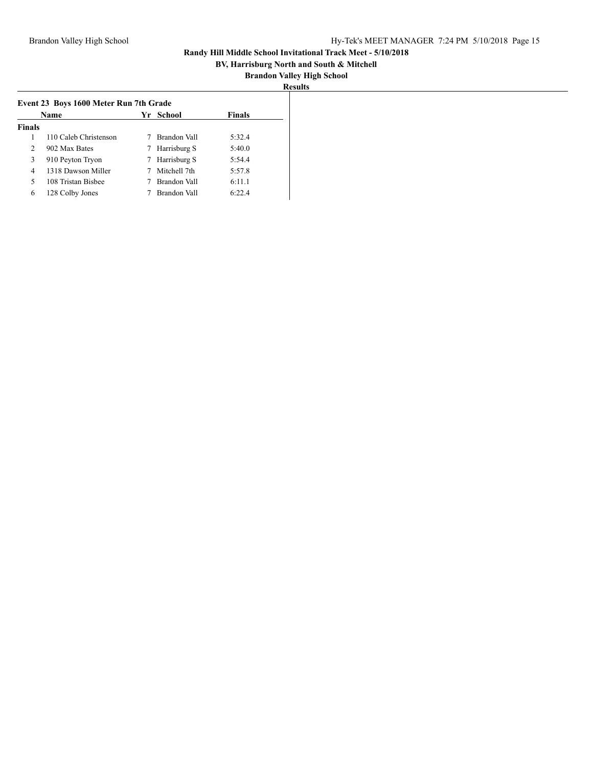**Randy Hill Middle School Invitational Track Meet - 5/10/2018**

**BV, Harrisburg North and South & Mitchell**

**Brandon Valley High School**

**Results**

### Event 23 Boys 1600 Meter Run 7th Grade

| | Name | Yr | School | Finals |
|---|---|---|---|---|
| **Finals** | | | | |
| 1 | 110 Caleb Christenson | 7 | Brandon Vall | 5:32.4 |
| 2 | 902 Max Bates | 7 | Harrisburg S | 5:40.0 |
| 3 | 910 Peyton Tryon | 7 | Harrisburg S | 5:54.4 |
| 4 | 1318 Dawson Miller | 7 | Mitchell 7th | 5:57.8 |
| 5 | 108 Tristan Bisbee | 7 | Brandon Vall | 6:11.1 |
| 6 | 128 Colby Jones | 7 | Brandon Vall | 6:22.4 |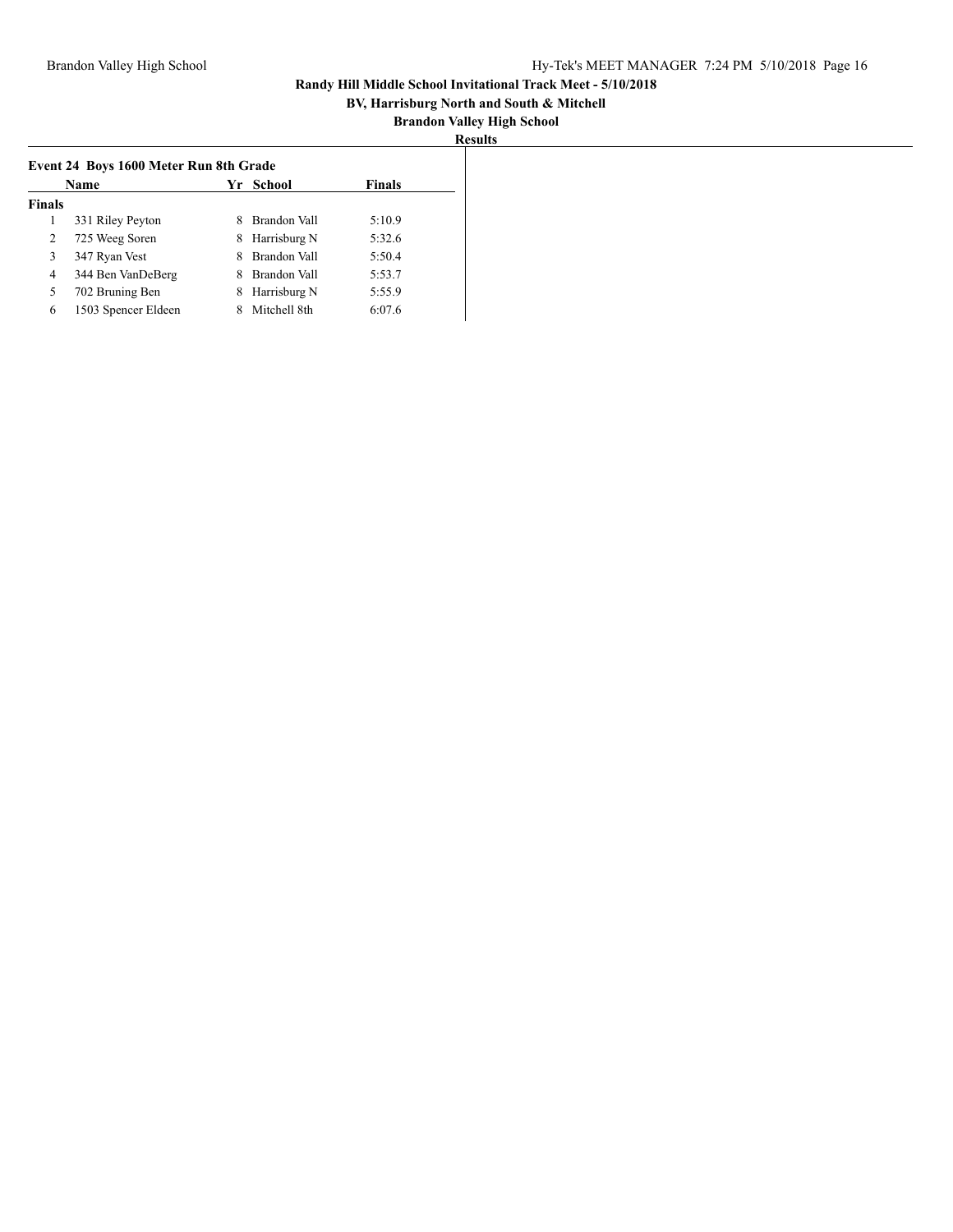## Randy Hill Middle School Invitational Track Meet - 5/10/2018

**BV, Harrisburg North and South & Mitchell**

**Brandon Valley High School**

**Results**

### Event 24 Boys 1600 Meter Run 8th Grade

| | Name | Yr | School | Finals |
|---|---|---|---|---|
| **Finals** | | | | |
| 1 | 331 Riley Peyton | 8 | Brandon Vall | 5:10.9 |
| 2 | 725 Weeg Soren | 8 | Harrisburg N | 5:32.6 |
| 3 | 347 Ryan Vest | 8 | Brandon Vall | 5:50.4 |
| 4 | 344 Ben VanDeBerg | 8 | Brandon Vall | 5:53.7 |
| 5 | 702 Bruning Ben | 8 | Harrisburg N | 5:55.9 |
| 6 | 1503 Spencer Eldeen | 8 | Mitchell 8th | 6:07.6 |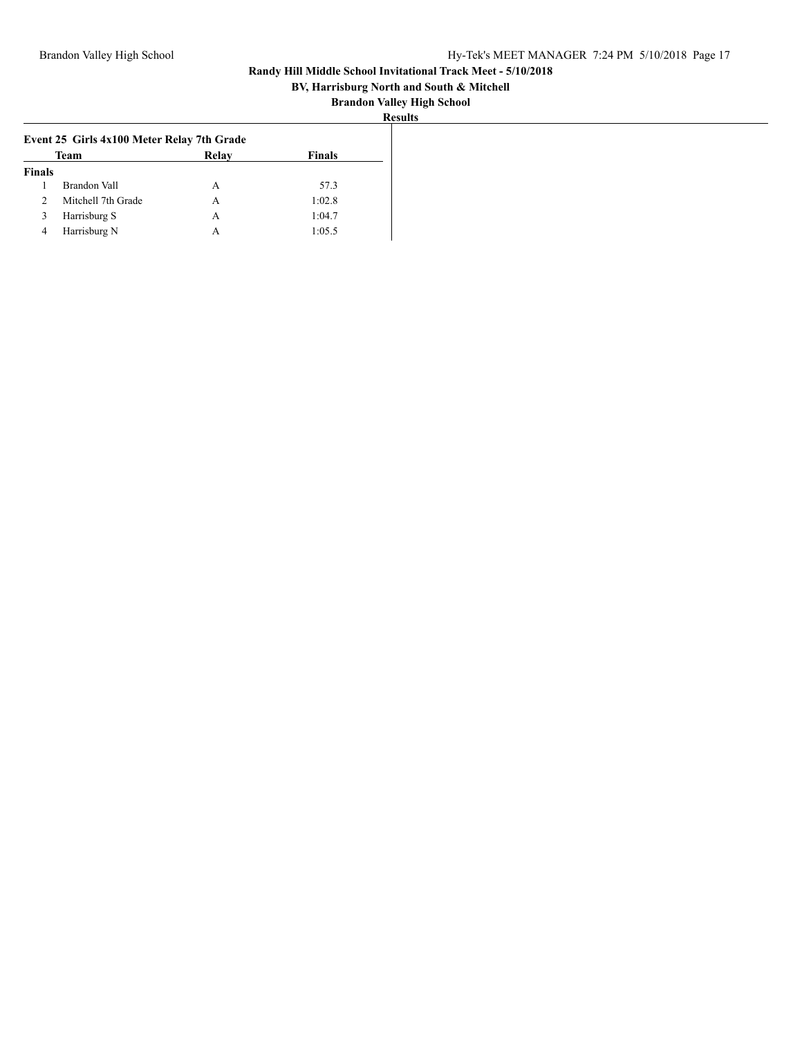# Randy Hill Middle School Invitational Track Meet - 5/10/2018

## BV, Harrisburg North and South & Mitchell

## Brandon Valley High School

### Results

#### Event 25 Girls 4x100 Meter Relay 7th Grade

| | Team | Relay | Finals |
|---|---|---|---|
| **Finals** | | | |
| 1 | Brandon Vall | A | 57.3 |
| 2 | Mitchell 7th Grade | A | 1:02.8 |
| 3 | Harrisburg S | A | 1:04.7 |
| 4 | Harrisburg N | A | 1:05.5 |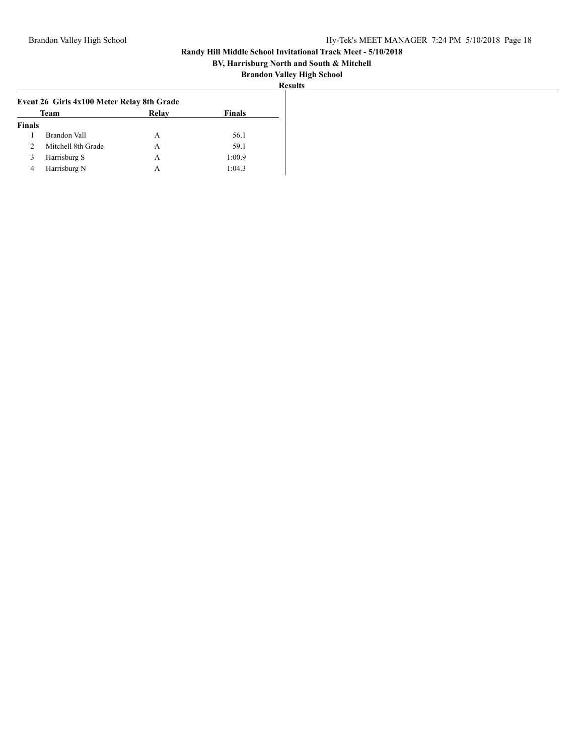# Randy Hill Middle School Invitational Track Meet - 5/10/2018

**BV, Harrisburg North and South & Mitchell**

**Brandon Valley High School**

**Results**

### Event 26 Girls 4x100 Meter Relay 8th Grade

| | Team | Relay | Finals |
|---|---|---|---|
| **Finals** | | | |
| 1 | Brandon Vall | A | 56.1 |
| 2 | Mitchell 8th Grade | A | 59.1 |
| 3 | Harrisburg S | A | 1:00.9 |
| 4 | Harrisburg N | A | 1:04.3 |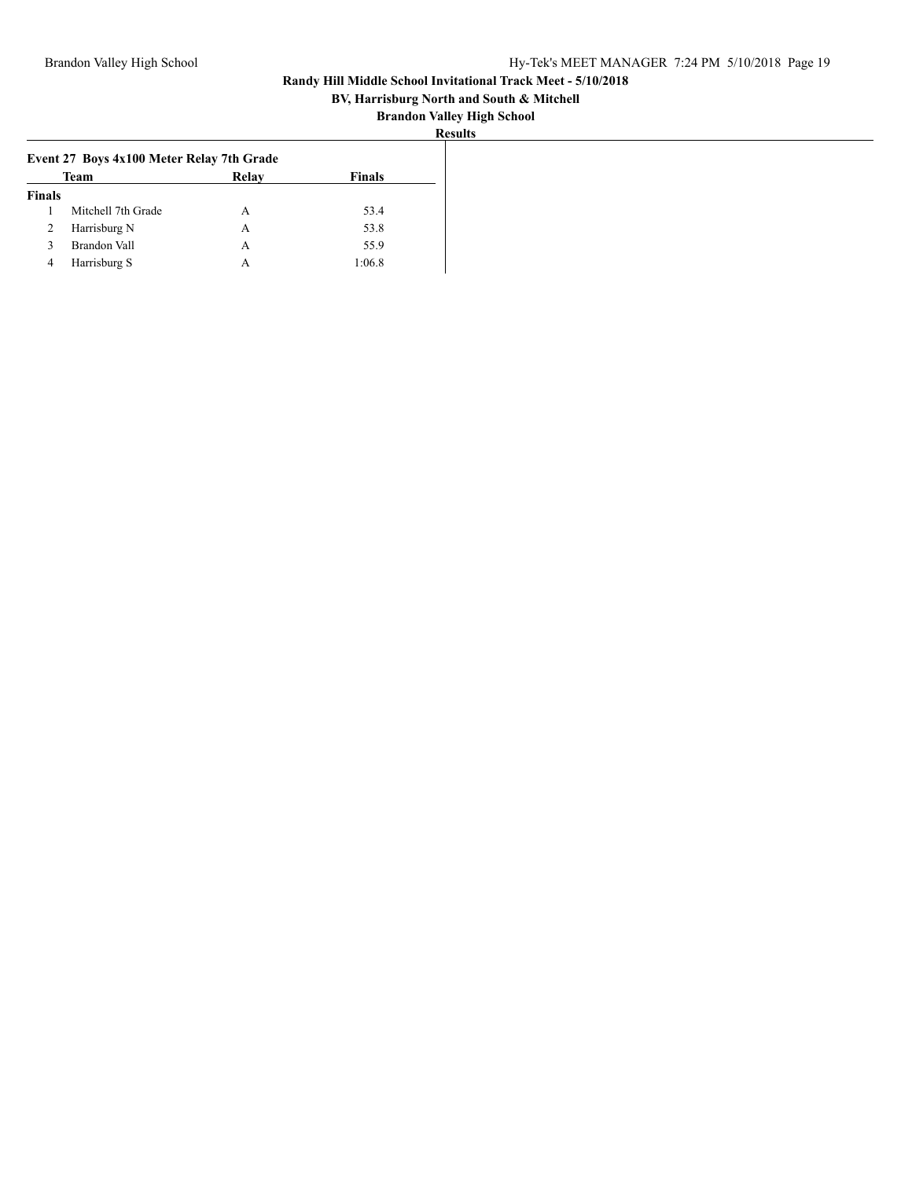**Randy Hill Middle School Invitational Track Meet - 5/10/2018**

**BV, Harrisburg North and South & Mitchell**

**Brandon Valley High School**

**Results**

### Event 27 Boys 4x100 Meter Relay 7th Grade

| | Team | Relay | Finals |
|---|---|---|---|
| **Finals** | | | |
| 1 | Mitchell 7th Grade | A | 53.4 |
| 2 | Harrisburg N | A | 53.8 |
| 3 | Brandon Vall | A | 55.9 |
| 4 | Harrisburg S | A | 1:06.8 |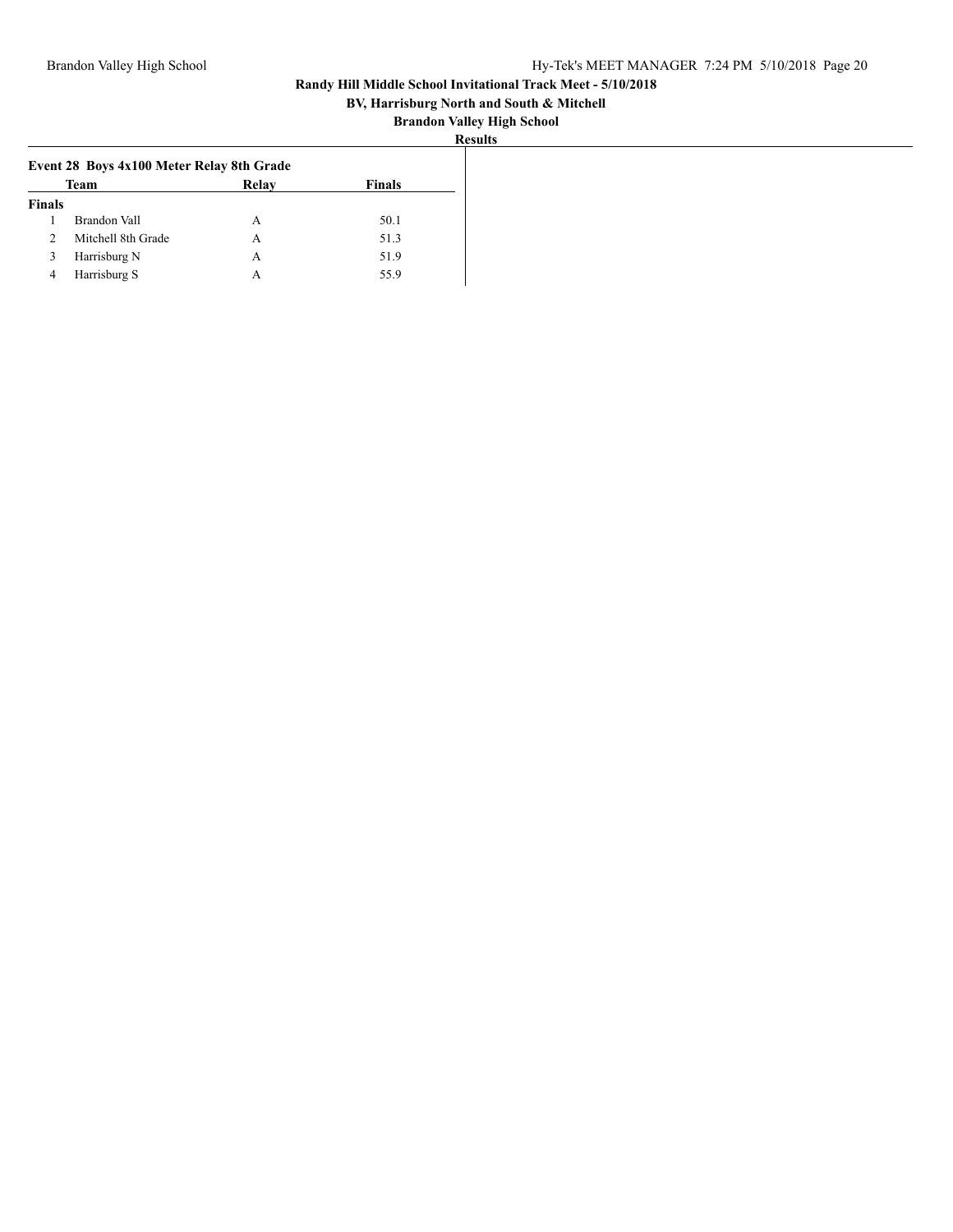**Randy Hill Middle School Invitational Track Meet - 5/10/2018**

**BV, Harrisburg North and South & Mitchell**

**Brandon Valley High School**

**Results**

### Event 28 Boys 4x100 Meter Relay 8th Grade

| | Team | Relay | Finals |
|---|---|---|---|
| **Finals** | | | |
| 1 | Brandon Vall | A | 50.1 |
| 2 | Mitchell 8th Grade | A | 51.3 |
| 3 | Harrisburg N | A | 51.9 |
| 4 | Harrisburg S | A | 55.9 |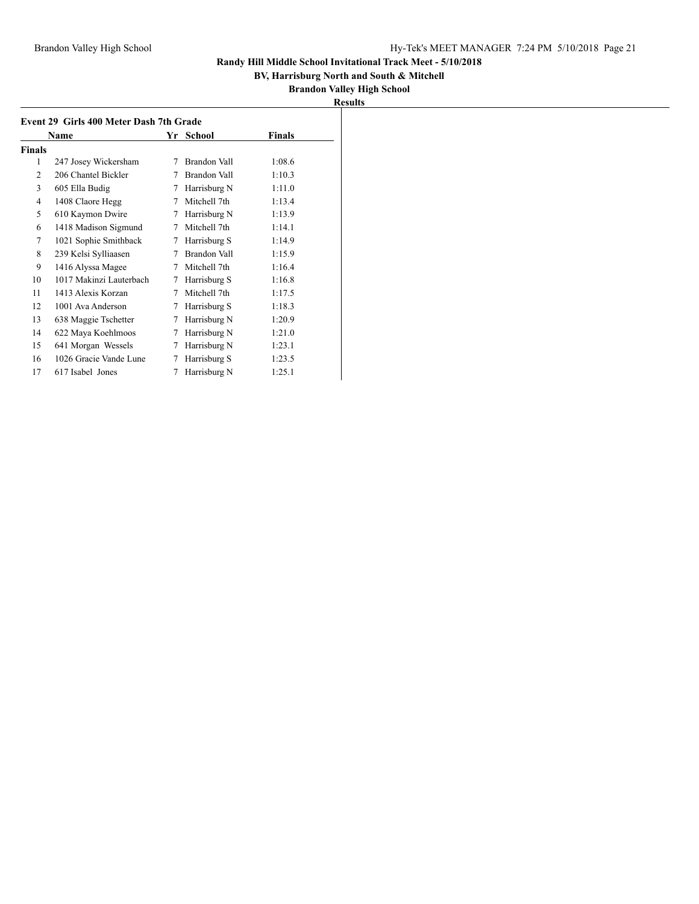## Randy Hill Middle School Invitational Track Meet - 5/10/2018

**BV, Harrisburg North and South & Mitchell**

**Brandon Valley High School**

**Results**

### Event 29 Girls 400 Meter Dash 7th Grade

| | Name | Yr | School | Finals |
|---|---|---|---|---|
| **Finals** | | | | |
| 1 | 247 Josey Wickersham | 7 | Brandon Vall | 1:08.6 |
| 2 | 206 Chantel Bickler | 7 | Brandon Vall | 1:10.3 |
| 3 | 605 Ella Budig | 7 | Harrisburg N | 1:11.0 |
| 4 | 1408 Claore Hegg | 7 | Mitchell 7th | 1:13.4 |
| 5 | 610 Kaymon Dwire | 7 | Harrisburg N | 1:13.9 |
| 6 | 1418 Madison Sigmund | 7 | Mitchell 7th | 1:14.1 |
| 7 | 1021 Sophie Smithback | 7 | Harrisburg S | 1:14.9 |
| 8 | 239 Kelsi Sylliaasen | 7 | Brandon Vall | 1:15.9 |
| 9 | 1416 Alyssa Magee | 7 | Mitchell 7th | 1:16.4 |
| 10 | 1017 Makinzi Lauterbach | 7 | Harrisburg S | 1:16.8 |
| 11 | 1413 Alexis Korzan | 7 | Mitchell 7th | 1:17.5 |
| 12 | 1001 Ava Anderson | 7 | Harrisburg S | 1:18.3 |
| 13 | 638 Maggie Tschetter | 7 | Harrisburg N | 1:20.9 |
| 14 | 622 Maya Koehlmoos | 7 | Harrisburg N | 1:21.0 |
| 15 | 641 Morgan Wessels | 7 | Harrisburg N | 1:23.1 |
| 16 | 1026 Gracie Vande Lune | 7 | Harrisburg S | 1:23.5 |
| 17 | 617 Isabel Jones | 7 | Harrisburg N | 1:25.1 |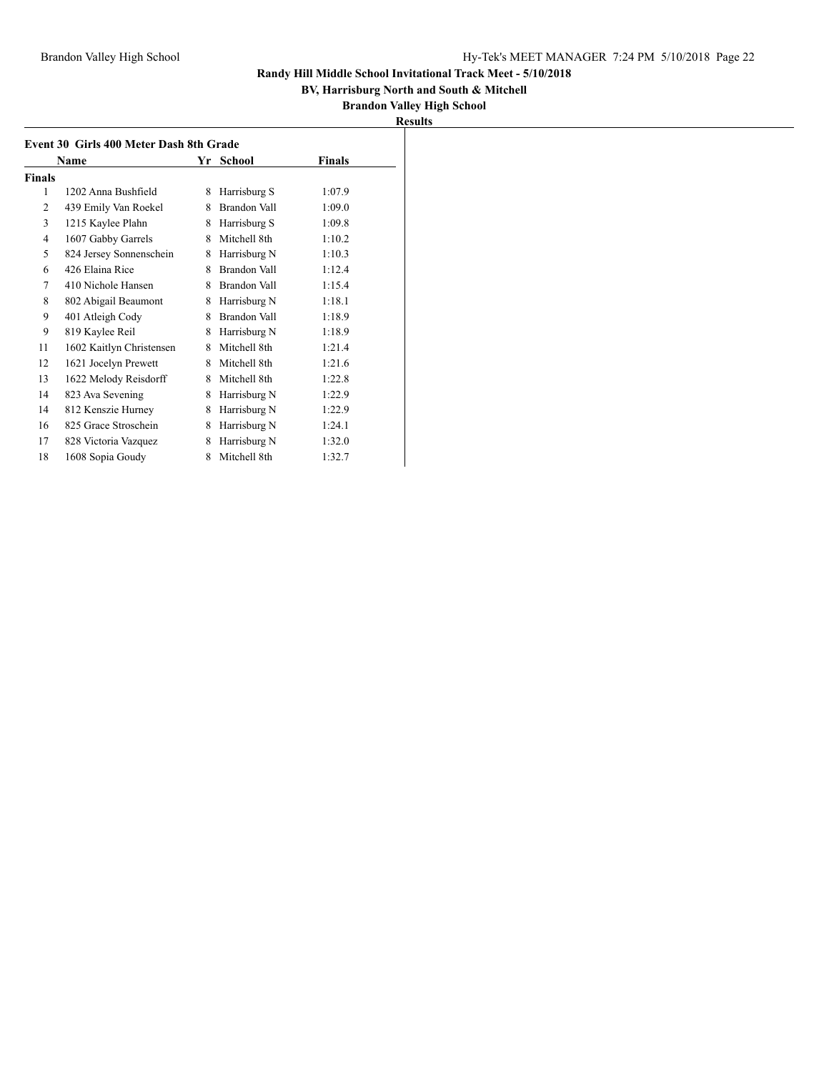# Randy Hill Middle School Invitational Track Meet - 5/10/2018

**BV, Harrisburg North and South & Mitchell**

**Brandon Valley High School**

**Results**

### Event 30 Girls 400 Meter Dash 8th Grade

| | Name | Yr | School | Finals |
|---|---|---|---|---|
| **Finals** | | | | |
| 1 | 1202 Anna Bushfield | 8 | Harrisburg S | 1:07.9 |
| 2 | 439 Emily Van Roekel | 8 | Brandon Vall | 1:09.0 |
| 3 | 1215 Kaylee Plahn | 8 | Harrisburg S | 1:09.8 |
| 4 | 1607 Gabby Garrels | 8 | Mitchell 8th | 1:10.2 |
| 5 | 824 Jersey Sonnenschein | 8 | Harrisburg N | 1:10.3 |
| 6 | 426 Elaina Rice | 8 | Brandon Vall | 1:12.4 |
| 7 | 410 Nichole Hansen | 8 | Brandon Vall | 1:15.4 |
| 8 | 802 Abigail Beaumont | 8 | Harrisburg N | 1:18.1 |
| 9 | 401 Atleigh Cody | 8 | Brandon Vall | 1:18.9 |
| 9 | 819 Kaylee Reil | 8 | Harrisburg N | 1:18.9 |
| 11 | 1602 Kaitlyn Christensen | 8 | Mitchell 8th | 1:21.4 |
| 12 | 1621 Jocelyn Prewett | 8 | Mitchell 8th | 1:21.6 |
| 13 | 1622 Melody Reisdorff | 8 | Mitchell 8th | 1:22.8 |
| 14 | 823 Ava Sevening | 8 | Harrisburg N | 1:22.9 |
| 14 | 812 Kenszie Hurney | 8 | Harrisburg N | 1:22.9 |
| 16 | 825 Grace Stroschein | 8 | Harrisburg N | 1:24.1 |
| 17 | 828 Victoria Vazquez | 8 | Harrisburg N | 1:32.0 |
| 18 | 1608 Sopia Goudy | 8 | Mitchell 8th | 1:32.7 |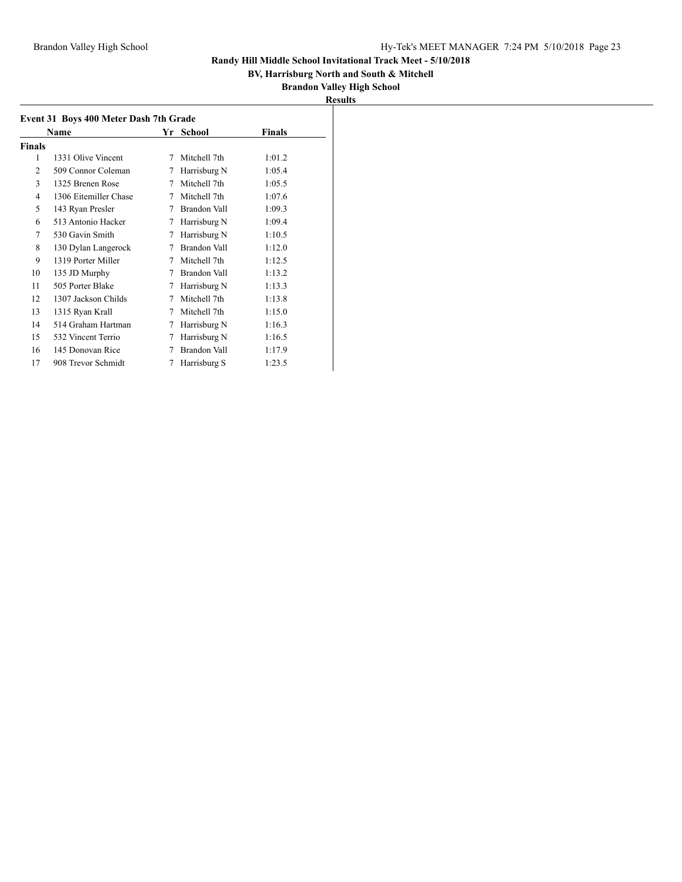## Randy Hill Middle School Invitational Track Meet - 5/10/2018

**BV, Harrisburg North and South & Mitchell**

**Brandon Valley High School**

**Results**

### Event 31 Boys 400 Meter Dash 7th Grade

| | Name | Yr | School | Finals |
|---|---|---|---|---|
| **Finals** | | | | |
| 1 | 1331 Olive Vincent | 7 | Mitchell 7th | 1:01.2 |
| 2 | 509 Connor Coleman | 7 | Harrisburg N | 1:05.4 |
| 3 | 1325 Brenen Rose | 7 | Mitchell 7th | 1:05.5 |
| 4 | 1306 Eitemiller Chase | 7 | Mitchell 7th | 1:07.6 |
| 5 | 143 Ryan Presler | 7 | Brandon Vall | 1:09.3 |
| 6 | 513 Antonio Hacker | 7 | Harrisburg N | 1:09.4 |
| 7 | 530 Gavin Smith | 7 | Harrisburg N | 1:10.5 |
| 8 | 130 Dylan Langerock | 7 | Brandon Vall | 1:12.0 |
| 9 | 1319 Porter Miller | 7 | Mitchell 7th | 1:12.5 |
| 10 | 135 JD Murphy | 7 | Brandon Vall | 1:13.2 |
| 11 | 505 Porter Blake | 7 | Harrisburg N | 1:13.3 |
| 12 | 1307 Jackson Childs | 7 | Mitchell 7th | 1:13.8 |
| 13 | 1315 Ryan Krall | 7 | Mitchell 7th | 1:15.0 |
| 14 | 514 Graham Hartman | 7 | Harrisburg N | 1:16.3 |
| 15 | 532 Vincent Terrio | 7 | Harrisburg N | 1:16.5 |
| 16 | 145 Donovan Rice | 7 | Brandon Vall | 1:17.9 |
| 17 | 908 Trevor Schmidt | 7 | Harrisburg S | 1:23.5 |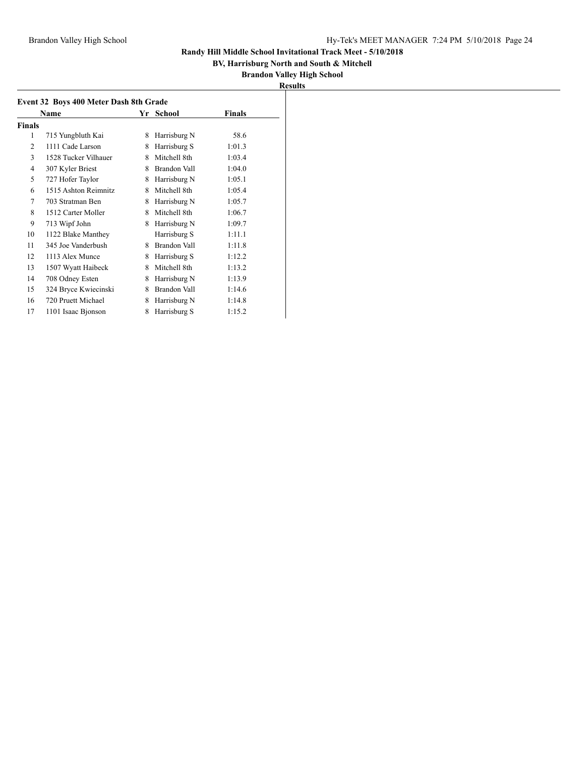## Randy Hill Middle School Invitational Track Meet - 5/10/2018

**BV, Harrisburg North and South & Mitchell**

**Brandon Valley High School**

**Results**

### Event 32 Boys 400 Meter Dash 8th Grade

| | Name | Yr | School | Finals |
|---|---|---|---|---|
| **Finals** | | | | |
| 1 | 715 Yungbluth Kai | 8 | Harrisburg N | 58.6 |
| 2 | 1111 Cade Larson | 8 | Harrisburg S | 1:01.3 |
| 3 | 1528 Tucker Vilhauer | 8 | Mitchell 8th | 1:03.4 |
| 4 | 307 Kyler Briest | 8 | Brandon Vall | 1:04.0 |
| 5 | 727 Hofer Taylor | 8 | Harrisburg N | 1:05.1 |
| 6 | 1515 Ashton Reimnitz | 8 | Mitchell 8th | 1:05.4 |
| 7 | 703 Stratman Ben | 8 | Harrisburg N | 1:05.7 |
| 8 | 1512 Carter Moller | 8 | Mitchell 8th | 1:06.7 |
| 9 | 713 Wipf John | 8 | Harrisburg N | 1:09.7 |
| 10 | 1122 Blake Manthey | | Harrisburg S | 1:11.1 |
| 11 | 345 Joe Vanderbush | 8 | Brandon Vall | 1:11.8 |
| 12 | 1113 Alex Munce | 8 | Harrisburg S | 1:12.2 |
| 13 | 1507 Wyatt Haibeck | 8 | Mitchell 8th | 1:13.2 |
| 14 | 708 Odney Esten | 8 | Harrisburg N | 1:13.9 |
| 15 | 324 Bryce Kwiecinski | 8 | Brandon Vall | 1:14.6 |
| 16 | 720 Pruett Michael | 8 | Harrisburg N | 1:14.8 |
| 17 | 1101 Isaac Bjonson | 8 | Harrisburg S | 1:15.2 |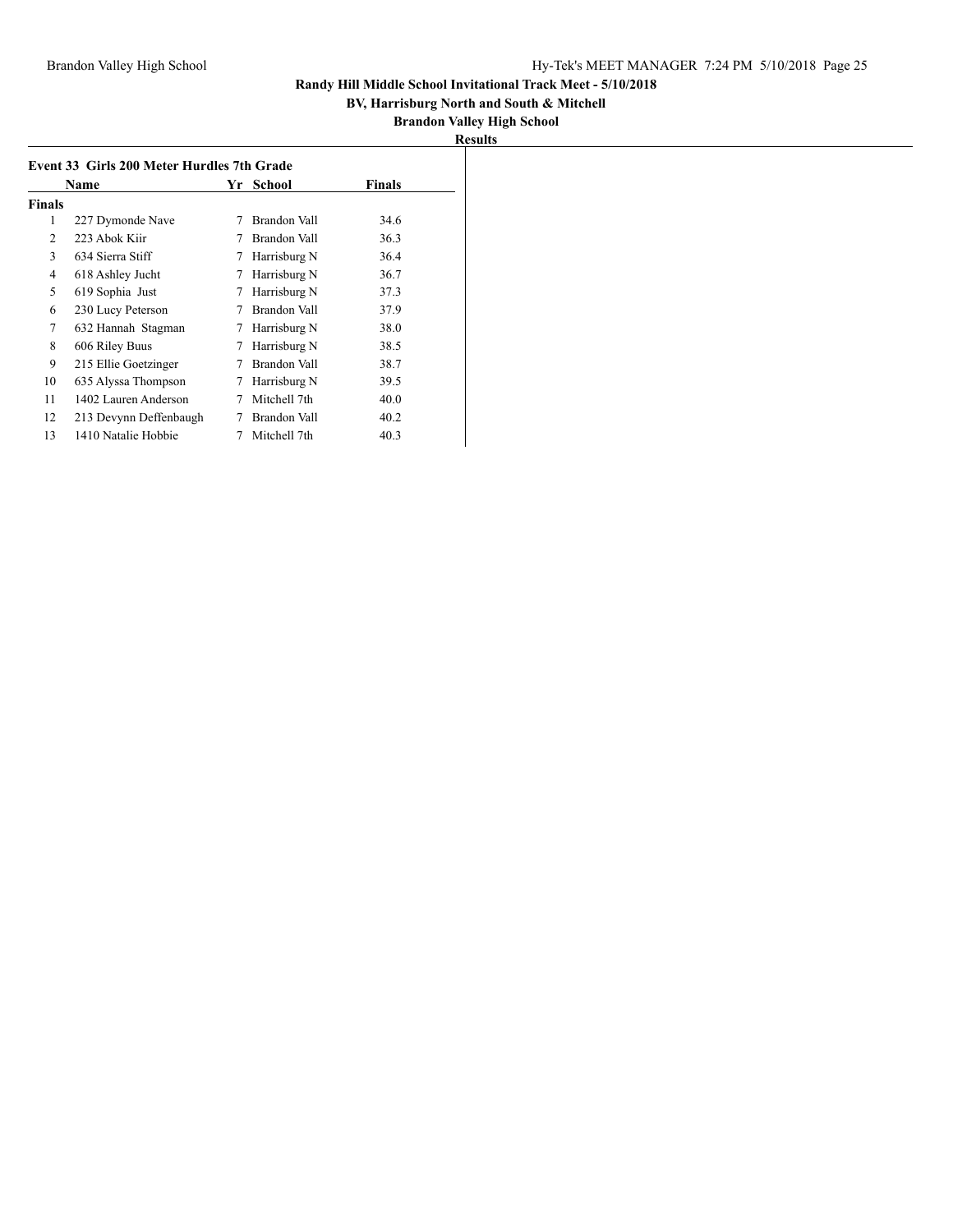**Randy Hill Middle School Invitational Track Meet - 5/10/2018**

**BV, Harrisburg North and South & Mitchell**

**Brandon Valley High School**

**Results**

### Event 33 Girls 200 Meter Hurdles 7th Grade

| | Name | Yr | School | Finals |
|---|---|---|---|---|
| **Finals** | | | | |
| 1 | 227 Dymonde Nave | 7 | Brandon Vall | 34.6 |
| 2 | 223 Abok Kiir | 7 | Brandon Vall | 36.3 |
| 3 | 634 Sierra Stiff | 7 | Harrisburg N | 36.4 |
| 4 | 618 Ashley Jucht | 7 | Harrisburg N | 36.7 |
| 5 | 619 Sophia Just | 7 | Harrisburg N | 37.3 |
| 6 | 230 Lucy Peterson | 7 | Brandon Vall | 37.9 |
| 7 | 632 Hannah Stagman | 7 | Harrisburg N | 38.0 |
| 8 | 606 Riley Buus | 7 | Harrisburg N | 38.5 |
| 9 | 215 Ellie Goetzinger | 7 | Brandon Vall | 38.7 |
| 10 | 635 Alyssa Thompson | 7 | Harrisburg N | 39.5 |
| 11 | 1402 Lauren Anderson | 7 | Mitchell 7th | 40.0 |
| 12 | 213 Devynn Deffenbaugh | 7 | Brandon Vall | 40.2 |
| 13 | 1410 Natalie Hobbie | 7 | Mitchell 7th | 40.3 |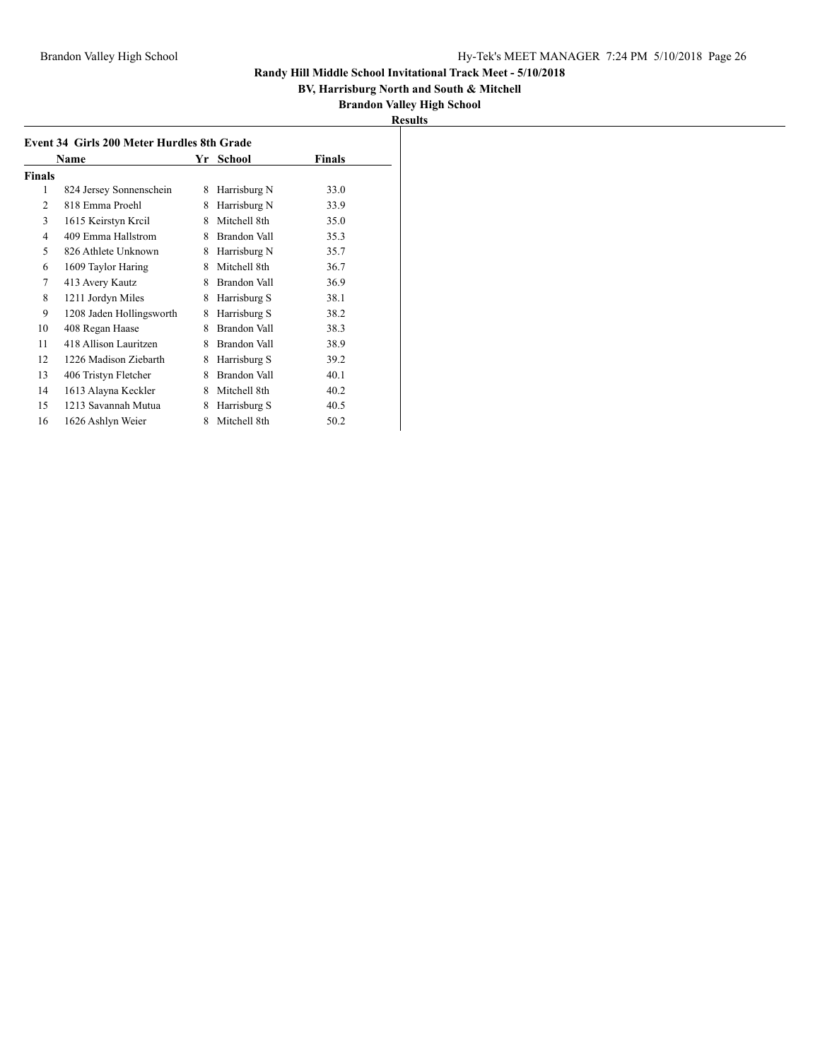**Randy Hill Middle School Invitational Track Meet - 5/10/2018**

**BV, Harrisburg North and South & Mitchell**

**Brandon Valley High School**

**Results**

### Event 34 Girls 200 Meter Hurdles 8th Grade

| | Name | Yr | School | Finals |
|---|---|---|---|---|
| **Finals** | | | | |
| 1 | 824 Jersey Sonnenschein | 8 | Harrisburg N | 33.0 |
| 2 | 818 Emma Proehl | 8 | Harrisburg N | 33.9 |
| 3 | 1615 Keirstyn Krcil | 8 | Mitchell 8th | 35.0 |
| 4 | 409 Emma Hallstrom | 8 | Brandon Vall | 35.3 |
| 5 | 826 Athlete Unknown | 8 | Harrisburg N | 35.7 |
| 6 | 1609 Taylor Haring | 8 | Mitchell 8th | 36.7 |
| 7 | 413 Avery Kautz | 8 | Brandon Vall | 36.9 |
| 8 | 1211 Jordyn Miles | 8 | Harrisburg S | 38.1 |
| 9 | 1208 Jaden Hollingsworth | 8 | Harrisburg S | 38.2 |
| 10 | 408 Regan Haase | 8 | Brandon Vall | 38.3 |
| 11 | 418 Allison Lauritzen | 8 | Brandon Vall | 38.9 |
| 12 | 1226 Madison Ziebarth | 8 | Harrisburg S | 39.2 |
| 13 | 406 Tristyn Fletcher | 8 | Brandon Vall | 40.1 |
| 14 | 1613 Alayna Keckler | 8 | Mitchell 8th | 40.2 |
| 15 | 1213 Savannah Mutua | 8 | Harrisburg S | 40.5 |
| 16 | 1626 Ashlyn Weier | 8 | Mitchell 8th | 50.2 |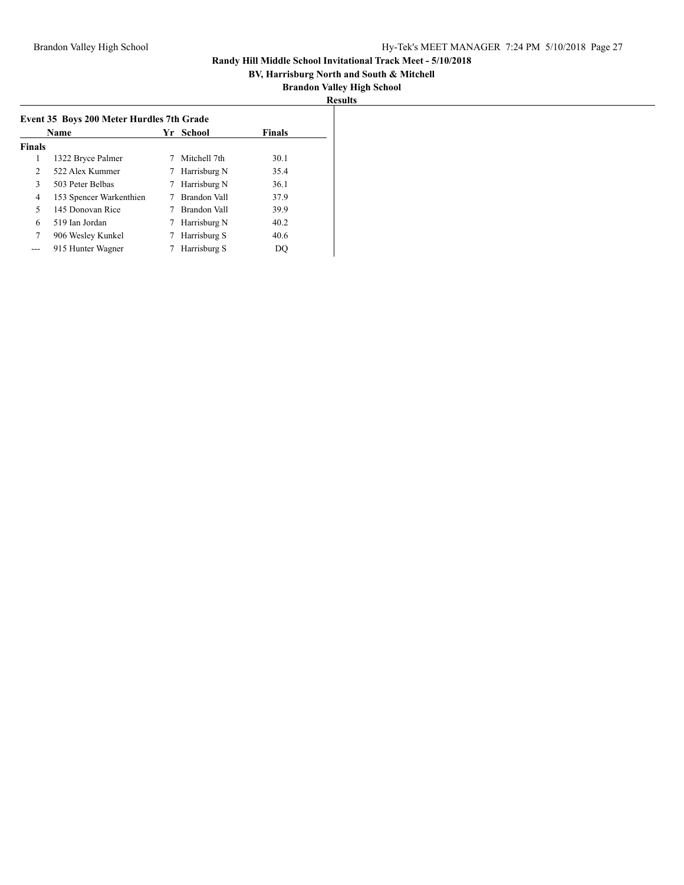**Randy Hill Middle School Invitational Track Meet - 5/10/2018**

**BV, Harrisburg North and South & Mitchell**

**Brandon Valley High School**

**Results**

### Event 35 Boys 200 Meter Hurdles 7th Grade

| | Name | Yr | School | Finals |
|---|---|---|---|---|
| **Finals** | | | | |
| 1 | 1322 Bryce Palmer | 7 | Mitchell 7th | 30.1 |
| 2 | 522 Alex Kummer | 7 | Harrisburg N | 35.4 |
| 3 | 503 Peter Belbas | 7 | Harrisburg N | 36.1 |
| 4 | 153 Spencer Warkenthien | 7 | Brandon Vall | 37.9 |
| 5 | 145 Donovan Rice | 7 | Brandon Vall | 39.9 |
| 6 | 519 Ian Jordan | 7 | Harrisburg N | 40.2 |
| 7 | 906 Wesley Kunkel | 7 | Harrisburg S | 40.6 |
| --- | 915 Hunter Wagner | 7 | Harrisburg S | DQ |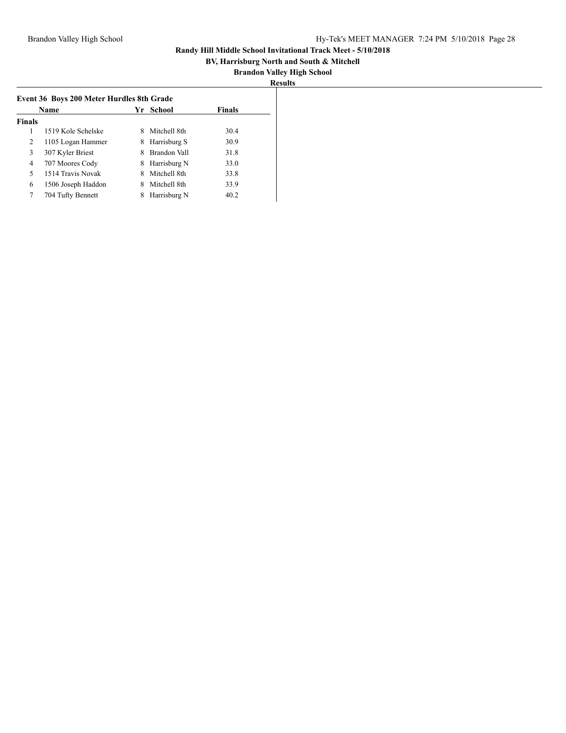**Randy Hill Middle School Invitational Track Meet - 5/10/2018**

**BV, Harrisburg North and South & Mitchell**

**Brandon Valley High School**

**Results**

### Event 36 Boys 200 Meter Hurdles 8th Grade

| | Name | Yr | School | Finals |
|---|---|---|---|---|
| **Finals** | | | | |
| 1 | 1519 Kole Schelske | 8 | Mitchell 8th | 30.4 |
| 2 | 1105 Logan Hammer | 8 | Harrisburg S | 30.9 |
| 3 | 307 Kyler Briest | 8 | Brandon Vall | 31.8 |
| 4 | 707 Moores Cody | 8 | Harrisburg N | 33.0 |
| 5 | 1514 Travis Novak | 8 | Mitchell 8th | 33.8 |
| 6 | 1506 Joseph Haddon | 8 | Mitchell 8th | 33.9 |
| 7 | 704 Tufty Bennett | 8 | Harrisburg N | 40.2 |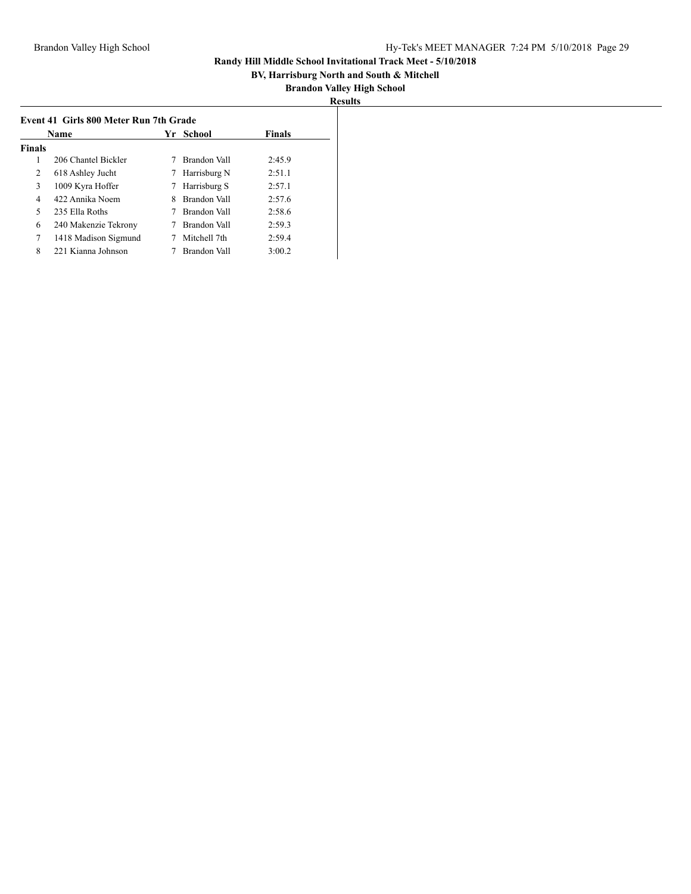# Randy Hill Middle School Invitational Track Meet - 5/10/2018

**BV, Harrisburg North and South & Mitchell**

**Brandon Valley High School**

**Results**

### Event 41 Girls 800 Meter Run 7th Grade

| | Name | Yr | School | Finals |
|---|---|---|---|---|
| **Finals** | | | | |
| 1 | 206 Chantel Bickler | 7 | Brandon Vall | 2:45.9 |
| 2 | 618 Ashley Jucht | 7 | Harrisburg N | 2:51.1 |
| 3 | 1009 Kyra Hoffer | 7 | Harrisburg S | 2:57.1 |
| 4 | 422 Annika Noem | 8 | Brandon Vall | 2:57.6 |
| 5 | 235 Ella Roths | 7 | Brandon Vall | 2:58.6 |
| 6 | 240 Makenzie Tekrony | 7 | Brandon Vall | 2:59.3 |
| 7 | 1418 Madison Sigmund | 7 | Mitchell 7th | 2:59.4 |
| 8 | 221 Kianna Johnson | 7 | Brandon Vall | 3:00.2 |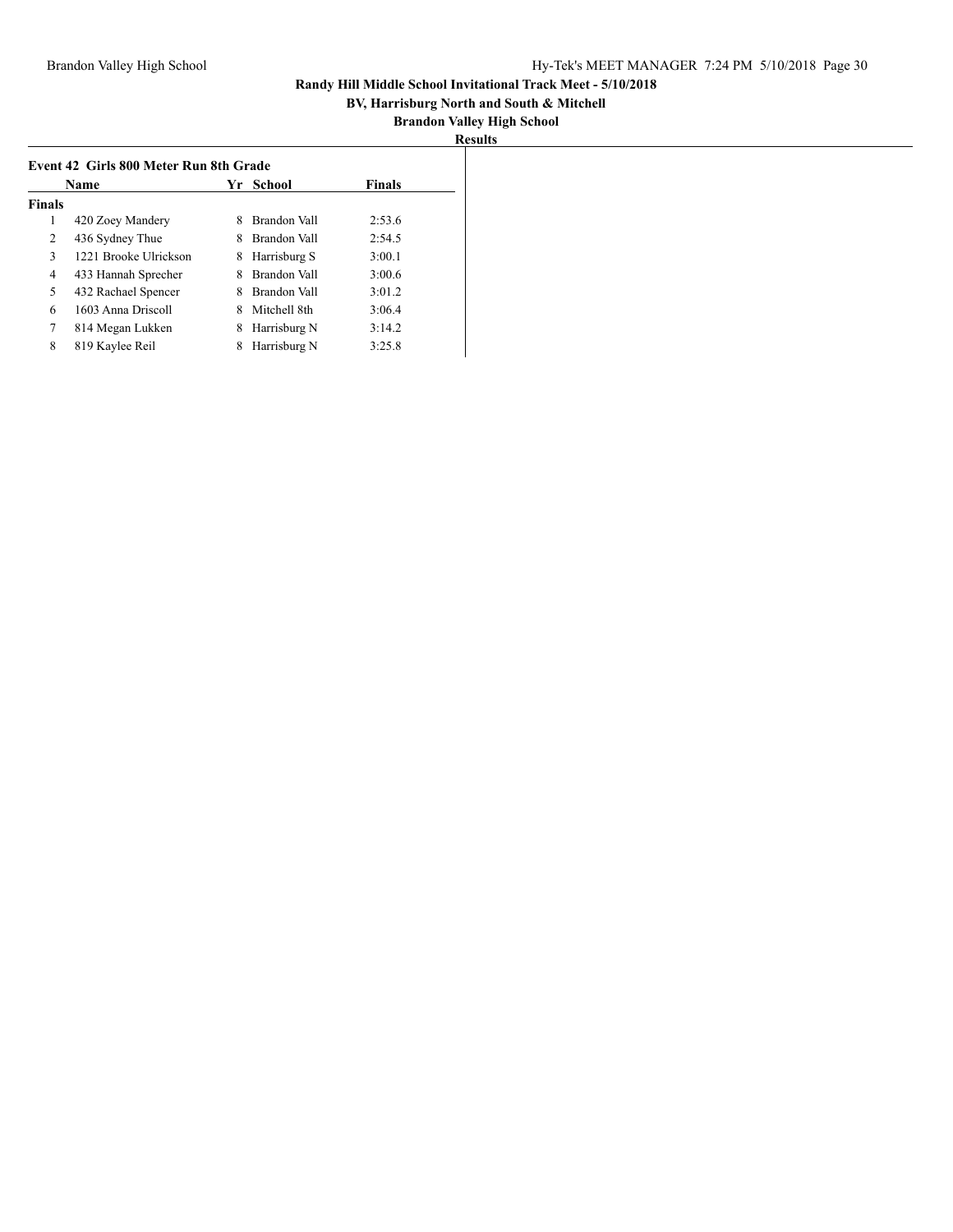**Randy Hill Middle School Invitational Track Meet - 5/10/2018**

**BV, Harrisburg North and South & Mitchell**

**Brandon Valley High School**

**Results**

### Event 42 Girls 800 Meter Run 8th Grade

| | Name | Yr | School | Finals |
|---|---|---|---|---|
| **Finals** | | | | |
| 1 | 420 Zoey Mandery | 8 | Brandon Vall | 2:53.6 |
| 2 | 436 Sydney Thue | 8 | Brandon Vall | 2:54.5 |
| 3 | 1221 Brooke Ulrickson | 8 | Harrisburg S | 3:00.1 |
| 4 | 433 Hannah Sprecher | 8 | Brandon Vall | 3:00.6 |
| 5 | 432 Rachael Spencer | 8 | Brandon Vall | 3:01.2 |
| 6 | 1603 Anna Driscoll | 8 | Mitchell 8th | 3:06.4 |
| 7 | 814 Megan Lukken | 8 | Harrisburg N | 3:14.2 |
| 8 | 819 Kaylee Reil | 8 | Harrisburg N | 3:25.8 |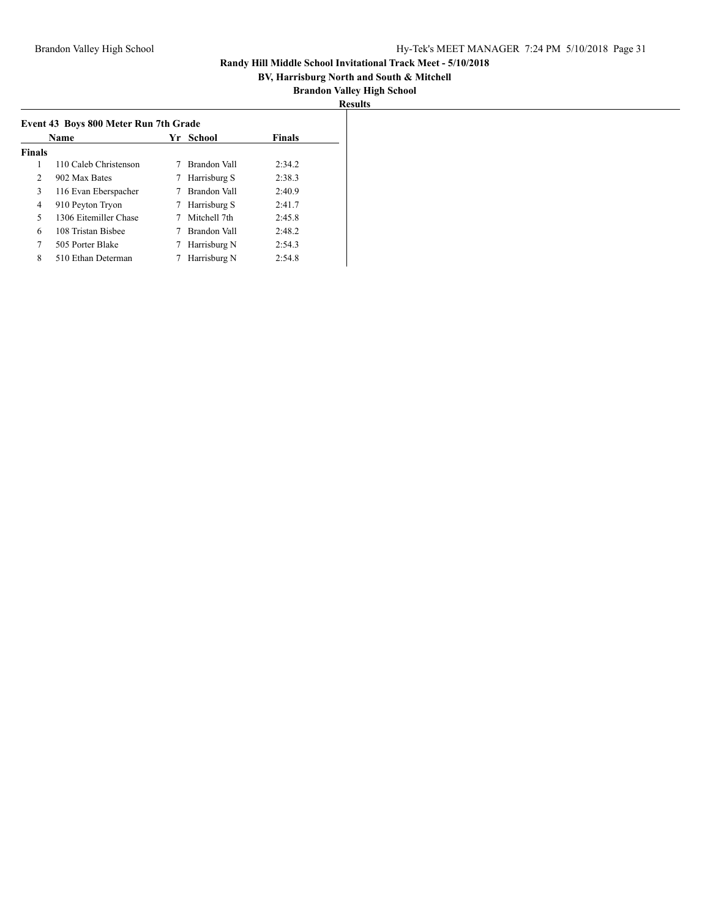# Randy Hill Middle School Invitational Track Meet - 5/10/2018

**BV, Harrisburg North and South & Mitchell**

**Brandon Valley High School**

**Results**

## Event 43 Boys 800 Meter Run 7th Grade

| | Name | Yr | School | Finals |
|---|---|---|---|---|
| **Finals** | | | | |
| 1 | 110 Caleb Christenson | 7 | Brandon Vall | 2:34.2 |
| 2 | 902 Max Bates | 7 | Harrisburg S | 2:38.3 |
| 3 | 116 Evan Eberspacher | 7 | Brandon Vall | 2:40.9 |
| 4 | 910 Peyton Tryon | 7 | Harrisburg S | 2:41.7 |
| 5 | 1306 Eitemiller Chase | 7 | Mitchell 7th | 2:45.8 |
| 6 | 108 Tristan Bisbee | 7 | Brandon Vall | 2:48.2 |
| 7 | 505 Porter Blake | 7 | Harrisburg N | 2:54.3 |
| 8 | 510 Ethan Determan | 7 | Harrisburg N | 2:54.8 |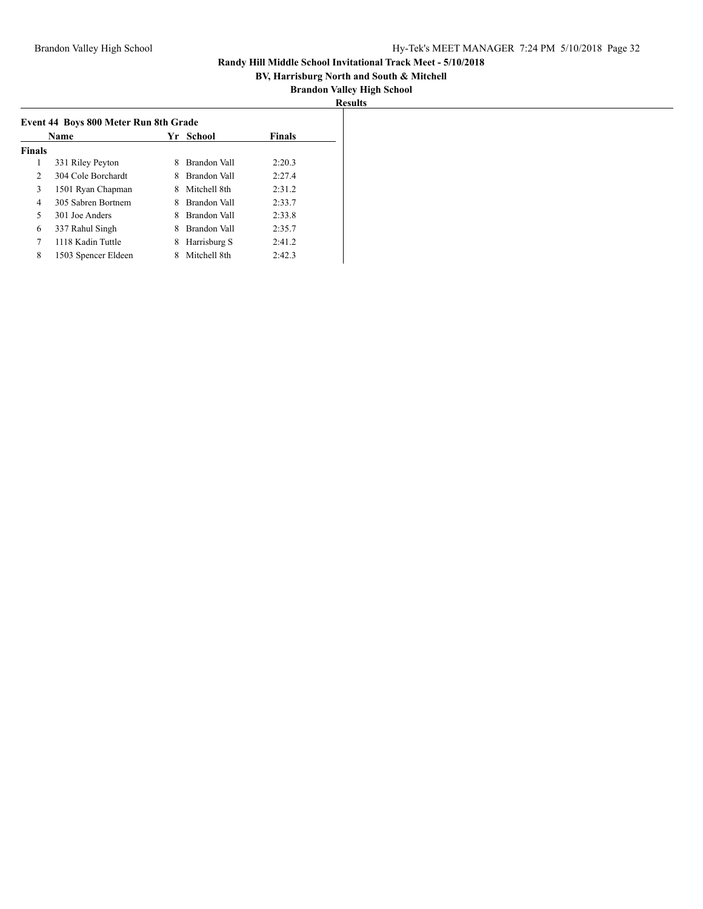# Randy Hill Middle School Invitational Track Meet - 5/10/2018

**BV, Harrisburg North and South & Mitchell**

**Brandon Valley High School**

**Results**

### Event 44 Boys 800 Meter Run 8th Grade

| | Name | Yr | School | Finals |
|---|---|---|---|---|
| **Finals** | | | | |
| 1 | 331 Riley Peyton | 8 | Brandon Vall | 2:20.3 |
| 2 | 304 Cole Borchardt | 8 | Brandon Vall | 2:27.4 |
| 3 | 1501 Ryan Chapman | 8 | Mitchell 8th | 2:31.2 |
| 4 | 305 Sabren Bortnem | 8 | Brandon Vall | 2:33.7 |
| 5 | 301 Joe Anders | 8 | Brandon Vall | 2:33.8 |
| 6 | 337 Rahul Singh | 8 | Brandon Vall | 2:35.7 |
| 7 | 1118 Kadin Tuttle | 8 | Harrisburg S | 2:41.2 |
| 8 | 1503 Spencer Eldeen | 8 | Mitchell 8th | 2:42.3 |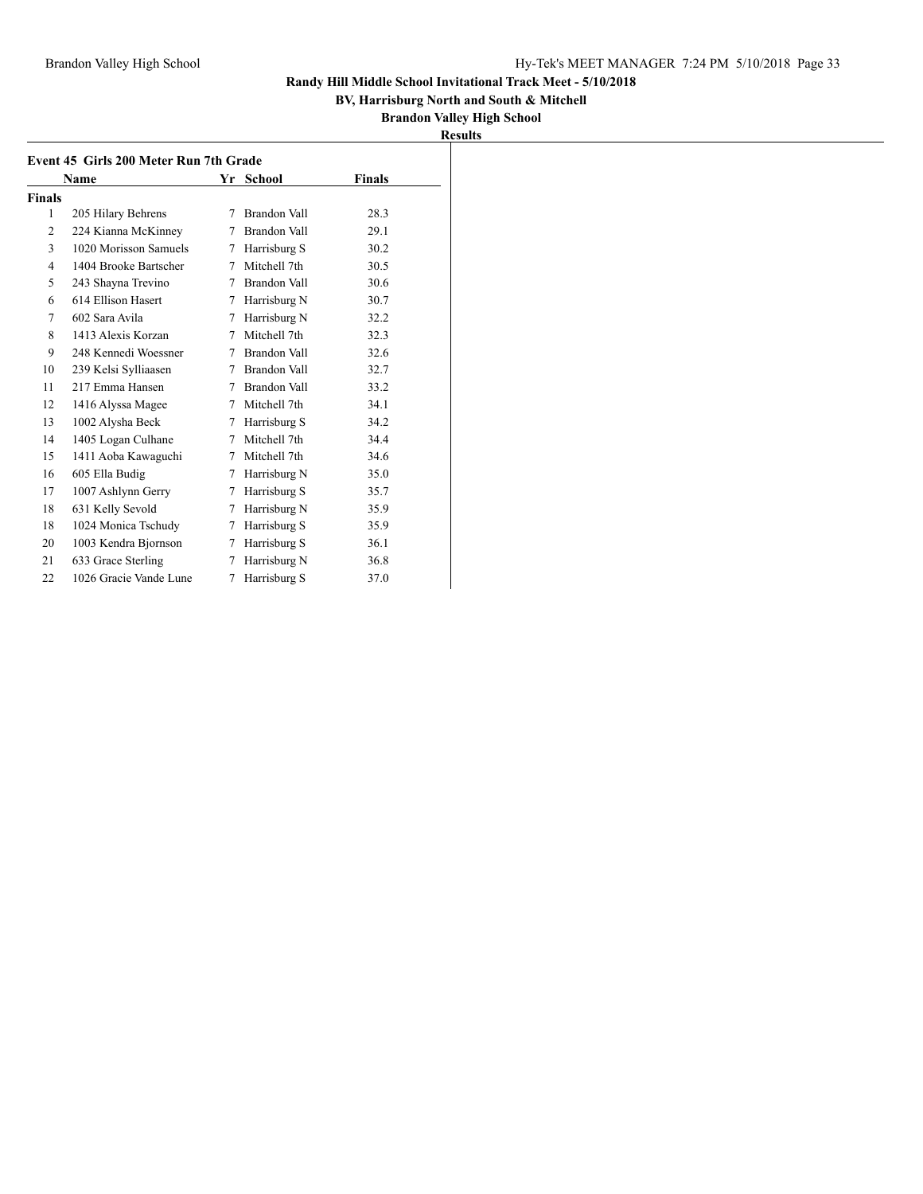**Randy Hill Middle School Invitational Track Meet - 5/10/2018**

**BV, Harrisburg North and South & Mitchell**

**Brandon Valley High School**

**Results**

### Event 45 Girls 200 Meter Run 7th Grade

| | Name | Yr | School | Finals |
|---|---|---|---|---|
| **Finals** | | | | |
| 1 | 205 Hilary Behrens | 7 | Brandon Vall | 28.3 |
| 2 | 224 Kianna McKinney | 7 | Brandon Vall | 29.1 |
| 3 | 1020 Morisson Samuels | 7 | Harrisburg S | 30.2 |
| 4 | 1404 Brooke Bartscher | 7 | Mitchell 7th | 30.5 |
| 5 | 243 Shayna Trevino | 7 | Brandon Vall | 30.6 |
| 6 | 614 Ellison Hasert | 7 | Harrisburg N | 30.7 |
| 7 | 602 Sara Avila | 7 | Harrisburg N | 32.2 |
| 8 | 1413 Alexis Korzan | 7 | Mitchell 7th | 32.3 |
| 9 | 248 Kennedi Woessner | 7 | Brandon Vall | 32.6 |
| 10 | 239 Kelsi Sylliaasen | 7 | Brandon Vall | 32.7 |
| 11 | 217 Emma Hansen | 7 | Brandon Vall | 33.2 |
| 12 | 1416 Alyssa Magee | 7 | Mitchell 7th | 34.1 |
| 13 | 1002 Alysha Beck | 7 | Harrisburg S | 34.2 |
| 14 | 1405 Logan Culhane | 7 | Mitchell 7th | 34.4 |
| 15 | 1411 Aoba Kawaguchi | 7 | Mitchell 7th | 34.6 |
| 16 | 605 Ella Budig | 7 | Harrisburg N | 35.0 |
| 17 | 1007 Ashlynn Gerry | 7 | Harrisburg S | 35.7 |
| 18 | 631 Kelly Sevold | 7 | Harrisburg N | 35.9 |
| 18 | 1024 Monica Tschudy | 7 | Harrisburg S | 35.9 |
| 20 | 1003 Kendra Bjornson | 7 | Harrisburg S | 36.1 |
| 21 | 633 Grace Sterling | 7 | Harrisburg N | 36.8 |
| 22 | 1026 Gracie Vande Lune | 7 | Harrisburg S | 37.0 |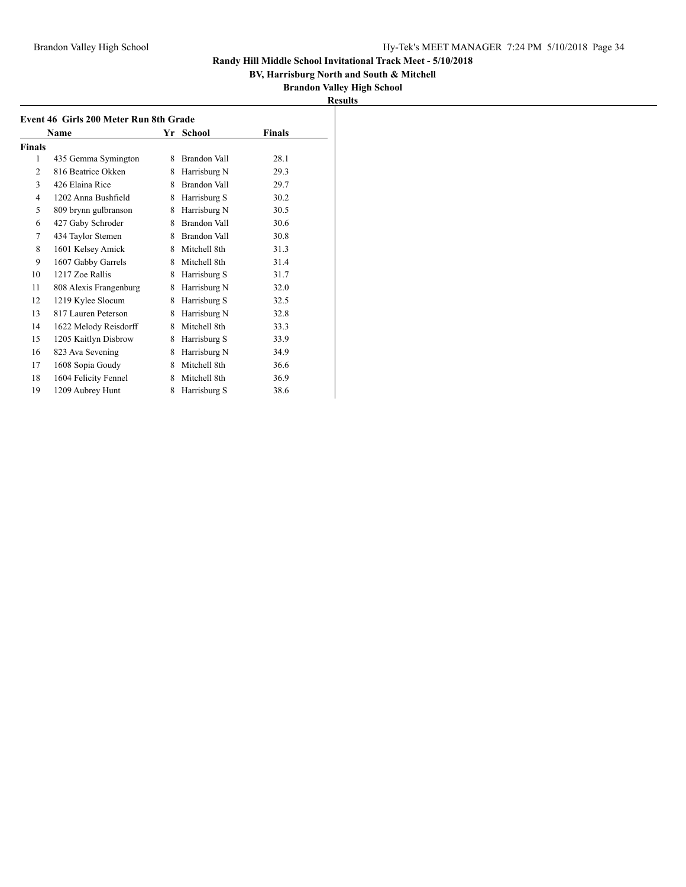**Randy Hill Middle School Invitational Track Meet - 5/10/2018**

**BV, Harrisburg North and South & Mitchell**

**Brandon Valley High School**

**Results**

### Event 46 Girls 200 Meter Run 8th Grade

| | Name | Yr | School | Finals |
|---|---|---|---|---|
| **Finals** | | | | |
| 1 | 435 Gemma Symington | 8 | Brandon Vall | 28.1 |
| 2 | 816 Beatrice Okken | 8 | Harrisburg N | 29.3 |
| 3 | 426 Elaina Rice | 8 | Brandon Vall | 29.7 |
| 4 | 1202 Anna Bushfield | 8 | Harrisburg S | 30.2 |
| 5 | 809 brynn gulbranson | 8 | Harrisburg N | 30.5 |
| 6 | 427 Gaby Schroder | 8 | Brandon Vall | 30.6 |
| 7 | 434 Taylor Stemen | 8 | Brandon Vall | 30.8 |
| 8 | 1601 Kelsey Amick | 8 | Mitchell 8th | 31.3 |
| 9 | 1607 Gabby Garrels | 8 | Mitchell 8th | 31.4 |
| 10 | 1217 Zoe Rallis | 8 | Harrisburg S | 31.7 |
| 11 | 808 Alexis Frangenburg | 8 | Harrisburg N | 32.0 |
| 12 | 1219 Kylee Slocum | 8 | Harrisburg S | 32.5 |
| 13 | 817 Lauren Peterson | 8 | Harrisburg N | 32.8 |
| 14 | 1622 Melody Reisdorff | 8 | Mitchell 8th | 33.3 |
| 15 | 1205 Kaitlyn Disbrow | 8 | Harrisburg S | 33.9 |
| 16 | 823 Ava Sevening | 8 | Harrisburg N | 34.9 |
| 17 | 1608 Sopia Goudy | 8 | Mitchell 8th | 36.6 |
| 18 | 1604 Felicity Fennel | 8 | Mitchell 8th | 36.9 |
| 19 | 1209 Aubrey Hunt | 8 | Harrisburg S | 38.6 |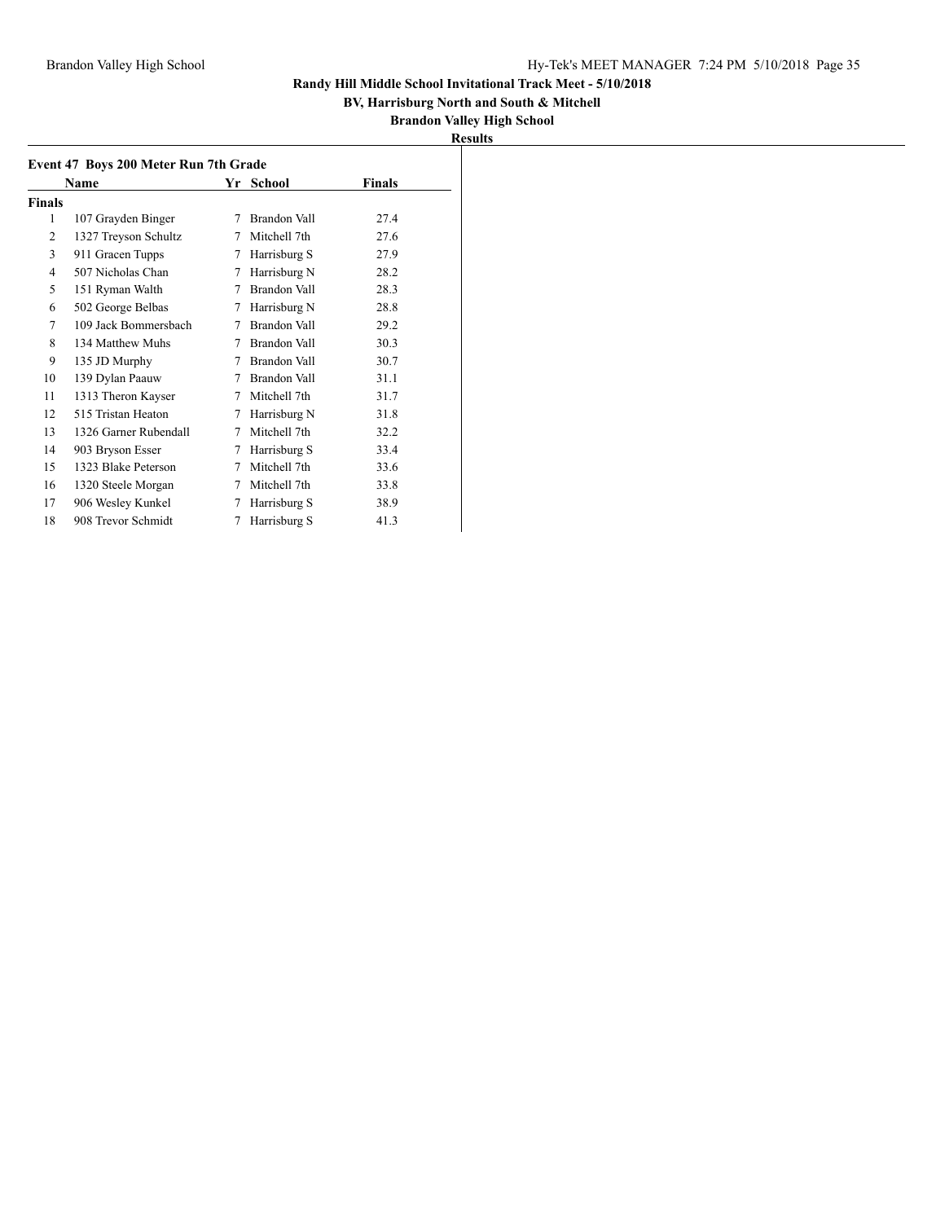**Randy Hill Middle School Invitational Track Meet - 5/10/2018**

**BV, Harrisburg North and South & Mitchell**

**Brandon Valley High School**

**Results**

### Event 47 Boys 200 Meter Run 7th Grade

| | Name | Yr | School | Finals |
|---|---|---|---|---|
| **Finals** | | | | |
| 1 | 107 Grayden Binger | 7 | Brandon Vall | 27.4 |
| 2 | 1327 Treyson Schultz | 7 | Mitchell 7th | 27.6 |
| 3 | 911 Gracen Tupps | 7 | Harrisburg S | 27.9 |
| 4 | 507 Nicholas Chan | 7 | Harrisburg N | 28.2 |
| 5 | 151 Ryman Walth | 7 | Brandon Vall | 28.3 |
| 6 | 502 George Belbas | 7 | Harrisburg N | 28.8 |
| 7 | 109 Jack Bommersbach | 7 | Brandon Vall | 29.2 |
| 8 | 134 Matthew Muhs | 7 | Brandon Vall | 30.3 |
| 9 | 135 JD Murphy | 7 | Brandon Vall | 30.7 |
| 10 | 139 Dylan Paauw | 7 | Brandon Vall | 31.1 |
| 11 | 1313 Theron Kayser | 7 | Mitchell 7th | 31.7 |
| 12 | 515 Tristan Heaton | 7 | Harrisburg N | 31.8 |
| 13 | 1326 Garner Rubendall | 7 | Mitchell 7th | 32.2 |
| 14 | 903 Bryson Esser | 7 | Harrisburg S | 33.4 |
| 15 | 1323 Blake Peterson | 7 | Mitchell 7th | 33.6 |
| 16 | 1320 Steele Morgan | 7 | Mitchell 7th | 33.8 |
| 17 | 906 Wesley Kunkel | 7 | Harrisburg S | 38.9 |
| 18 | 908 Trevor Schmidt | 7 | Harrisburg S | 41.3 |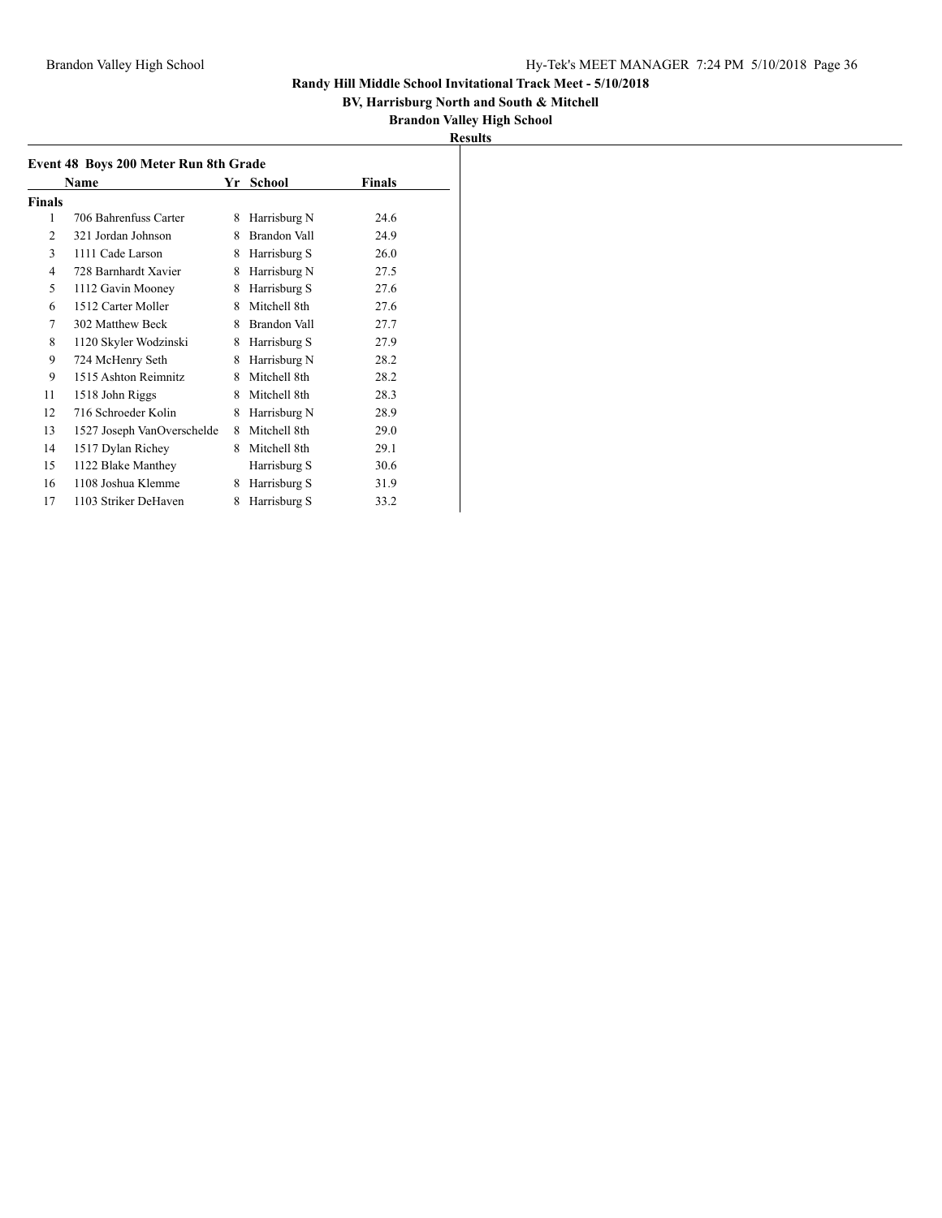**Randy Hill Middle School Invitational Track Meet - 5/10/2018**

**BV, Harrisburg North and South & Mitchell**

**Brandon Valley High School**

**Results**

### Event 48 Boys 200 Meter Run 8th Grade

| | Name | Yr | School | Finals |
|---|---|---|---|---|
| **Finals** | | | | |
| 1 | 706 Bahrenfuss Carter | 8 | Harrisburg N | 24.6 |
| 2 | 321 Jordan Johnson | 8 | Brandon Vall | 24.9 |
| 3 | 1111 Cade Larson | 8 | Harrisburg S | 26.0 |
| 4 | 728 Barnhardt Xavier | 8 | Harrisburg N | 27.5 |
| 5 | 1112 Gavin Mooney | 8 | Harrisburg S | 27.6 |
| 6 | 1512 Carter Moller | 8 | Mitchell 8th | 27.6 |
| 7 | 302 Matthew Beck | 8 | Brandon Vall | 27.7 |
| 8 | 1120 Skyler Wodzinski | 8 | Harrisburg S | 27.9 |
| 9 | 724 McHenry Seth | 8 | Harrisburg N | 28.2 |
| 9 | 1515 Ashton Reimnitz | 8 | Mitchell 8th | 28.2 |
| 11 | 1518 John Riggs | 8 | Mitchell 8th | 28.3 |
| 12 | 716 Schroeder Kolin | 8 | Harrisburg N | 28.9 |
| 13 | 1527 Joseph VanOverschelde | 8 | Mitchell 8th | 29.0 |
| 14 | 1517 Dylan Richey | 8 | Mitchell 8th | 29.1 |
| 15 | 1122 Blake Manthey | | Harrisburg S | 30.6 |
| 16 | 1108 Joshua Klemme | 8 | Harrisburg S | 31.9 |
| 17 | 1103 Striker DeHaven | 8 | Harrisburg S | 33.2 |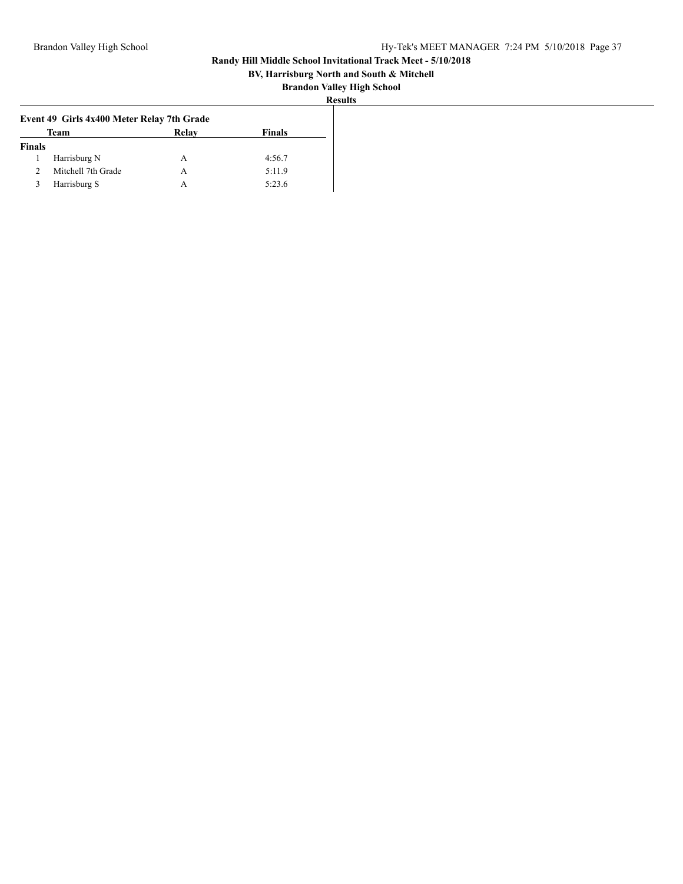**Randy Hill Middle School Invitational Track Meet - 5/10/2018**

**BV, Harrisburg North and South & Mitchell**

**Brandon Valley High School**

**Results**

### Event 49 Girls 4x400 Meter Relay 7th Grade

| | Team | Relay | Finals |
|---|---|---|---|
| **Finals** | | | |
| 1 | Harrisburg N | A | 4:56.7 |
| 2 | Mitchell 7th Grade | A | 5:11.9 |
| 3 | Harrisburg S | A | 5:23.6 |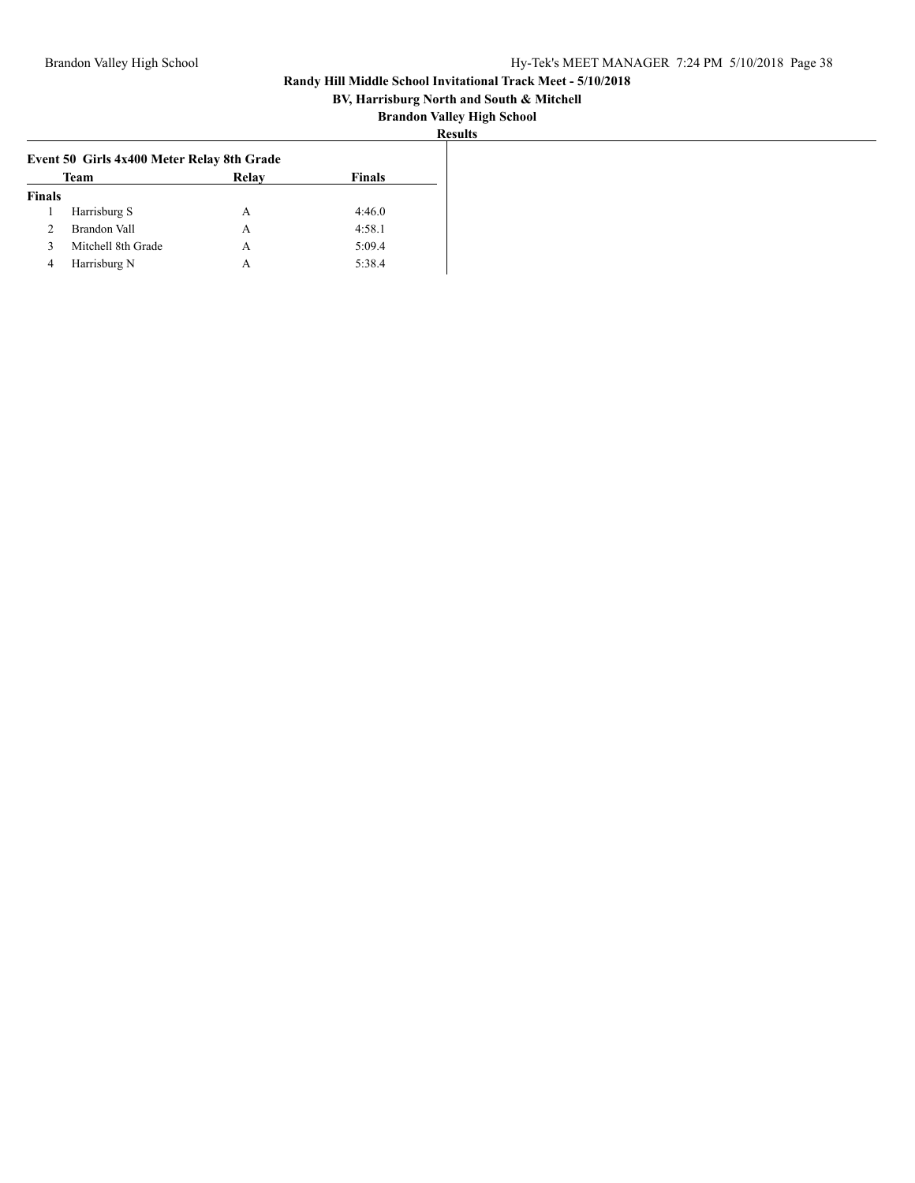## Randy Hill Middle School Invitational Track Meet - 5/10/2018

### BV, Harrisburg North and South & Mitchell

### Brandon Valley High School

### Results

**Event 50 Girls 4x400 Meter Relay 8th Grade**

| | Team | Relay | Finals |
|---|---|---|---|
| **Finals** | | | |
| 1 | Harrisburg S | A | 4:46.0 |
| 2 | Brandon Vall | A | 4:58.1 |
| 3 | Mitchell 8th Grade | A | 5:09.4 |
| 4 | Harrisburg N | A | 5:38.4 |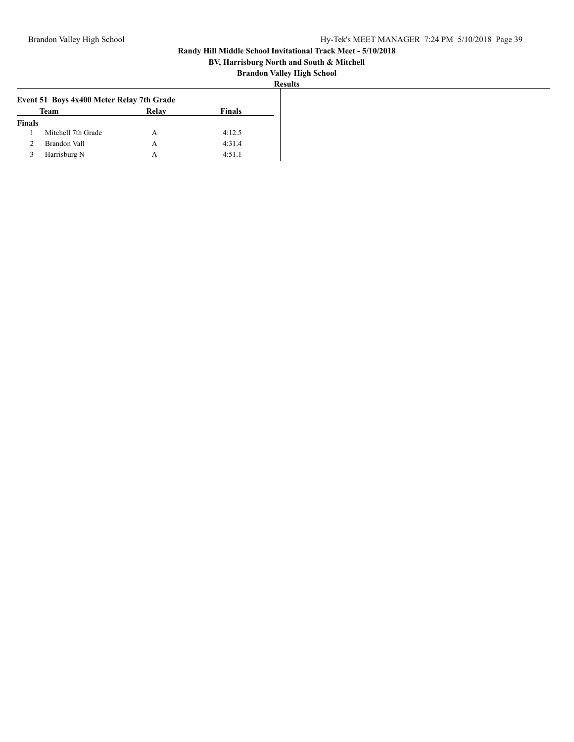# Randy Hill Middle School Invitational Track Meet - 5/10/2018

## BV, Harrisburg North and South & Mitchell

## Brandon Valley High School

### Results

**Event 51 Boys 4x400 Meter Relay 7th Grade**

| | Team | Relay | Finals |
|---|---|---|---|
| **Finals** | | | |
| 1 | Mitchell 7th Grade | A | 4:12.5 |
| 2 | Brandon Vall | A | 4:31.4 |
| 3 | Harrisburg N | A | 4:51.1 |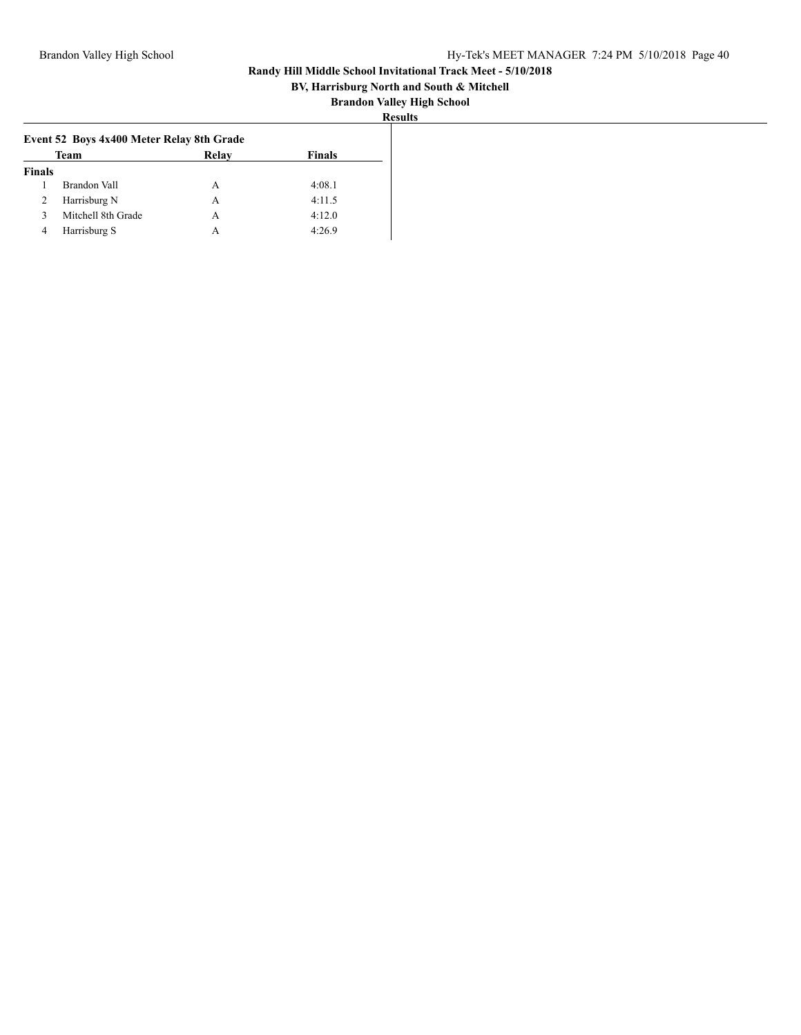**Randy Hill Middle School Invitational Track Meet - 5/10/2018**

**BV, Harrisburg North and South & Mitchell**

**Brandon Valley High School**

**Results**

### Event 52 Boys 4x400 Meter Relay 8th Grade

| | Team | Relay | Finals |
|---|---|---|---|
| **Finals** | | | |
| 1 | Brandon Vall | A | 4:08.1 |
| 2 | Harrisburg N | A | 4:11.5 |
| 3 | Mitchell 8th Grade | A | 4:12.0 |
| 4 | Harrisburg S | A | 4:26.9 |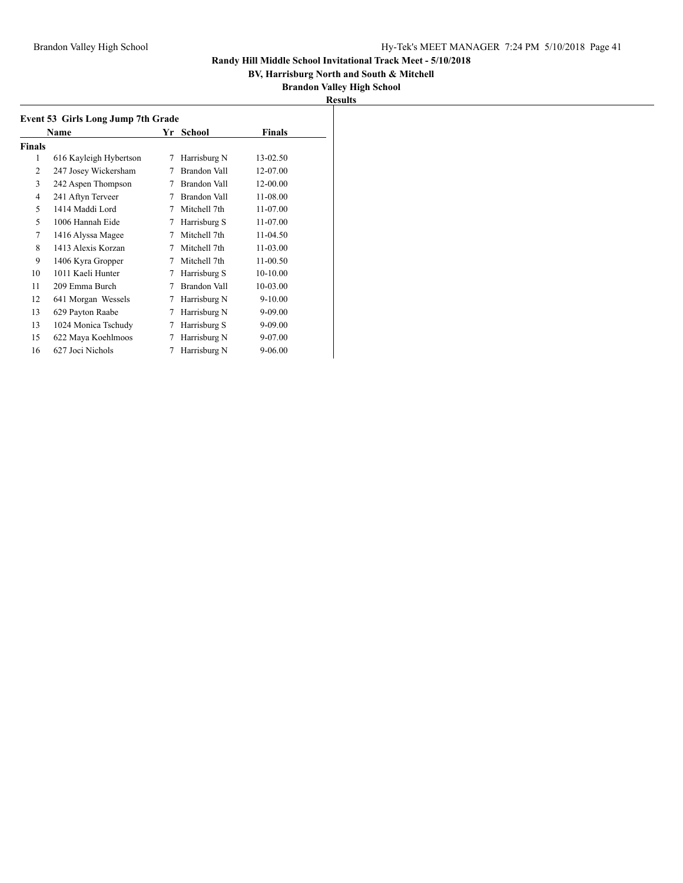**Randy Hill Middle School Invitational Track Meet - 5/10/2018**

**BV, Harrisburg North and South & Mitchell**

**Brandon Valley High School**

**Results**

### Event 53 Girls Long Jump 7th Grade

| | Name | Yr | School | Finals |
|---|---|---|---|---|
| **Finals** | | | | |
| 1 | 616 Kayleigh Hybertson | 7 | Harrisburg N | 13-02.50 |
| 2 | 247 Josey Wickersham | 7 | Brandon Vall | 12-07.00 |
| 3 | 242 Aspen Thompson | 7 | Brandon Vall | 12-00.00 |
| 4 | 241 Aftyn Terveer | 7 | Brandon Vall | 11-08.00 |
| 5 | 1414 Maddi Lord | 7 | Mitchell 7th | 11-07.00 |
| 5 | 1006 Hannah Eide | 7 | Harrisburg S | 11-07.00 |
| 7 | 1416 Alyssa Magee | 7 | Mitchell 7th | 11-04.50 |
| 8 | 1413 Alexis Korzan | 7 | Mitchell 7th | 11-03.00 |
| 9 | 1406 Kyra Gropper | 7 | Mitchell 7th | 11-00.50 |
| 10 | 1011 Kaeli Hunter | 7 | Harrisburg S | 10-10.00 |
| 11 | 209 Emma Burch | 7 | Brandon Vall | 10-03.00 |
| 12 | 641 Morgan Wessels | 7 | Harrisburg N | 9-10.00 |
| 13 | 629 Payton Raabe | 7 | Harrisburg N | 9-09.00 |
| 13 | 1024 Monica Tschudy | 7 | Harrisburg S | 9-09.00 |
| 15 | 622 Maya Koehlmoos | 7 | Harrisburg N | 9-07.00 |
| 16 | 627 Joci Nichols | 7 | Harrisburg N | 9-06.00 |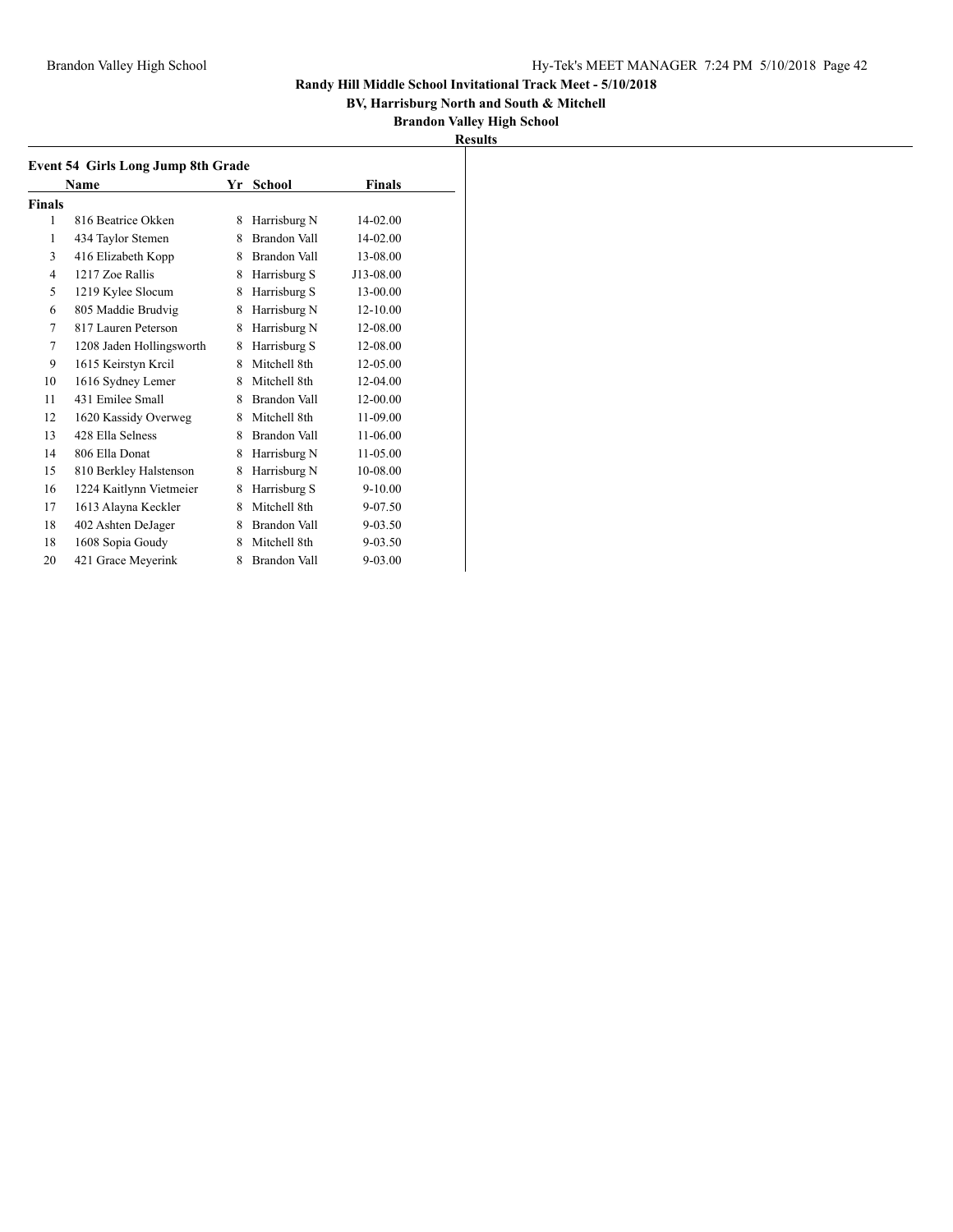**Randy Hill Middle School Invitational Track Meet - 5/10/2018**

**BV, Harrisburg North and South & Mitchell**

**Brandon Valley High School**

**Results**

### Event 54 Girls Long Jump 8th Grade

| | Name | Yr | School | Finals |
|---|---|---|---|---|
| **Finals** | | | | |
| 1 | 816 Beatrice Okken | 8 | Harrisburg N | 14-02.00 |
| 1 | 434 Taylor Stemen | 8 | Brandon Vall | 14-02.00 |
| 3 | 416 Elizabeth Kopp | 8 | Brandon Vall | 13-08.00 |
| 4 | 1217 Zoe Rallis | 8 | Harrisburg S | J13-08.00 |
| 5 | 1219 Kylee Slocum | 8 | Harrisburg S | 13-00.00 |
| 6 | 805 Maddie Brudvig | 8 | Harrisburg N | 12-10.00 |
| 7 | 817 Lauren Peterson | 8 | Harrisburg N | 12-08.00 |
| 7 | 1208 Jaden Hollingsworth | 8 | Harrisburg S | 12-08.00 |
| 9 | 1615 Keirstyn Krcil | 8 | Mitchell 8th | 12-05.00 |
| 10 | 1616 Sydney Lemer | 8 | Mitchell 8th | 12-04.00 |
| 11 | 431 Emilee Small | 8 | Brandon Vall | 12-00.00 |
| 12 | 1620 Kassidy Overweg | 8 | Mitchell 8th | 11-09.00 |
| 13 | 428 Ella Selness | 8 | Brandon Vall | 11-06.00 |
| 14 | 806 Ella Donat | 8 | Harrisburg N | 11-05.00 |
| 15 | 810 Berkley Halstenson | 8 | Harrisburg N | 10-08.00 |
| 16 | 1224 Kaitlynn Vietmeier | 8 | Harrisburg S | 9-10.00 |
| 17 | 1613 Alayna Keckler | 8 | Mitchell 8th | 9-07.50 |
| 18 | 402 Ashten DeJager | 8 | Brandon Vall | 9-03.50 |
| 18 | 1608 Sopia Goudy | 8 | Mitchell 8th | 9-03.50 |
| 20 | 421 Grace Meyerink | 8 | Brandon Vall | 9-03.00 |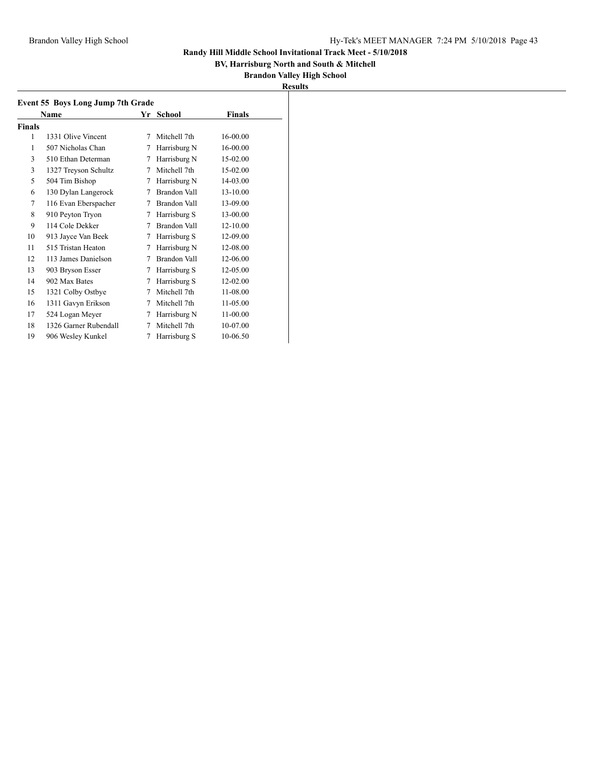**Randy Hill Middle School Invitational Track Meet - 5/10/2018**

**BV, Harrisburg North and South & Mitchell**

**Brandon Valley High School**

**Results**

### Event 55 Boys Long Jump 7th Grade

| | Name | Yr | School | Finals |
|---|---|---|---|---|
| **Finals** | | | | |
| 1 | 1331 Olive Vincent | 7 | Mitchell 7th | 16-00.00 |
| 1 | 507 Nicholas Chan | 7 | Harrisburg N | 16-00.00 |
| 3 | 510 Ethan Determan | 7 | Harrisburg N | 15-02.00 |
| 3 | 1327 Treyson Schultz | 7 | Mitchell 7th | 15-02.00 |
| 5 | 504 Tim Bishop | 7 | Harrisburg N | 14-03.00 |
| 6 | 130 Dylan Langerock | 7 | Brandon Vall | 13-10.00 |
| 7 | 116 Evan Eberspacher | 7 | Brandon Vall | 13-09.00 |
| 8 | 910 Peyton Tryon | 7 | Harrisburg S | 13-00.00 |
| 9 | 114 Cole Dekker | 7 | Brandon Vall | 12-10.00 |
| 10 | 913 Jayce Van Beek | 7 | Harrisburg S | 12-09.00 |
| 11 | 515 Tristan Heaton | 7 | Harrisburg N | 12-08.00 |
| 12 | 113 James Danielson | 7 | Brandon Vall | 12-06.00 |
| 13 | 903 Bryson Esser | 7 | Harrisburg S | 12-05.00 |
| 14 | 902 Max Bates | 7 | Harrisburg S | 12-02.00 |
| 15 | 1321 Colby Ostbye | 7 | Mitchell 7th | 11-08.00 |
| 16 | 1311 Gavyn Erikson | 7 | Mitchell 7th | 11-05.00 |
| 17 | 524 Logan Meyer | 7 | Harrisburg N | 11-00.00 |
| 18 | 1326 Garner Rubendall | 7 | Mitchell 7th | 10-07.00 |
| 19 | 906 Wesley Kunkel | 7 | Harrisburg S | 10-06.50 |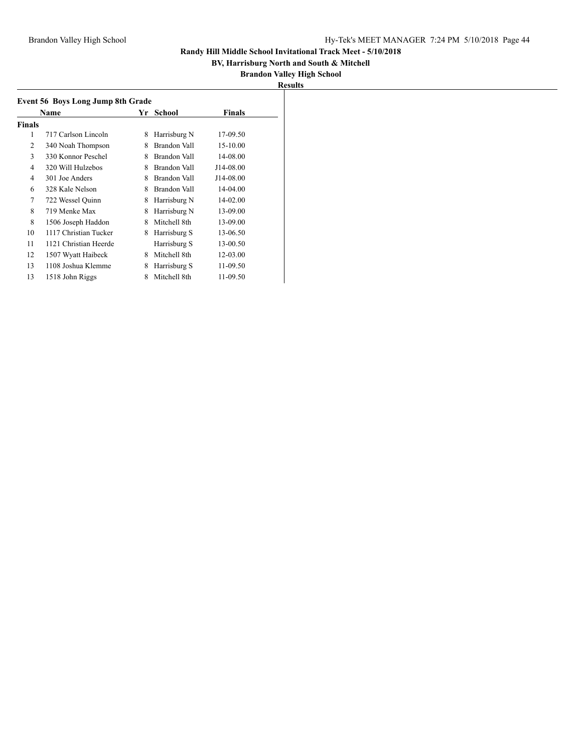## Randy Hill Middle School Invitational Track Meet - 5/10/2018

**BV, Harrisburg North and South & Mitchell**

**Brandon Valley High School**

**Results**

### Event 56 Boys Long Jump 8th Grade

| | Name | Yr | School | Finals |
|---|---|---|---|---|
| **Finals** | | | | |
| 1 | 717 Carlson Lincoln | 8 | Harrisburg N | 17-09.50 |
| 2 | 340 Noah Thompson | 8 | Brandon Vall | 15-10.00 |
| 3 | 330 Konnor Peschel | 8 | Brandon Vall | 14-08.00 |
| 4 | 320 Will Hulzebos | 8 | Brandon Vall | J14-08.00 |
| 4 | 301 Joe Anders | 8 | Brandon Vall | J14-08.00 |
| 6 | 328 Kale Nelson | 8 | Brandon Vall | 14-04.00 |
| 7 | 722 Wessel Quinn | 8 | Harrisburg N | 14-02.00 |
| 8 | 719 Menke Max | 8 | Harrisburg N | 13-09.00 |
| 8 | 1506 Joseph Haddon | 8 | Mitchell 8th | 13-09.00 |
| 10 | 1117 Christian Tucker | 8 | Harrisburg S | 13-06.50 |
| 11 | 1121 Christian Heerde | | Harrisburg S | 13-00.50 |
| 12 | 1507 Wyatt Haibeck | 8 | Mitchell 8th | 12-03.00 |
| 13 | 1108 Joshua Klemme | 8 | Harrisburg S | 11-09.50 |
| 13 | 1518 John Riggs | 8 | Mitchell 8th | 11-09.50 |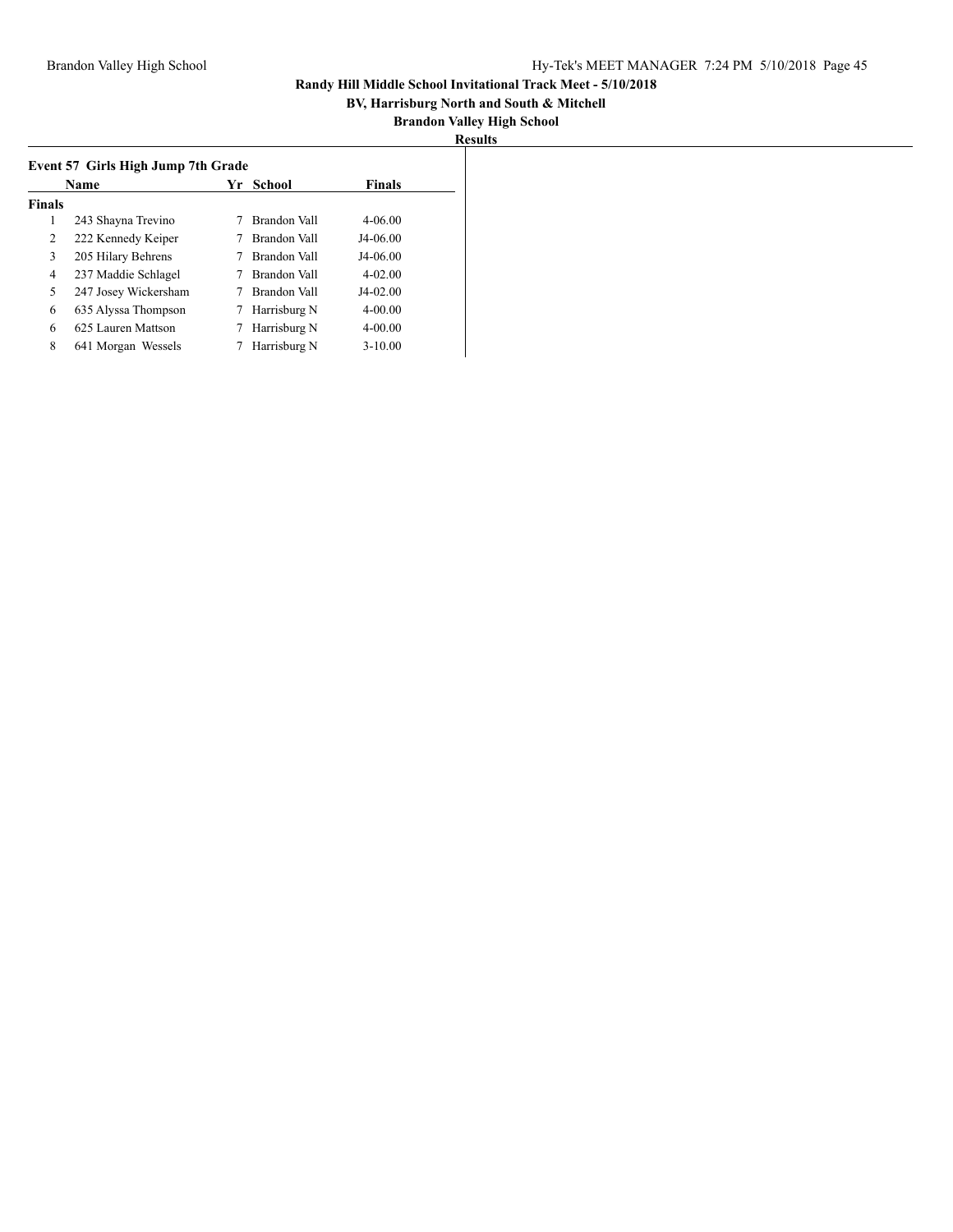**Randy Hill Middle School Invitational Track Meet - 5/10/2018**

**BV, Harrisburg North and South & Mitchell**

**Brandon Valley High School**

**Results**

### Event 57 Girls High Jump 7th Grade

| | Name | Yr | School | Finals |
|---|---|---|---|---|
| **Finals** | | | | |
| 1 | 243 Shayna Trevino | 7 | Brandon Vall | 4-06.00 |
| 2 | 222 Kennedy Keiper | 7 | Brandon Vall | J4-06.00 |
| 3 | 205 Hilary Behrens | 7 | Brandon Vall | J4-06.00 |
| 4 | 237 Maddie Schlagel | 7 | Brandon Vall | 4-02.00 |
| 5 | 247 Josey Wickersham | 7 | Brandon Vall | J4-02.00 |
| 6 | 635 Alyssa Thompson | 7 | Harrisburg N | 4-00.00 |
| 6 | 625 Lauren Mattson | 7 | Harrisburg N | 4-00.00 |
| 8 | 641 Morgan Wessels | 7 | Harrisburg N | 3-10.00 |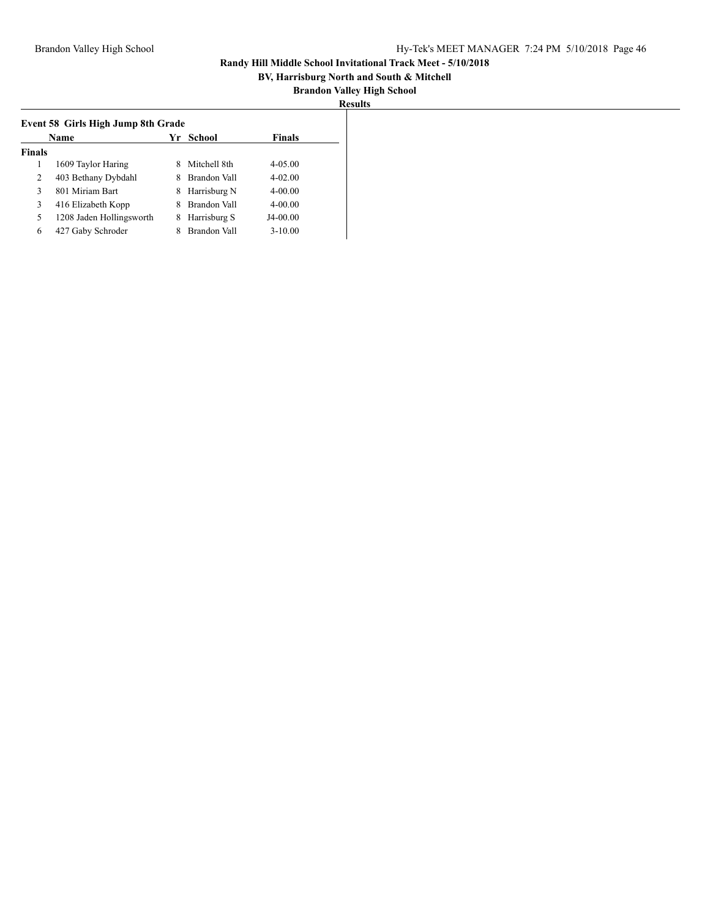**Randy Hill Middle School Invitational Track Meet - 5/10/2018**

**BV, Harrisburg North and South & Mitchell**

**Brandon Valley High School**

**Results**

### Event 58 Girls High Jump 8th Grade

| | Name | Yr | School | Finals |
|---|---|---|---|---|
| **Finals** | | | | |
| 1 | 1609 Taylor Haring | 8 | Mitchell 8th | 4-05.00 |
| 2 | 403 Bethany Dybdahl | 8 | Brandon Vall | 4-02.00 |
| 3 | 801 Miriam Bart | 8 | Harrisburg N | 4-00.00 |
| 3 | 416 Elizabeth Kopp | 8 | Brandon Vall | 4-00.00 |
| 5 | 1208 Jaden Hollingsworth | 8 | Harrisburg S | J4-00.00 |
| 6 | 427 Gaby Schroder | 8 | Brandon Vall | 3-10.00 |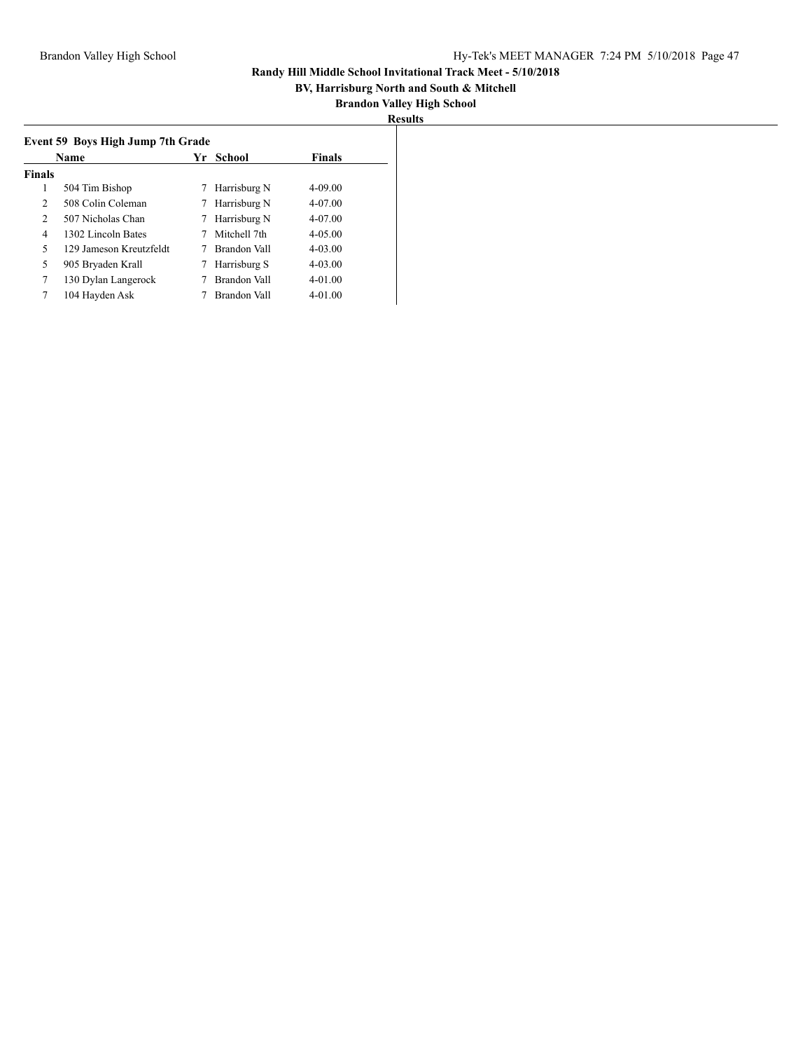**Randy Hill Middle School Invitational Track Meet - 5/10/2018**

**BV, Harrisburg North and South & Mitchell**

**Brandon Valley High School**

**Results**

### Event 59 Boys High Jump 7th Grade

| | Name | Yr | School | Finals |
|---|---|---|---|---|
| **Finals** | | | | |
| 1 | 504 Tim Bishop | 7 | Harrisburg N | 4-09.00 |
| 2 | 508 Colin Coleman | 7 | Harrisburg N | 4-07.00 |
| 2 | 507 Nicholas Chan | 7 | Harrisburg N | 4-07.00 |
| 4 | 1302 Lincoln Bates | 7 | Mitchell 7th | 4-05.00 |
| 5 | 129 Jameson Kreutzfeldt | 7 | Brandon Vall | 4-03.00 |
| 5 | 905 Bryaden Krall | 7 | Harrisburg S | 4-03.00 |
| 7 | 130 Dylan Langerock | 7 | Brandon Vall | 4-01.00 |
| 7 | 104 Hayden Ask | 7 | Brandon Vall | 4-01.00 |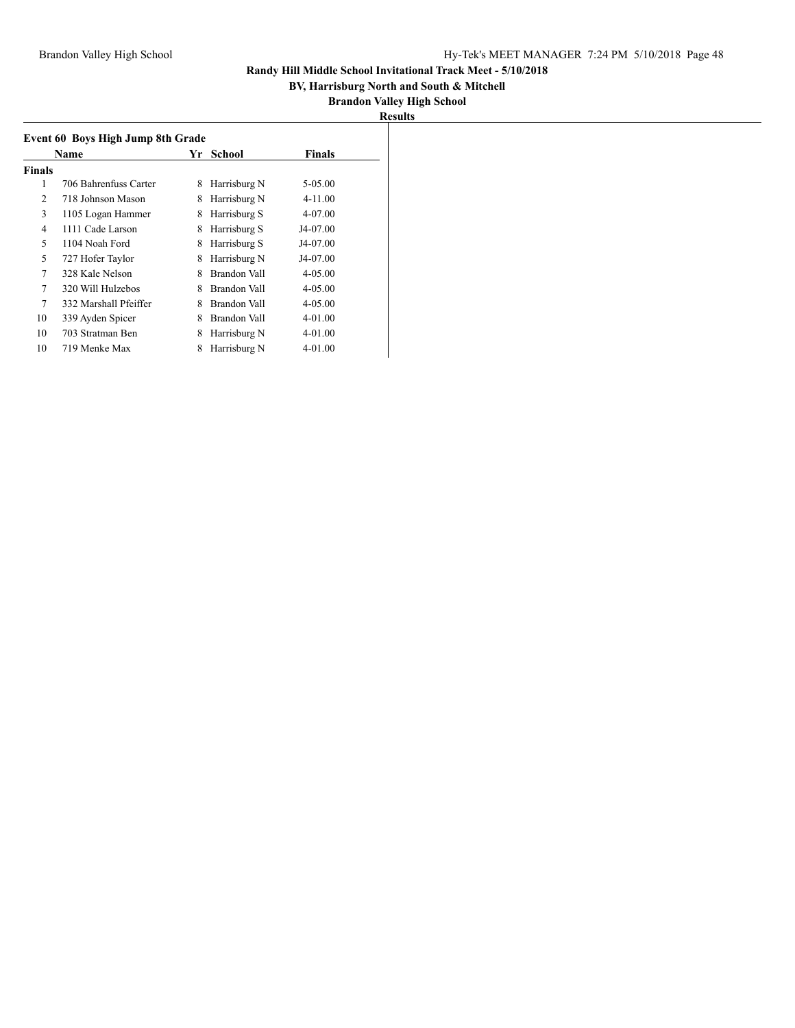**Randy Hill Middle School Invitational Track Meet - 5/10/2018**

**BV, Harrisburg North and South & Mitchell**

**Brandon Valley High School**

**Results**

### Event 60 Boys High Jump 8th Grade

| | Name | Yr | School | Finals |
|---|---|---|---|---|
| **Finals** | | | | |
| 1 | 706 Bahrenfuss Carter | 8 | Harrisburg N | 5-05.00 |
| 2 | 718 Johnson Mason | 8 | Harrisburg N | 4-11.00 |
| 3 | 1105 Logan Hammer | 8 | Harrisburg S | 4-07.00 |
| 4 | 1111 Cade Larson | 8 | Harrisburg S | J4-07.00 |
| 5 | 1104 Noah Ford | 8 | Harrisburg S | J4-07.00 |
| 5 | 727 Hofer Taylor | 8 | Harrisburg N | J4-07.00 |
| 7 | 328 Kale Nelson | 8 | Brandon Vall | 4-05.00 |
| 7 | 320 Will Hulzebos | 8 | Brandon Vall | 4-05.00 |
| 7 | 332 Marshall Pfeiffer | 8 | Brandon Vall | 4-05.00 |
| 10 | 339 Ayden Spicer | 8 | Brandon Vall | 4-01.00 |
| 10 | 703 Stratman Ben | 8 | Harrisburg N | 4-01.00 |
| 10 | 719 Menke Max | 8 | Harrisburg N | 4-01.00 |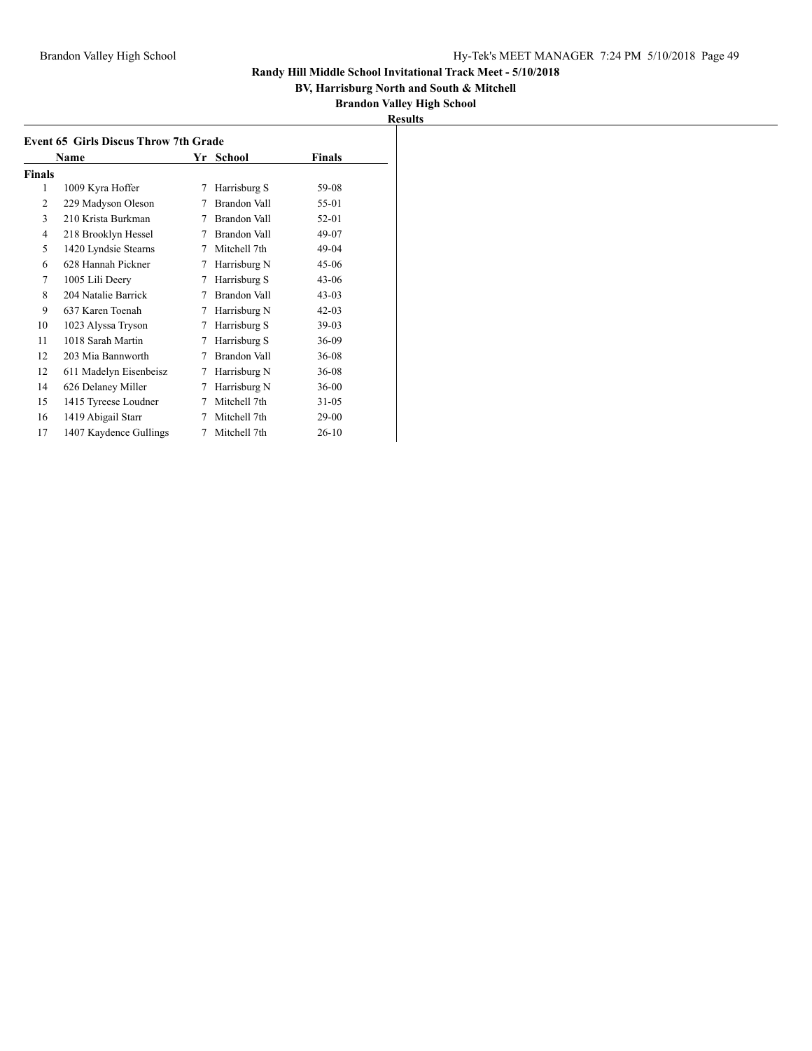**Randy Hill Middle School Invitational Track Meet - 5/10/2018**

**BV, Harrisburg North and South & Mitchell**

**Brandon Valley High School**

**Results**

### Event 65 Girls Discus Throw 7th Grade

| | Name | Yr | School | Finals |
|---|---|---|---|---|
| **Finals** | | | | |
| 1 | 1009 Kyra Hoffer | 7 | Harrisburg S | 59-08 |
| 2 | 229 Madyson Oleson | 7 | Brandon Vall | 55-01 |
| 3 | 210 Krista Burkman | 7 | Brandon Vall | 52-01 |
| 4 | 218 Brooklyn Hessel | 7 | Brandon Vall | 49-07 |
| 5 | 1420 Lyndsie Stearns | 7 | Mitchell 7th | 49-04 |
| 6 | 628 Hannah Pickner | 7 | Harrisburg N | 45-06 |
| 7 | 1005 Lili Deery | 7 | Harrisburg S | 43-06 |
| 8 | 204 Natalie Barrick | 7 | Brandon Vall | 43-03 |
| 9 | 637 Karen Toenah | 7 | Harrisburg N | 42-03 |
| 10 | 1023 Alyssa Tryson | 7 | Harrisburg S | 39-03 |
| 11 | 1018 Sarah Martin | 7 | Harrisburg S | 36-09 |
| 12 | 203 Mia Bannworth | 7 | Brandon Vall | 36-08 |
| 12 | 611 Madelyn Eisenbeisz | 7 | Harrisburg N | 36-08 |
| 14 | 626 Delaney Miller | 7 | Harrisburg N | 36-00 |
| 15 | 1415 Tyreese Loudner | 7 | Mitchell 7th | 31-05 |
| 16 | 1419 Abigail Starr | 7 | Mitchell 7th | 29-00 |
| 17 | 1407 Kaydence Gullings | 7 | Mitchell 7th | 26-10 |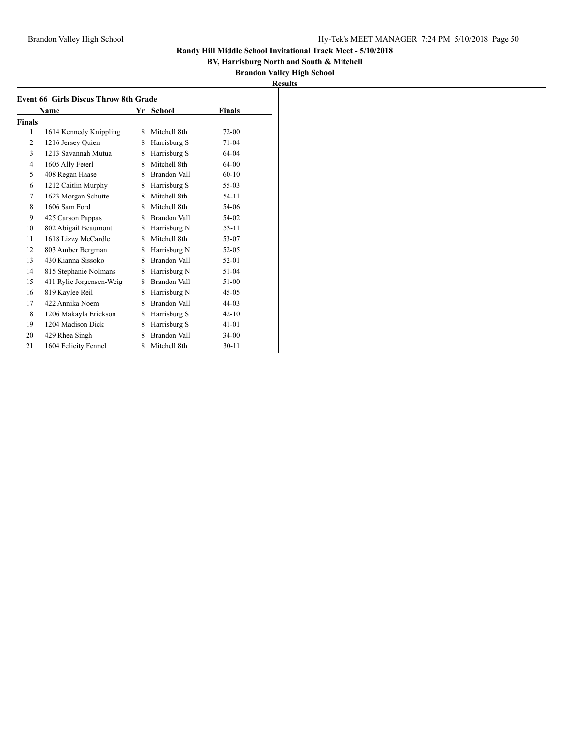**Randy Hill Middle School Invitational Track Meet - 5/10/2018**

**BV, Harrisburg North and South & Mitchell**

**Brandon Valley High School**

**Results**

### Event 66 Girls Discus Throw 8th Grade

| | Name | Yr | School | Finals |
|---|---|---|---|---|
| **Finals** | | | | |
| 1 | 1614 Kennedy Knippling | 8 | Mitchell 8th | 72-00 |
| 2 | 1216 Jersey Quien | 8 | Harrisburg S | 71-04 |
| 3 | 1213 Savannah Mutua | 8 | Harrisburg S | 64-04 |
| 4 | 1605 Ally Feterl | 8 | Mitchell 8th | 64-00 |
| 5 | 408 Regan Haase | 8 | Brandon Vall | 60-10 |
| 6 | 1212 Caitlin Murphy | 8 | Harrisburg S | 55-03 |
| 7 | 1623 Morgan Schutte | 8 | Mitchell 8th | 54-11 |
| 8 | 1606 Sam Ford | 8 | Mitchell 8th | 54-06 |
| 9 | 425 Carson Pappas | 8 | Brandon Vall | 54-02 |
| 10 | 802 Abigail Beaumont | 8 | Harrisburg N | 53-11 |
| 11 | 1618 Lizzy McCardle | 8 | Mitchell 8th | 53-07 |
| 12 | 803 Amber Bergman | 8 | Harrisburg N | 52-05 |
| 13 | 430 Kianna Sissoko | 8 | Brandon Vall | 52-01 |
| 14 | 815 Stephanie Nolmans | 8 | Harrisburg N | 51-04 |
| 15 | 411 Rylie Jorgensen-Weig | 8 | Brandon Vall | 51-00 |
| 16 | 819 Kaylee Reil | 8 | Harrisburg N | 45-05 |
| 17 | 422 Annika Noem | 8 | Brandon Vall | 44-03 |
| 18 | 1206 Makayla Erickson | 8 | Harrisburg S | 42-10 |
| 19 | 1204 Madison Dick | 8 | Harrisburg S | 41-01 |
| 20 | 429 Rhea Singh | 8 | Brandon Vall | 34-00 |
| 21 | 1604 Felicity Fennel | 8 | Mitchell 8th | 30-11 |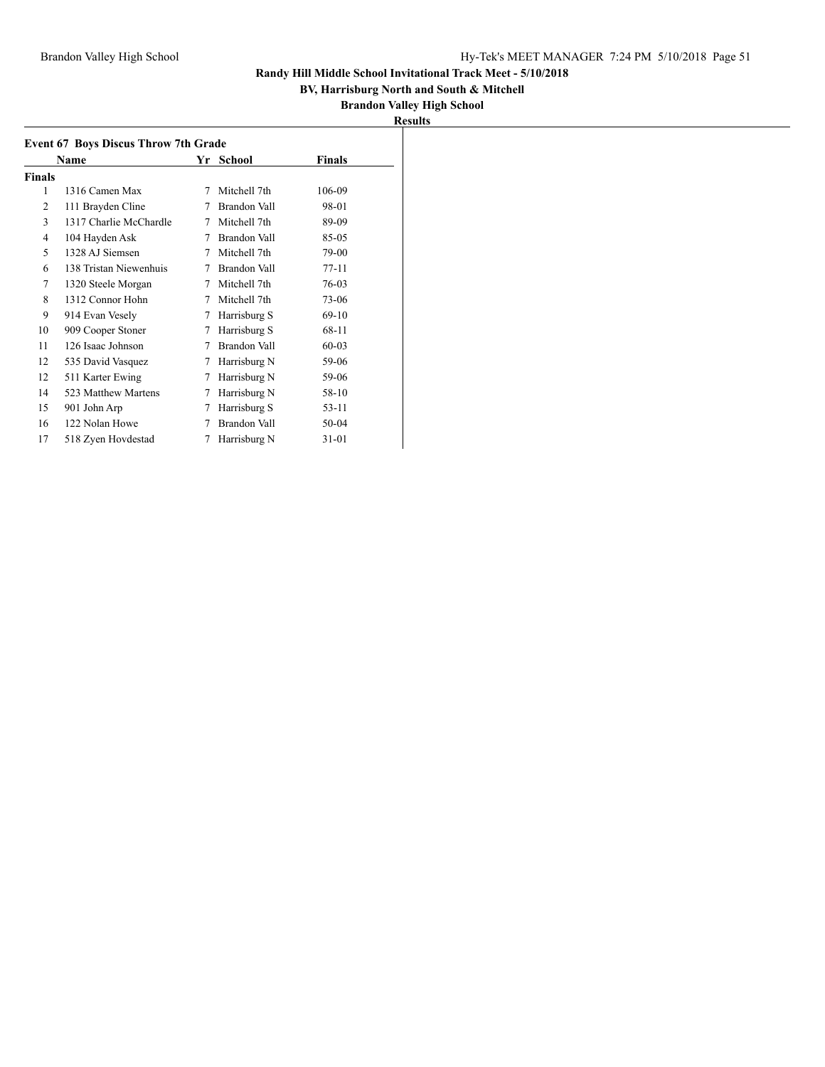# Randy Hill Middle School Invitational Track Meet - 5/10/2018

**BV, Harrisburg North and South & Mitchell**

**Brandon Valley High School**

**Results**

### Event 67 Boys Discus Throw 7th Grade

| | Name | Yr | School | Finals |
|---|---|---|---|---|
| **Finals** | | | | |
| 1 | 1316 Camen Max | 7 | Mitchell 7th | 106-09 |
| 2 | 111 Brayden Cline | 7 | Brandon Vall | 98-01 |
| 3 | 1317 Charlie McChardle | 7 | Mitchell 7th | 89-09 |
| 4 | 104 Hayden Ask | 7 | Brandon Vall | 85-05 |
| 5 | 1328 AJ Siemsen | 7 | Mitchell 7th | 79-00 |
| 6 | 138 Tristan Niewenhuis | 7 | Brandon Vall | 77-11 |
| 7 | 1320 Steele Morgan | 7 | Mitchell 7th | 76-03 |
| 8 | 1312 Connor Hohn | 7 | Mitchell 7th | 73-06 |
| 9 | 914 Evan Vesely | 7 | Harrisburg S | 69-10 |
| 10 | 909 Cooper Stoner | 7 | Harrisburg S | 68-11 |
| 11 | 126 Isaac Johnson | 7 | Brandon Vall | 60-03 |
| 12 | 535 David Vasquez | 7 | Harrisburg N | 59-06 |
| 12 | 511 Karter Ewing | 7 | Harrisburg N | 59-06 |
| 14 | 523 Matthew Martens | 7 | Harrisburg N | 58-10 |
| 15 | 901 John Arp | 7 | Harrisburg S | 53-11 |
| 16 | 122 Nolan Howe | 7 | Brandon Vall | 50-04 |
| 17 | 518 Zyen Hovdestad | 7 | Harrisburg N | 31-01 |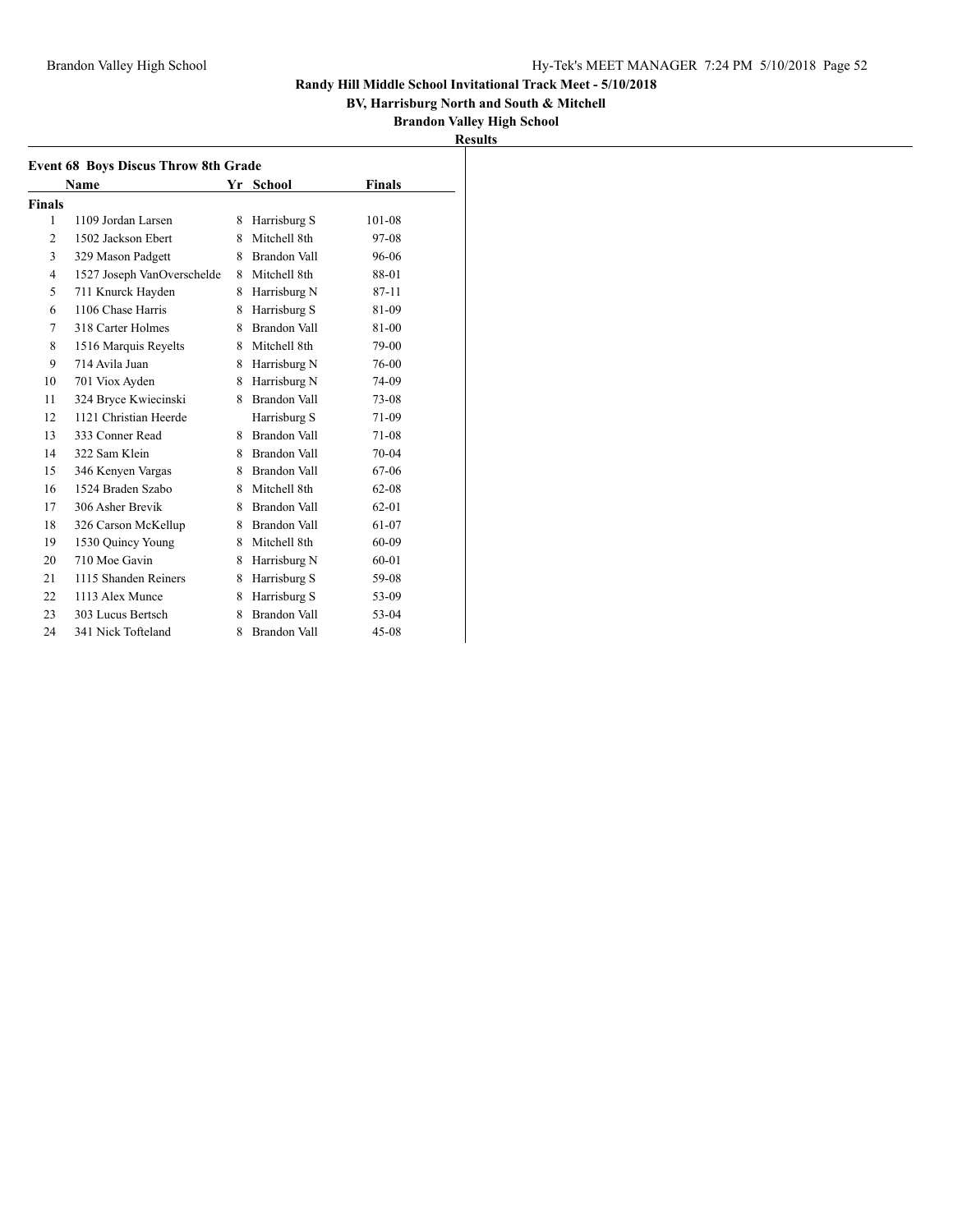# Randy Hill Middle School Invitational Track Meet - 5/10/2018

**BV, Harrisburg North and South & Mitchell**

**Brandon Valley High School**

**Results**

## Event 68 Boys Discus Throw 8th Grade

| | Name | Yr | School | Finals |
|---|---|---|---|---|
| **Finals** | | | | |
| 1 | 1109 Jordan Larsen | 8 | Harrisburg S | 101-08 |
| 2 | 1502 Jackson Ebert | 8 | Mitchell 8th | 97-08 |
| 3 | 329 Mason Padgett | 8 | Brandon Vall | 96-06 |
| 4 | 1527 Joseph VanOverschelde | 8 | Mitchell 8th | 88-01 |
| 5 | 711 Knurck Hayden | 8 | Harrisburg N | 87-11 |
| 6 | 1106 Chase Harris | 8 | Harrisburg S | 81-09 |
| 7 | 318 Carter Holmes | 8 | Brandon Vall | 81-00 |
| 8 | 1516 Marquis Reyelts | 8 | Mitchell 8th | 79-00 |
| 9 | 714 Avila Juan | 8 | Harrisburg N | 76-00 |
| 10 | 701 Viox Ayden | 8 | Harrisburg N | 74-09 |
| 11 | 324 Bryce Kwiecinski | 8 | Brandon Vall | 73-08 |
| 12 | 1121 Christian Heerde | | Harrisburg S | 71-09 |
| 13 | 333 Conner Read | 8 | Brandon Vall | 71-08 |
| 14 | 322 Sam Klein | 8 | Brandon Vall | 70-04 |
| 15 | 346 Kenyen Vargas | 8 | Brandon Vall | 67-06 |
| 16 | 1524 Braden Szabo | 8 | Mitchell 8th | 62-08 |
| 17 | 306 Asher Brevik | 8 | Brandon Vall | 62-01 |
| 18 | 326 Carson McKellup | 8 | Brandon Vall | 61-07 |
| 19 | 1530 Quincy Young | 8 | Mitchell 8th | 60-09 |
| 20 | 710 Moe Gavin | 8 | Harrisburg N | 60-01 |
| 21 | 1115 Shanden Reiners | 8 | Harrisburg S | 59-08 |
| 22 | 1113 Alex Munce | 8 | Harrisburg S | 53-09 |
| 23 | 303 Lucus Bertsch | 8 | Brandon Vall | 53-04 |
| 24 | 341 Nick Tofteland | 8 | Brandon Vall | 45-08 |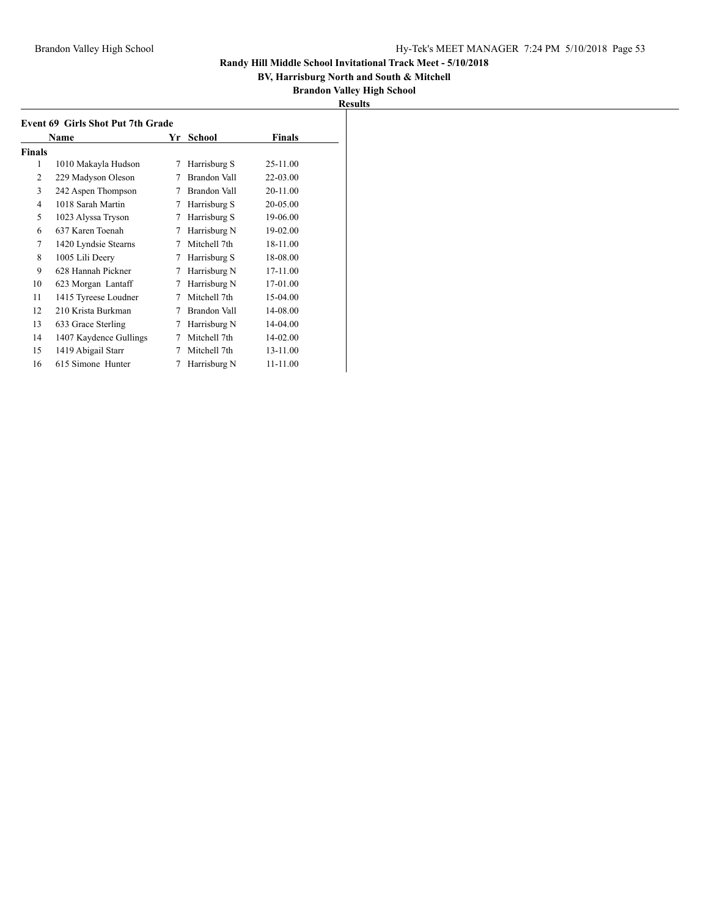**Randy Hill Middle School Invitational Track Meet - 5/10/2018**

**BV, Harrisburg North and South & Mitchell**

**Brandon Valley High School**

**Results**

### Event 69 Girls Shot Put 7th Grade

| | Name | Yr | School | Finals |
|---|---|---|---|---|
| **Finals** | | | | |
| 1 | 1010 Makayla Hudson | 7 | Harrisburg S | 25-11.00 |
| 2 | 229 Madyson Oleson | 7 | Brandon Vall | 22-03.00 |
| 3 | 242 Aspen Thompson | 7 | Brandon Vall | 20-11.00 |
| 4 | 1018 Sarah Martin | 7 | Harrisburg S | 20-05.00 |
| 5 | 1023 Alyssa Tryson | 7 | Harrisburg S | 19-06.00 |
| 6 | 637 Karen Toenah | 7 | Harrisburg N | 19-02.00 |
| 7 | 1420 Lyndsie Stearns | 7 | Mitchell 7th | 18-11.00 |
| 8 | 1005 Lili Deery | 7 | Harrisburg S | 18-08.00 |
| 9 | 628 Hannah Pickner | 7 | Harrisburg N | 17-11.00 |
| 10 | 623 Morgan Lantaff | 7 | Harrisburg N | 17-01.00 |
| 11 | 1415 Tyreese Loudner | 7 | Mitchell 7th | 15-04.00 |
| 12 | 210 Krista Burkman | 7 | Brandon Vall | 14-08.00 |
| 13 | 633 Grace Sterling | 7 | Harrisburg N | 14-04.00 |
| 14 | 1407 Kaydence Gullings | 7 | Mitchell 7th | 14-02.00 |
| 15 | 1419 Abigail Starr | 7 | Mitchell 7th | 13-11.00 |
| 16 | 615 Simone Hunter | 7 | Harrisburg N | 11-11.00 |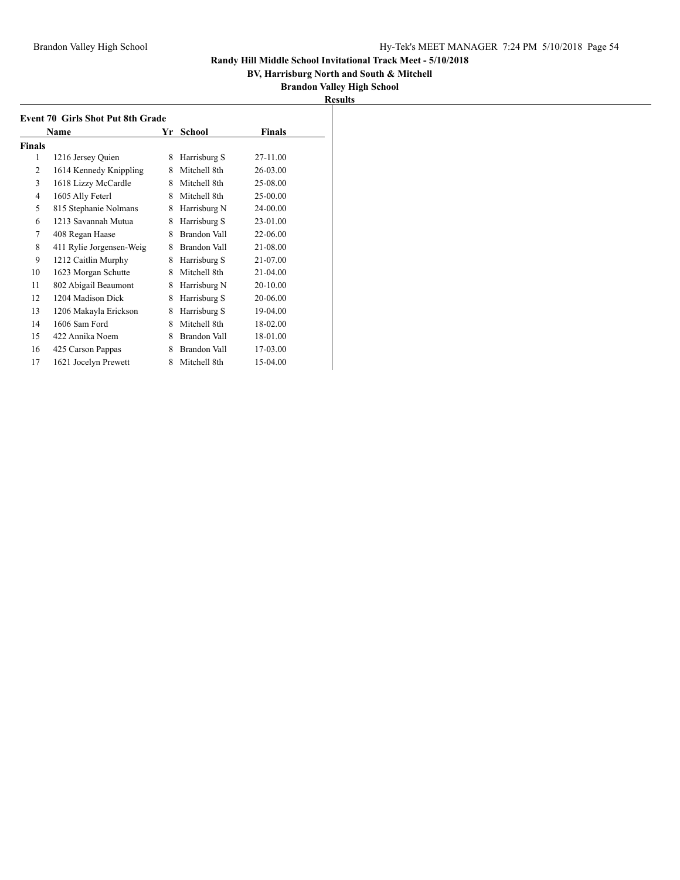# Randy Hill Middle School Invitational Track Meet - 5/10/2018

**BV, Harrisburg North and South & Mitchell**

**Brandon Valley High School**

**Results**

### Event 70 Girls Shot Put 8th Grade

| | Name | Yr | School | Finals |
|---|---|---|---|---|
| **Finals** | | | | |
| 1 | 1216 Jersey Quien | 8 | Harrisburg S | 27-11.00 |
| 2 | 1614 Kennedy Knippling | 8 | Mitchell 8th | 26-03.00 |
| 3 | 1618 Lizzy McCardle | 8 | Mitchell 8th | 25-08.00 |
| 4 | 1605 Ally Feterl | 8 | Mitchell 8th | 25-00.00 |
| 5 | 815 Stephanie Nolmans | 8 | Harrisburg N | 24-00.00 |
| 6 | 1213 Savannah Mutua | 8 | Harrisburg S | 23-01.00 |
| 7 | 408 Regan Haase | 8 | Brandon Vall | 22-06.00 |
| 8 | 411 Rylie Jorgensen-Weig | 8 | Brandon Vall | 21-08.00 |
| 9 | 1212 Caitlin Murphy | 8 | Harrisburg S | 21-07.00 |
| 10 | 1623 Morgan Schutte | 8 | Mitchell 8th | 21-04.00 |
| 11 | 802 Abigail Beaumont | 8 | Harrisburg N | 20-10.00 |
| 12 | 1204 Madison Dick | 8 | Harrisburg S | 20-06.00 |
| 13 | 1206 Makayla Erickson | 8 | Harrisburg S | 19-04.00 |
| 14 | 1606 Sam Ford | 8 | Mitchell 8th | 18-02.00 |
| 15 | 422 Annika Noem | 8 | Brandon Vall | 18-01.00 |
| 16 | 425 Carson Pappas | 8 | Brandon Vall | 17-03.00 |
| 17 | 1621 Jocelyn Prewett | 8 | Mitchell 8th | 15-04.00 |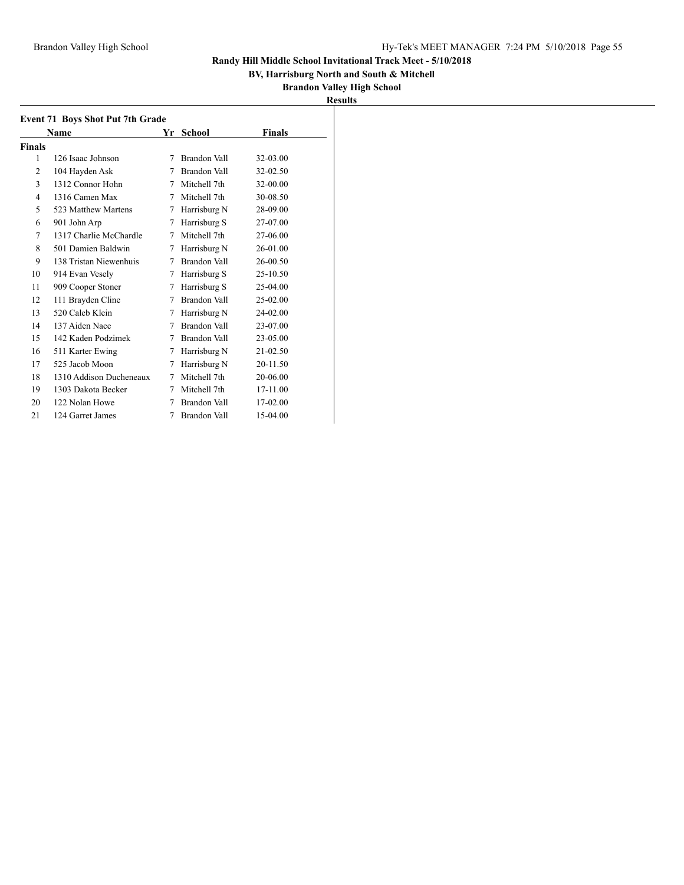**Randy Hill Middle School Invitational Track Meet - 5/10/2018**

**BV, Harrisburg North and South & Mitchell**

**Brandon Valley High School**

**Results**

### Event 71 Boys Shot Put 7th Grade

| | Name | Yr | School | Finals |
|---|---|---|---|---|
| **Finals** | | | | |
| 1 | 126 Isaac Johnson | 7 | Brandon Vall | 32-03.00 |
| 2 | 104 Hayden Ask | 7 | Brandon Vall | 32-02.50 |
| 3 | 1312 Connor Hohn | 7 | Mitchell 7th | 32-00.00 |
| 4 | 1316 Camen Max | 7 | Mitchell 7th | 30-08.50 |
| 5 | 523 Matthew Martens | 7 | Harrisburg N | 28-09.00 |
| 6 | 901 John Arp | 7 | Harrisburg S | 27-07.00 |
| 7 | 1317 Charlie McChardle | 7 | Mitchell 7th | 27-06.00 |
| 8 | 501 Damien Baldwin | 7 | Harrisburg N | 26-01.00 |
| 9 | 138 Tristan Niewenhuis | 7 | Brandon Vall | 26-00.50 |
| 10 | 914 Evan Vesely | 7 | Harrisburg S | 25-10.50 |
| 11 | 909 Cooper Stoner | 7 | Harrisburg S | 25-04.00 |
| 12 | 111 Brayden Cline | 7 | Brandon Vall | 25-02.00 |
| 13 | 520 Caleb Klein | 7 | Harrisburg N | 24-02.00 |
| 14 | 137 Aiden Nace | 7 | Brandon Vall | 23-07.00 |
| 15 | 142 Kaden Podzimek | 7 | Brandon Vall | 23-05.00 |
| 16 | 511 Karter Ewing | 7 | Harrisburg N | 21-02.50 |
| 17 | 525 Jacob Moon | 7 | Harrisburg N | 20-11.50 |
| 18 | 1310 Addison Ducheneaux | 7 | Mitchell 7th | 20-06.00 |
| 19 | 1303 Dakota Becker | 7 | Mitchell 7th | 17-11.00 |
| 20 | 122 Nolan Howe | 7 | Brandon Vall | 17-02.00 |
| 21 | 124 Garret James | 7 | Brandon Vall | 15-04.00 |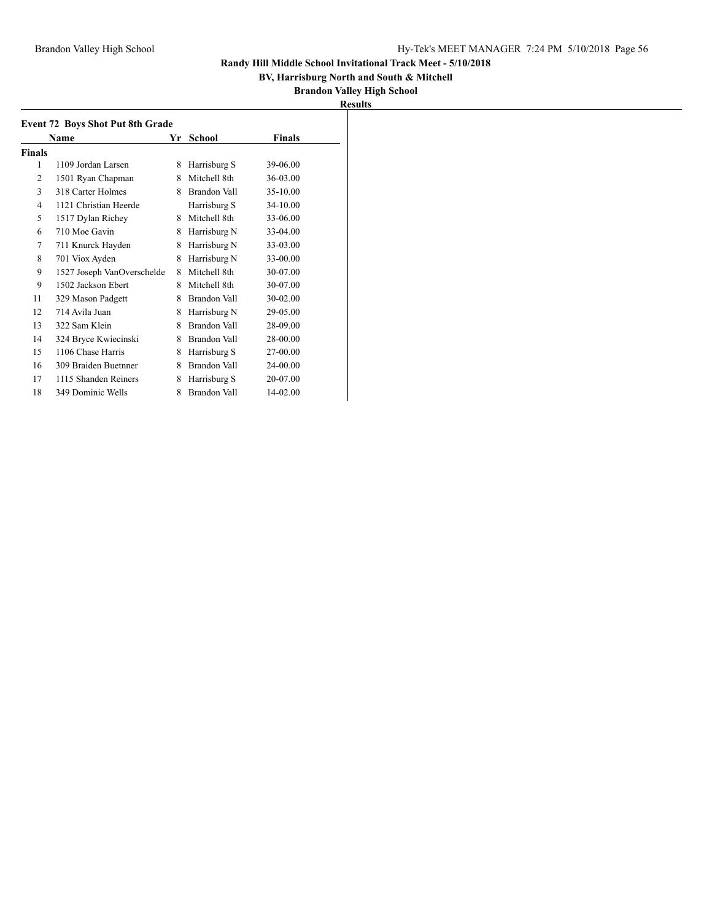**Randy Hill Middle School Invitational Track Meet - 5/10/2018**

**BV, Harrisburg North and South & Mitchell**

**Brandon Valley High School**

**Results**

**Event 72 Boys Shot Put 8th Grade**

| | Name | Yr | School | Finals |
|---|---|---|---|---|
| **Finals** | | | | |
| 1 | 1109 Jordan Larsen | 8 | Harrisburg S | 39-06.00 |
| 2 | 1501 Ryan Chapman | 8 | Mitchell 8th | 36-03.00 |
| 3 | 318 Carter Holmes | 8 | Brandon Vall | 35-10.00 |
| 4 | 1121 Christian Heerde | | Harrisburg S | 34-10.00 |
| 5 | 1517 Dylan Richey | 8 | Mitchell 8th | 33-06.00 |
| 6 | 710 Moe Gavin | 8 | Harrisburg N | 33-04.00 |
| 7 | 711 Knurck Hayden | 8 | Harrisburg N | 33-03.00 |
| 8 | 701 Viox Ayden | 8 | Harrisburg N | 33-00.00 |
| 9 | 1527 Joseph VanOverschelde | 8 | Mitchell 8th | 30-07.00 |
| 9 | 1502 Jackson Ebert | 8 | Mitchell 8th | 30-07.00 |
| 11 | 329 Mason Padgett | 8 | Brandon Vall | 30-02.00 |
| 12 | 714 Avila Juan | 8 | Harrisburg N | 29-05.00 |
| 13 | 322 Sam Klein | 8 | Brandon Vall | 28-09.00 |
| 14 | 324 Bryce Kwiecinski | 8 | Brandon Vall | 28-00.00 |
| 15 | 1106 Chase Harris | 8 | Harrisburg S | 27-00.00 |
| 16 | 309 Braiden Buetnner | 8 | Brandon Vall | 24-00.00 |
| 17 | 1115 Shanden Reiners | 8 | Harrisburg S | 20-07.00 |
| 18 | 349 Dominic Wells | 8 | Brandon Vall | 14-02.00 |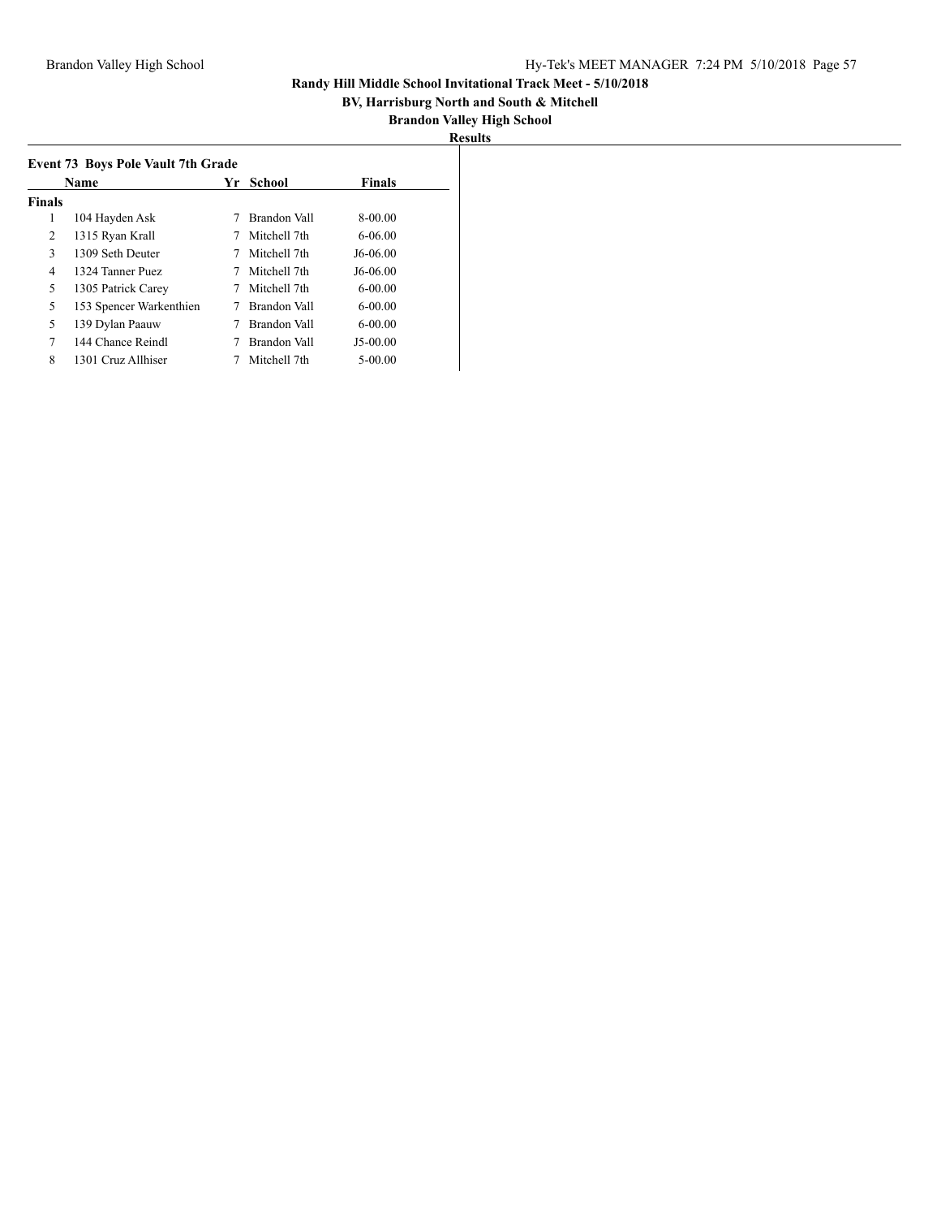# Randy Hill Middle School Invitational Track Meet - 5/10/2018

**BV, Harrisburg North and South & Mitchell**

**Brandon Valley High School**

**Results**

### Event 73 Boys Pole Vault 7th Grade

| | Name | Yr | School | Finals |
|---|---|---|---|---|
| **Finals** | | | | |
| 1 | 104 Hayden Ask | 7 | Brandon Vall | 8-00.00 |
| 2 | 1315 Ryan Krall | 7 | Mitchell 7th | 6-06.00 |
| 3 | 1309 Seth Deuter | 7 | Mitchell 7th | J6-06.00 |
| 4 | 1324 Tanner Puez | 7 | Mitchell 7th | J6-06.00 |
| 5 | 1305 Patrick Carey | 7 | Mitchell 7th | 6-00.00 |
| 5 | 153 Spencer Warkenthien | 7 | Brandon Vall | 6-00.00 |
| 5 | 139 Dylan Paauw | 7 | Brandon Vall | 6-00.00 |
| 7 | 144 Chance Reindl | 7 | Brandon Vall | J5-00.00 |
| 8 | 1301 Cruz Allhiser | 7 | Mitchell 7th | 5-00.00 |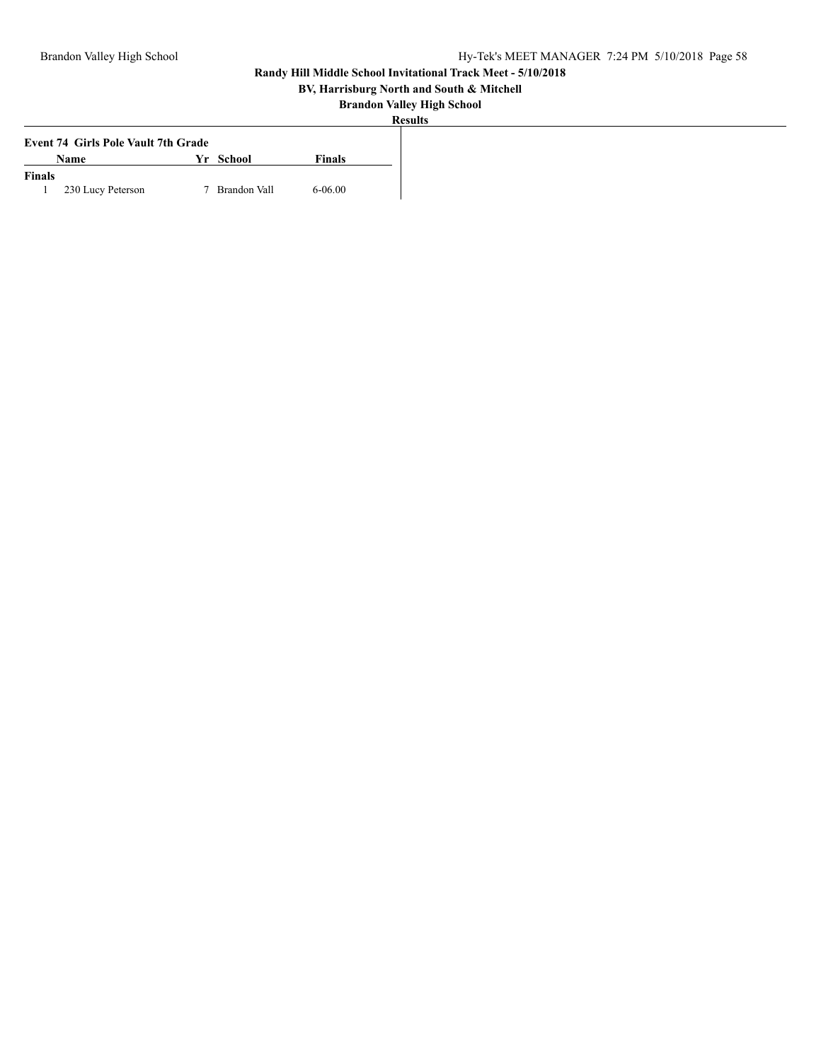**Randy Hill Middle School Invitational Track Meet - 5/10/2018**

**BV, Harrisburg North and South & Mitchell**

**Brandon Valley High School**

**Results**

**Event 74 Girls Pole Vault 7th Grade**

| | Name | Yr | School | Finals |
|---|---|---|---|---|
| **Finals** | | | | |
| 1 | 230 Lucy Peterson | 7 | Brandon Vall | 6-06.00 |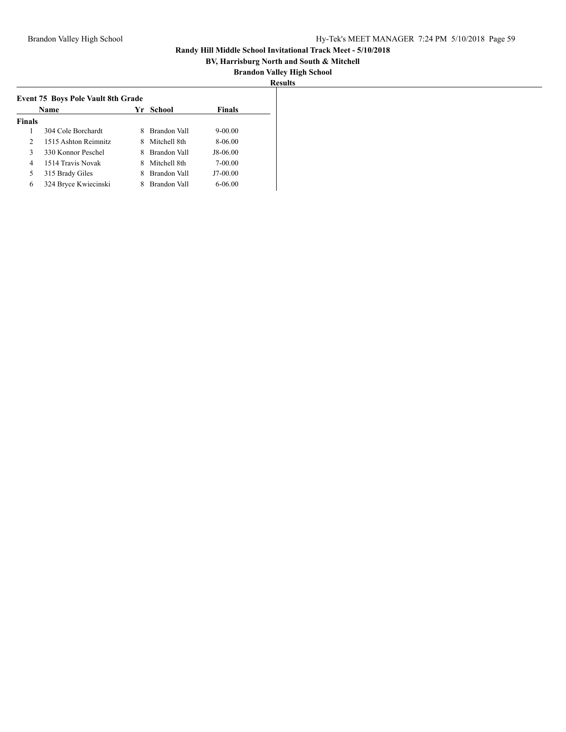**Randy Hill Middle School Invitational Track Meet - 5/10/2018**

**BV, Harrisburg North and South & Mitchell**

**Brandon Valley High School**

**Results**

### Event 75 Boys Pole Vault 8th Grade

| | Name | Yr | School | Finals |
|---|---|---|---|---|
| **Finals** | | | | |
| 1 | 304 Cole Borchardt | 8 | Brandon Vall | 9-00.00 |
| 2 | 1515 Ashton Reimnitz | 8 | Mitchell 8th | 8-06.00 |
| 3 | 330 Konnor Peschel | 8 | Brandon Vall | J8-06.00 |
| 4 | 1514 Travis Novak | 8 | Mitchell 8th | 7-00.00 |
| 5 | 315 Brady Giles | 8 | Brandon Vall | J7-00.00 |
| 6 | 324 Bryce Kwiecinski | 8 | Brandon Vall | 6-06.00 |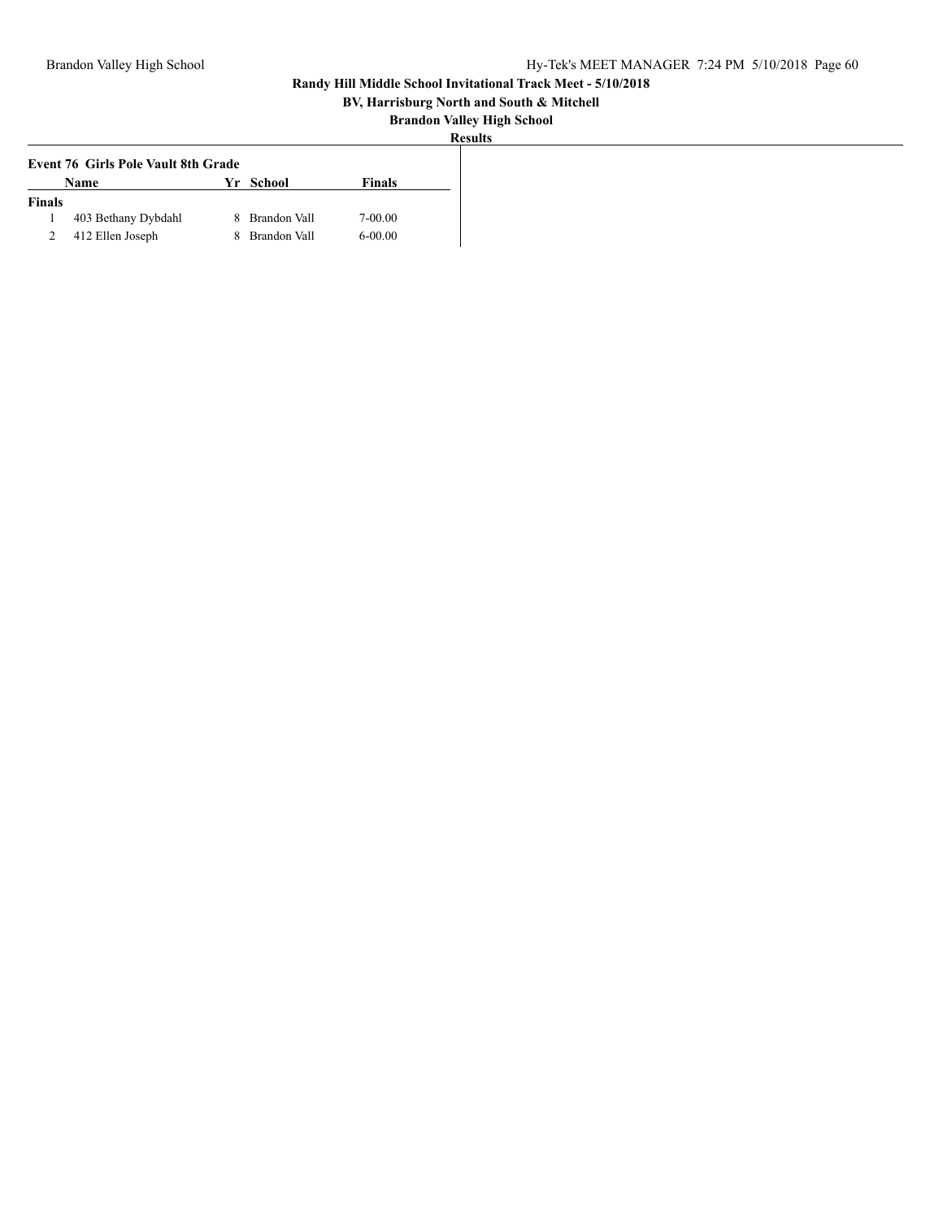**Randy Hill Middle School Invitational Track Meet - 5/10/2018**

**BV, Harrisburg North and South & Mitchell**

**Brandon Valley High School**

**Results**

### Event 76 Girls Pole Vault 8th Grade

| | Name | Yr | School | Finals |
|---|---|---|---|---|
| **Finals** | | | | |
| 1 | 403 Bethany Dybdahl | 8 | Brandon Vall | 7-00.00 |
| 2 | 412 Ellen Joseph | 8 | Brandon Vall | 6-00.00 |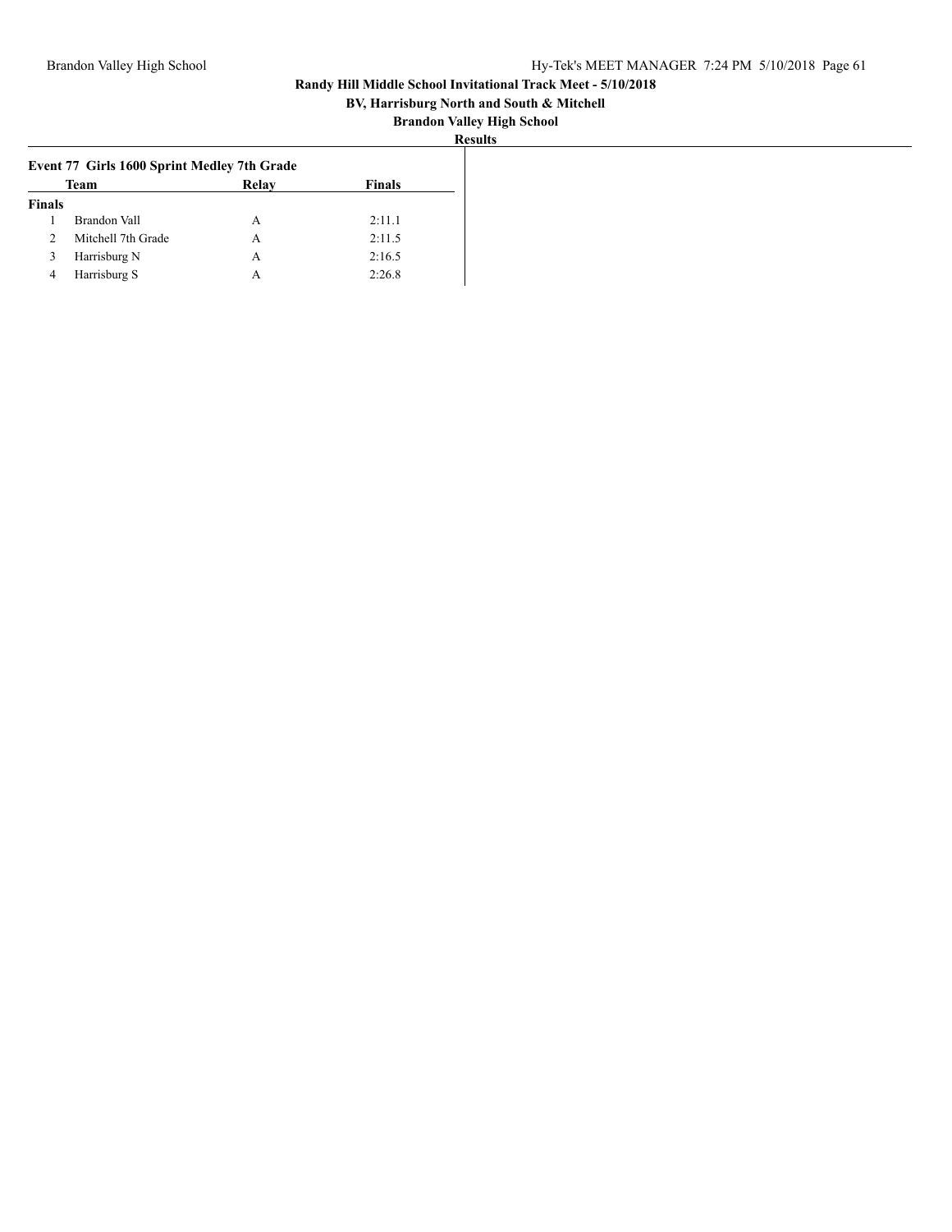**Randy Hill Middle School Invitational Track Meet - 5/10/2018**

**BV, Harrisburg North and South & Mitchell**

**Brandon Valley High School**

**Results**

### Event 77 Girls 1600 Sprint Medley 7th Grade

| | Team | Relay | Finals |
|---|---|---|---|
| **Finals** | | | |
| 1 | Brandon Vall | A | 2:11.1 |
| 2 | Mitchell 7th Grade | A | 2:11.5 |
| 3 | Harrisburg N | A | 2:16.5 |
| 4 | Harrisburg S | A | 2:26.8 |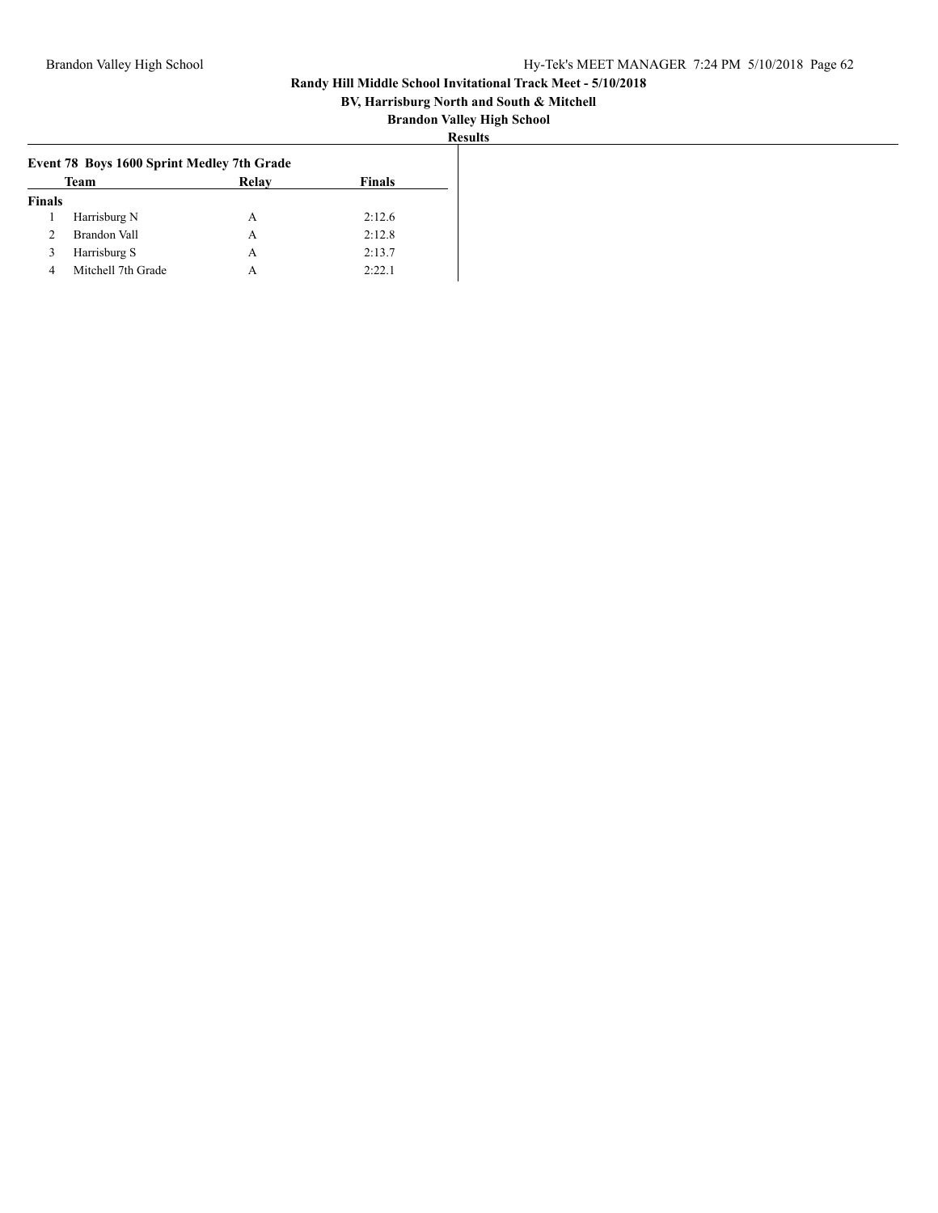**Randy Hill Middle School Invitational Track Meet - 5/10/2018**

**BV, Harrisburg North and South & Mitchell**

**Brandon Valley High School**

**Results**

### Event 78 Boys 1600 Sprint Medley 7th Grade

| | Team | Relay | Finals |
|---|---|---|---|
| **Finals** | | | |
| 1 | Harrisburg N | A | 2:12.6 |
| 2 | Brandon Vall | A | 2:12.8 |
| 3 | Harrisburg S | A | 2:13.7 |
| 4 | Mitchell 7th Grade | A | 2:22.1 |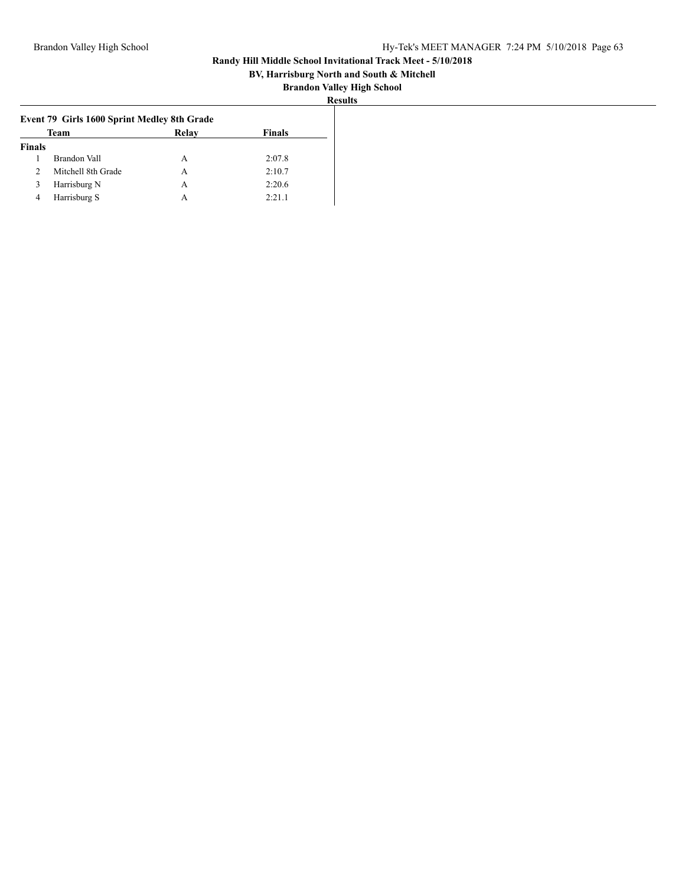**Randy Hill Middle School Invitational Track Meet - 5/10/2018**

**BV, Harrisburg North and South & Mitchell**

**Brandon Valley High School**

**Results**

### Event 79 Girls 1600 Sprint Medley 8th Grade

| | Team | Relay | Finals |
|---|---|---|---|
| **Finals** | | | |
| 1 | Brandon Vall | A | 2:07.8 |
| 2 | Mitchell 8th Grade | A | 2:10.7 |
| 3 | Harrisburg N | A | 2:20.6 |
| 4 | Harrisburg S | A | 2:21.1 |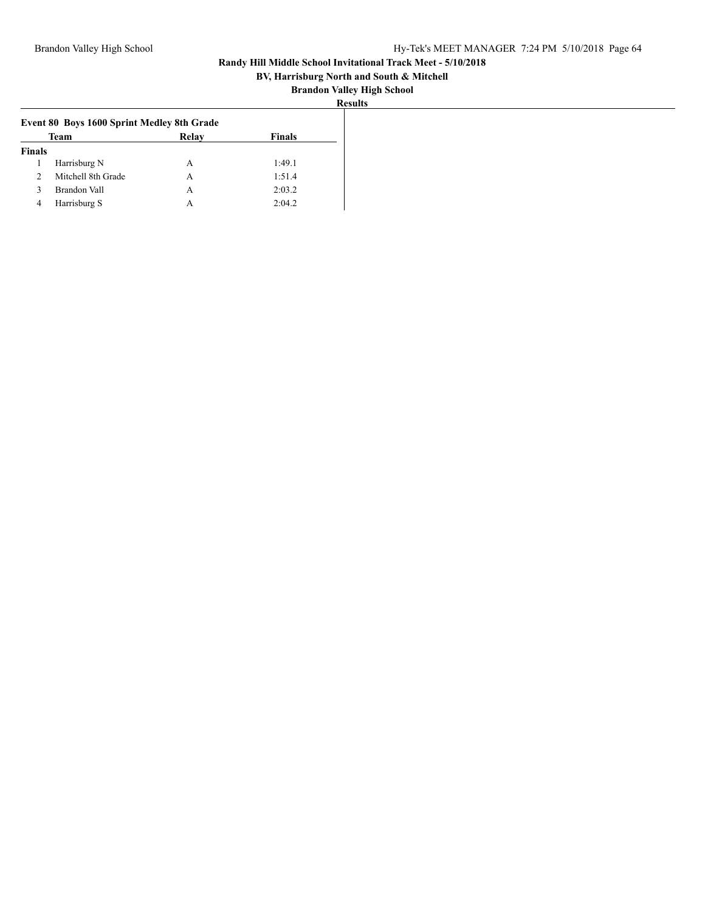**Randy Hill Middle School Invitational Track Meet - 5/10/2018**

**BV, Harrisburg North and South & Mitchell**

**Brandon Valley High School**

**Results**

**Event 80 Boys 1600 Sprint Medley 8th Grade**

| | Team | Relay | Finals |
|---|---|---|---|
| **Finals** | | | |
| 1 | Harrisburg N | A | 1:49.1 |
| 2 | Mitchell 8th Grade | A | 1:51.4 |
| 3 | Brandon Vall | A | 2:03.2 |
| 4 | Harrisburg S | A | 2:04.2 |